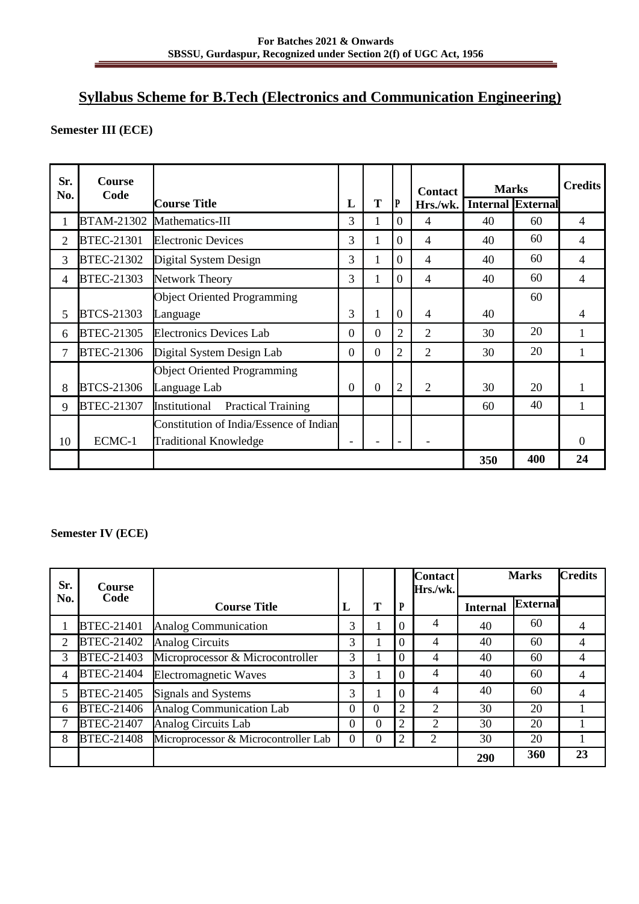## Syllabus Scheme for B.Tech (Electronics and Communication Engineering)

**Semester III (ECE)**

| Sr. No. | Course Code | Course Title | L | T | P | Contact Hrs./wk. | Marks | | Credits |
|---|---|---|---|---|---|---|---|---|---|
| | | | | | | | Internal | External | |
| 1 | BTAM-21302 | Mathematics-III | 3 | 1 | 0 | 4 | 40 | 60 | 4 |
| 2 | BTEC-21301 | Electronic Devices | 3 | 1 | 0 | 4 | 40 | 60 | 4 |
| 3 | BTEC-21302 | Digital System Design | 3 | 1 | 0 | 4 | 40 | 60 | 4 |
| 4 | BTEC-21303 | Network Theory | 3 | 1 | 0 | 4 | 40 | 60 | 4 |
| 5 | BTCS-21303 | Object Oriented Programming Language | 3 | 1 | 0 | 4 | 40 | 60 | 4 |
| 6 | BTEC-21305 | Electronics Devices Lab | 0 | 0 | 2 | 2 | 30 | 20 | 1 |
| 7 | BTEC-21306 | Digital System Design Lab | 0 | 0 | 2 | 2 | 30 | 20 | 1 |
| 8 | BTCS-21306 | Object Oriented Programming Language Lab | 0 | 0 | 2 | 2 | 30 | 20 | 1 |
| 9 | BTEC-21307 | Institutional Practical Training | | | | | 60 | 40 | 1 |
| 10 | ECMC-1 | Constitution of India/Essence of Indian Traditional Knowledge | - | - | - | - | | | 0 |
| | | | | | | | 350 | 400 | 24 |

**Semester IV (ECE)**

| Sr. No. | Course Code | Course Title | L | T | P | Contact Hrs./wk. | Marks | | Credits |
|---|---|---|---|---|---|---|---|---|---|
| | | | | | | | Internal | External | |
| 1 | BTEC-21401 | Analog Communication | 3 | 1 | 0 | 4 | 40 | 60 | 4 |
| 2 | BTEC-21402 | Analog Circuits | 3 | 1 | 0 | 4 | 40 | 60 | 4 |
| 3 | BTEC-21403 | Microprocessor & Microcontroller | 3 | 1 | 0 | 4 | 40 | 60 | 4 |
| 4 | BTEC-21404 | Electromagnetic Waves | 3 | 1 | 0 | 4 | 40 | 60 | 4 |
| 5 | BTEC-21405 | Signals and Systems | 3 | 1 | 0 | 4 | 40 | 60 | 4 |
| 6 | BTEC-21406 | Analog Communication Lab | 0 | 0 | 2 | 2 | 30 | 20 | 1 |
| 7 | BTEC-21407 | Analog Circuits Lab | 0 | 0 | 2 | 2 | 30 | 20 | 1 |
| 8 | BTEC-21408 | Microprocessor & Microcontroller Lab | 0 | 0 | 2 | 2 | 30 | 20 | 1 |
| | | | | | | | 290 | 360 | 23 |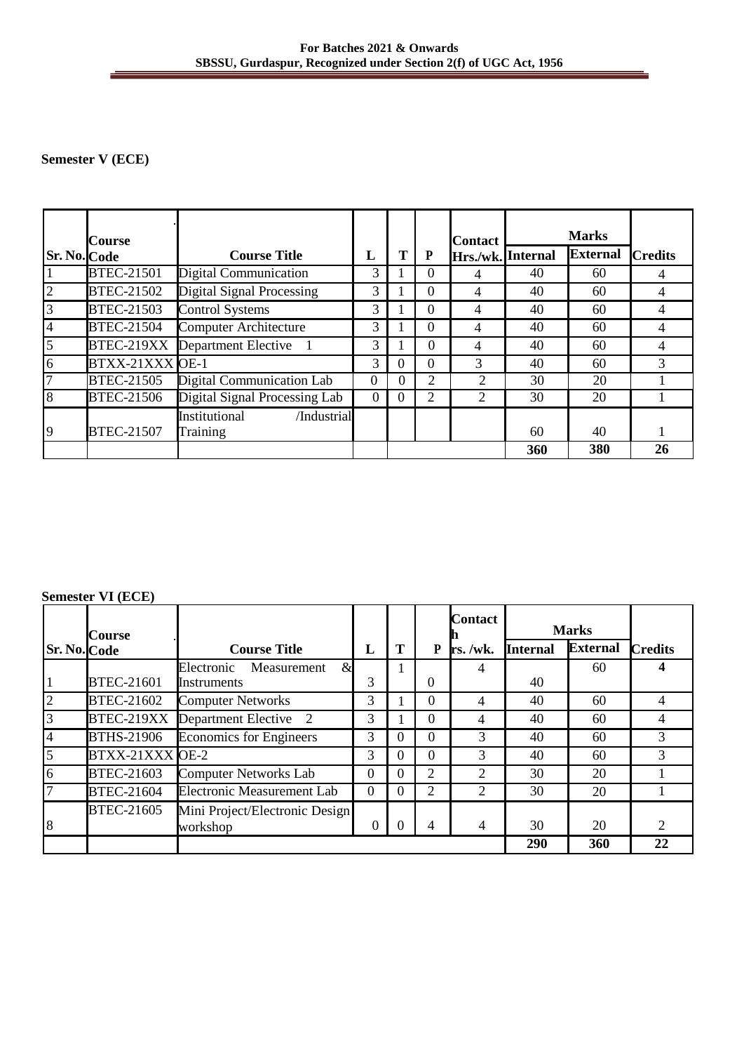**Semester V (ECE)**

| Sr. No. | Course Code | Course Title | L | T | P | Contact Hrs./wk. | Marks | | Credits |
|---|---|---|---|---|---|---|---|---|---|
| | | | | | | | Internal | External | |
| 1 | BTEC-21501 | Digital Communication | 3 | 1 | 0 | 4 | 40 | 60 | 4 |
| 2 | BTEC-21502 | Digital Signal Processing | 3 | 1 | 0 | 4 | 40 | 60 | 4 |
| 3 | BTEC-21503 | Control Systems | 3 | 1 | 0 | 4 | 40 | 60 | 4 |
| 4 | BTEC-21504 | Computer Architecture | 3 | 1 | 0 | 4 | 40 | 60 | 4 |
| 5 | BTEC-219XX | Department Elective 1 | 3 | 1 | 0 | 4 | 40 | 60 | 4 |
| 6 | BTXX-21XXX | OE-1 | 3 | 0 | 0 | 3 | 40 | 60 | 3 |
| 7 | BTEC-21505 | Digital Communication Lab | 0 | 0 | 2 | 2 | 30 | 20 | 1 |
| 8 | BTEC-21506 | Digital Signal Processing Lab | 0 | 0 | 2 | 2 | 30 | 20 | 1 |
| 9 | BTEC-21507 | Institutional /Industrial Training | | | | | 60 | 40 | 1 |
| | | | | | | | **360** | **380** | **26** |

**Semester VI (ECE)**

| Sr. No. | Course Code | Course Title | L | T | P | Contact hrs. /wk. | Marks | | Credits |
|---|---|---|---|---|---|---|---|---|---|
| | | | | | | | Internal | External | |
| 1 | BTEC-21601 | Electronic Measurement & Instruments | 3 | 1 | 0 | 4 | 40 | 60 | **4** |
| 2 | BTEC-21602 | Computer Networks | 3 | 1 | 0 | 4 | 40 | 60 | 4 |
| 3 | BTEC-219XX | Department Elective 2 | 3 | 1 | 0 | 4 | 40 | 60 | 4 |
| 4 | BTHS-21906 | Economics for Engineers | 3 | 0 | 0 | 3 | 40 | 60 | 3 |
| 5 | BTXX-21XXX | OE-2 | 3 | 0 | 0 | 3 | 40 | 60 | 3 |
| 6 | BTEC-21603 | Computer Networks Lab | 0 | 0 | 2 | 2 | 30 | 20 | 1 |
| 7 | BTEC-21604 | Electronic Measurement Lab | 0 | 0 | 2 | 2 | 30 | 20 | 1 |
| 8 | BTEC-21605 | Mini Project/Electronic Design workshop | 0 | 0 | 4 | 4 | 30 | 20 | 2 |
| | | | | | | | **290** | **360** | **22** |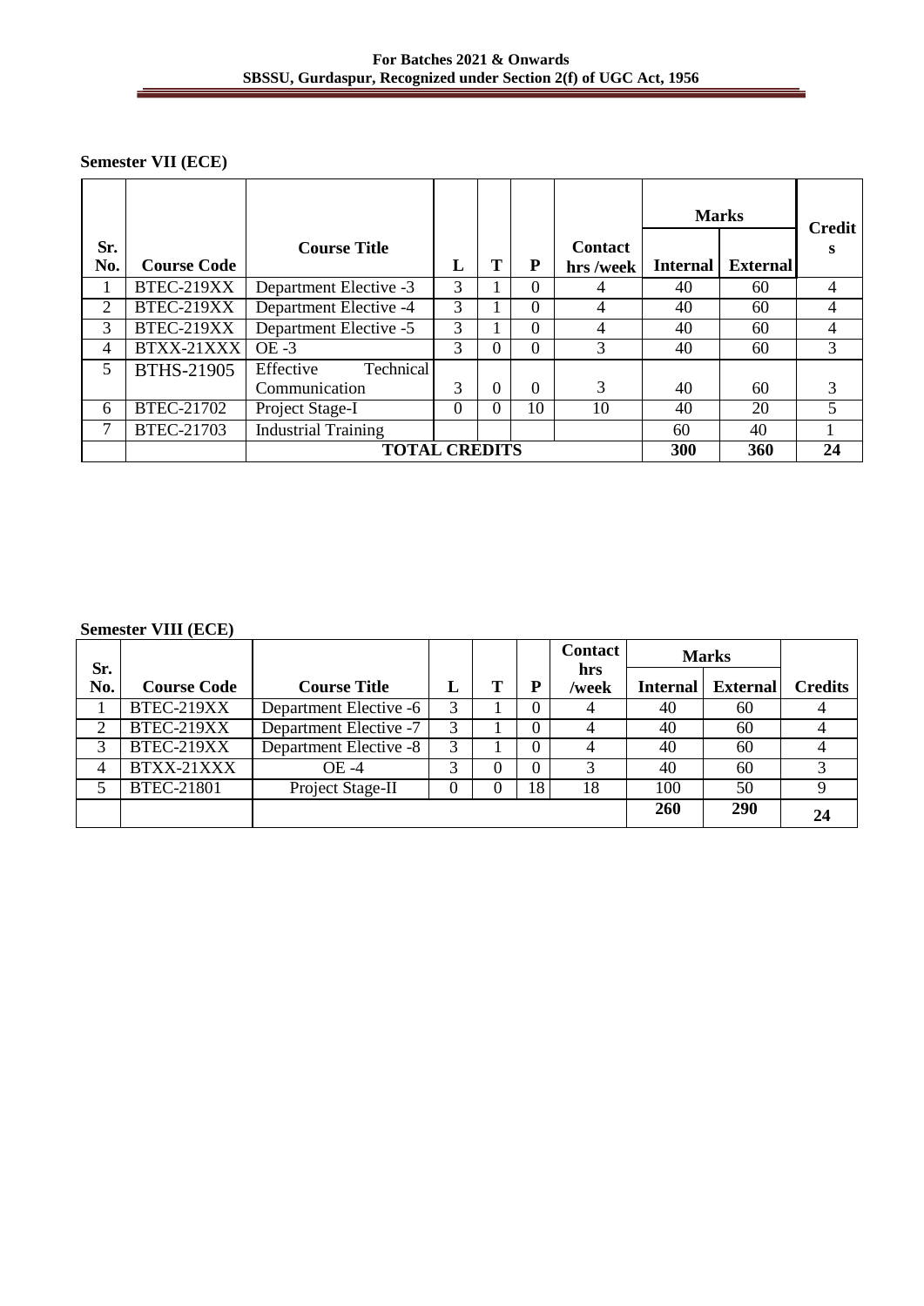**Semester VII (ECE)**

| Sr. No. | Course Code | Course Title | L | T | P | Contact hrs /week | Marks | | Credits |
|---|---|---|---|---|---|---|---|---|---|
| | | | | | | | Internal | External | |
| 1 | BTEC-219XX | Department Elective -3 | 3 | 1 | 0 | 4 | 40 | 60 | 4 |
| 2 | BTEC-219XX | Department Elective -4 | 3 | 1 | 0 | 4 | 40 | 60 | 4 |
| 3 | BTEC-219XX | Department Elective -5 | 3 | 1 | 0 | 4 | 40 | 60 | 4 |
| 4 | BTXX-21XXX | OE -3 | 3 | 0 | 0 | 3 | 40 | 60 | 3 |
| 5 | BTHS-21905 | Effective Technical Communication | 3 | 0 | 0 | 3 | 40 | 60 | 3 |
| 6 | BTEC-21702 | Project Stage-I | 0 | 0 | 10 | 10 | 40 | 20 | 5 |
| 7 | BTEC-21703 | Industrial Training | | | | | 60 | 40 | 1 |
| | | **TOTAL CREDITS** | | | | | **300** | **360** | **24** |

**Semester VIII (ECE)**

| Sr. No. | Course Code | Course Title | L | T | P | Contact hrs /week | Marks | | Credits |
|---|---|---|---|---|---|---|---|---|---|
| | | | | | | | Internal | External | |
| 1 | BTEC-219XX | Department Elective -6 | 3 | 1 | 0 | 4 | 40 | 60 | 4 |
| 2 | BTEC-219XX | Department Elective -7 | 3 | 1 | 0 | 4 | 40 | 60 | 4 |
| 3 | BTEC-219XX | Department Elective -8 | 3 | 1 | 0 | 4 | 40 | 60 | 4 |
| 4 | BTXX-21XXX | OE -4 | 3 | 0 | 0 | 3 | 40 | 60 | 3 |
| 5 | BTEC-21801 | Project Stage-II | 0 | 0 | 18 | 18 | 100 | 50 | 9 |
| | | | | | | | **260** | **290** | **24** |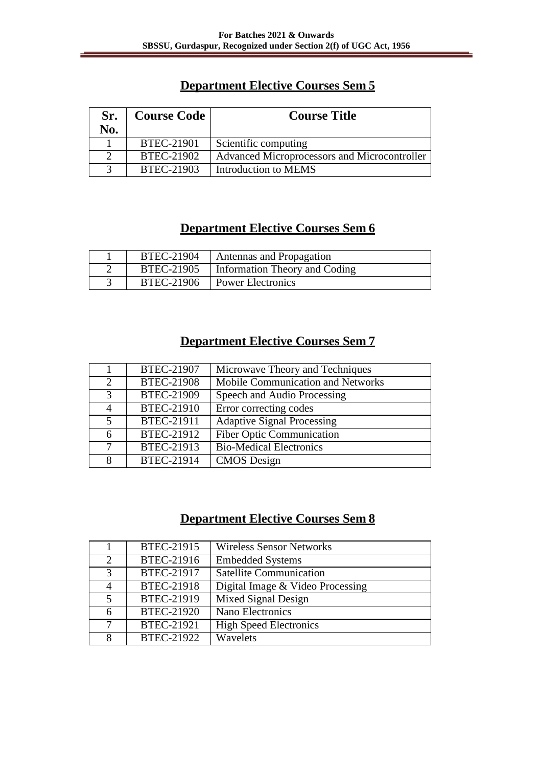## Department Elective Courses Sem 5

| Sr. No. | Course Code | Course Title |
|---|---|---|
| 1 | BTEC-21901 | Scientific computing |
| 2 | BTEC-21902 | Advanced Microprocessors and Microcontroller |
| 3 | BTEC-21903 | Introduction to MEMS |

## Department Elective Courses Sem 6

| Sr. No. | Course Code | Course Title |
|---|---|---|
| 1 | BTEC-21904 | Antennas and Propagation |
| 2 | BTEC-21905 | Information Theory and Coding |
| 3 | BTEC-21906 | Power Electronics |

## Department Elective Courses Sem 7

| Sr. No. | Course Code | Course Title |
|---|---|---|
| 1 | BTEC-21907 | Microwave Theory and Techniques |
| 2 | BTEC-21908 | Mobile Communication and Networks |
| 3 | BTEC-21909 | Speech and Audio Processing |
| 4 | BTEC-21910 | Error correcting codes |
| 5 | BTEC-21911 | Adaptive Signal Processing |
| 6 | BTEC-21912 | Fiber Optic Communication |
| 7 | BTEC-21913 | Bio-Medical Electronics |
| 8 | BTEC-21914 | CMOS Design |

## Department Elective Courses Sem 8

| Sr. No. | Course Code | Course Title |
|---|---|---|
| 1 | BTEC-21915 | Wireless Sensor Networks |
| 2 | BTEC-21916 | Embedded Systems |
| 3 | BTEC-21917 | Satellite Communication |
| 4 | BTEC-21918 | Digital Image & Video Processing |
| 5 | BTEC-21919 | Mixed Signal Design |
| 6 | BTEC-21920 | Nano Electronics |
| 7 | BTEC-21921 | High Speed Electronics |
| 8 | BTEC-21922 | Wavelets |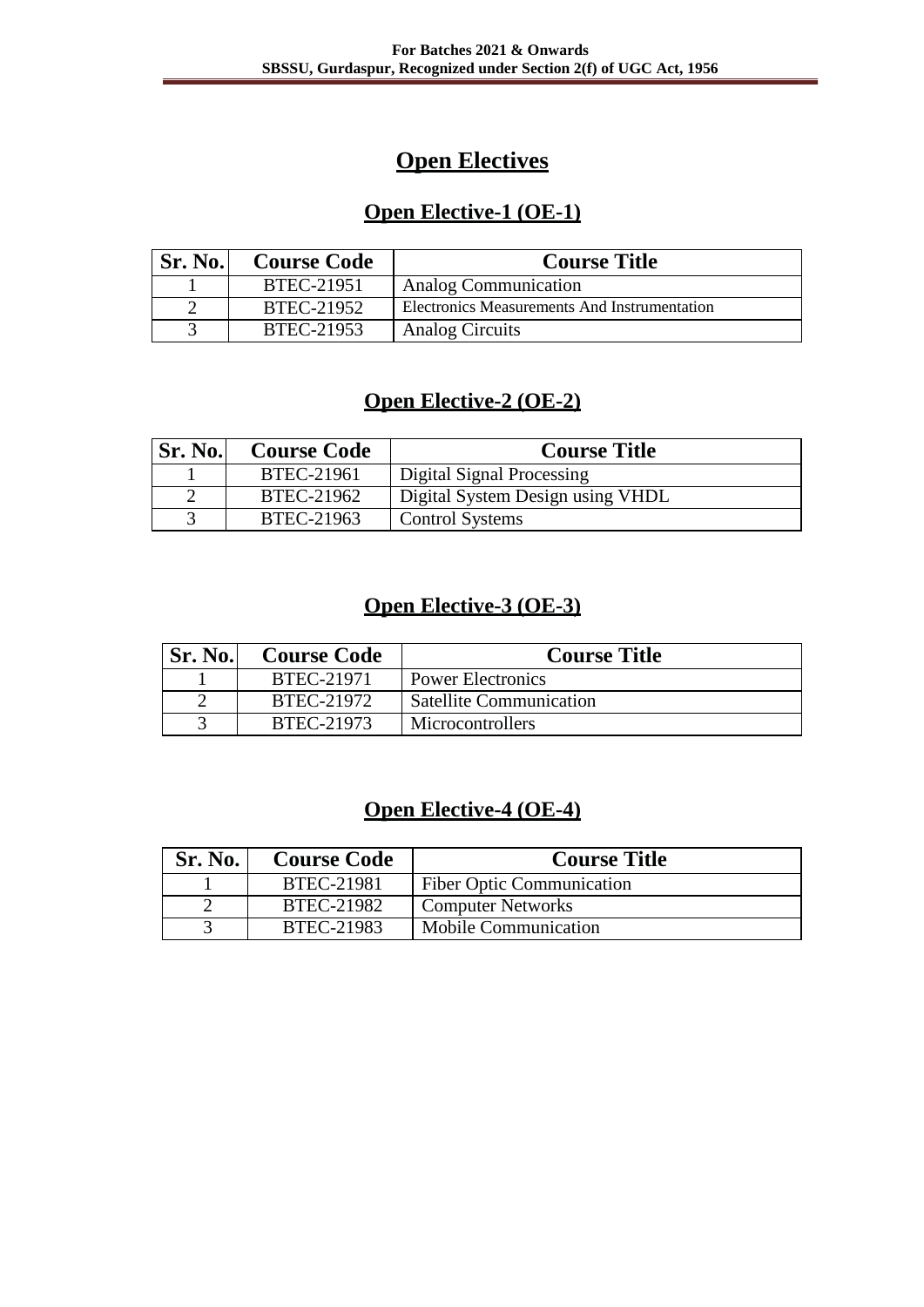# Open Electives

## Open Elective-1 (OE-1)

| Sr. No. | Course Code | Course Title |
|---|---|---|
| 1 | BTEC-21951 | Analog Communication |
| 2 | BTEC-21952 | Electronics Measurements And Instrumentation |
| 3 | BTEC-21953 | Analog Circuits |

## Open Elective-2 (OE-2)

| Sr. No. | Course Code | Course Title |
|---|---|---|
| 1 | BTEC-21961 | Digital Signal Processing |
| 2 | BTEC-21962 | Digital System Design using VHDL |
| 3 | BTEC-21963 | Control Systems |

## Open Elective-3 (OE-3)

| Sr. No. | Course Code | Course Title |
|---|---|---|
| 1 | BTEC-21971 | Power Electronics |
| 2 | BTEC-21972 | Satellite Communication |
| 3 | BTEC-21973 | Microcontrollers |

## Open Elective-4 (OE-4)

| Sr. No. | Course Code | Course Title |
|---|---|---|
| 1 | BTEC-21981 | Fiber Optic Communication |
| 2 | BTEC-21982 | Computer Networks |
| 3 | BTEC-21983 | Mobile Communication |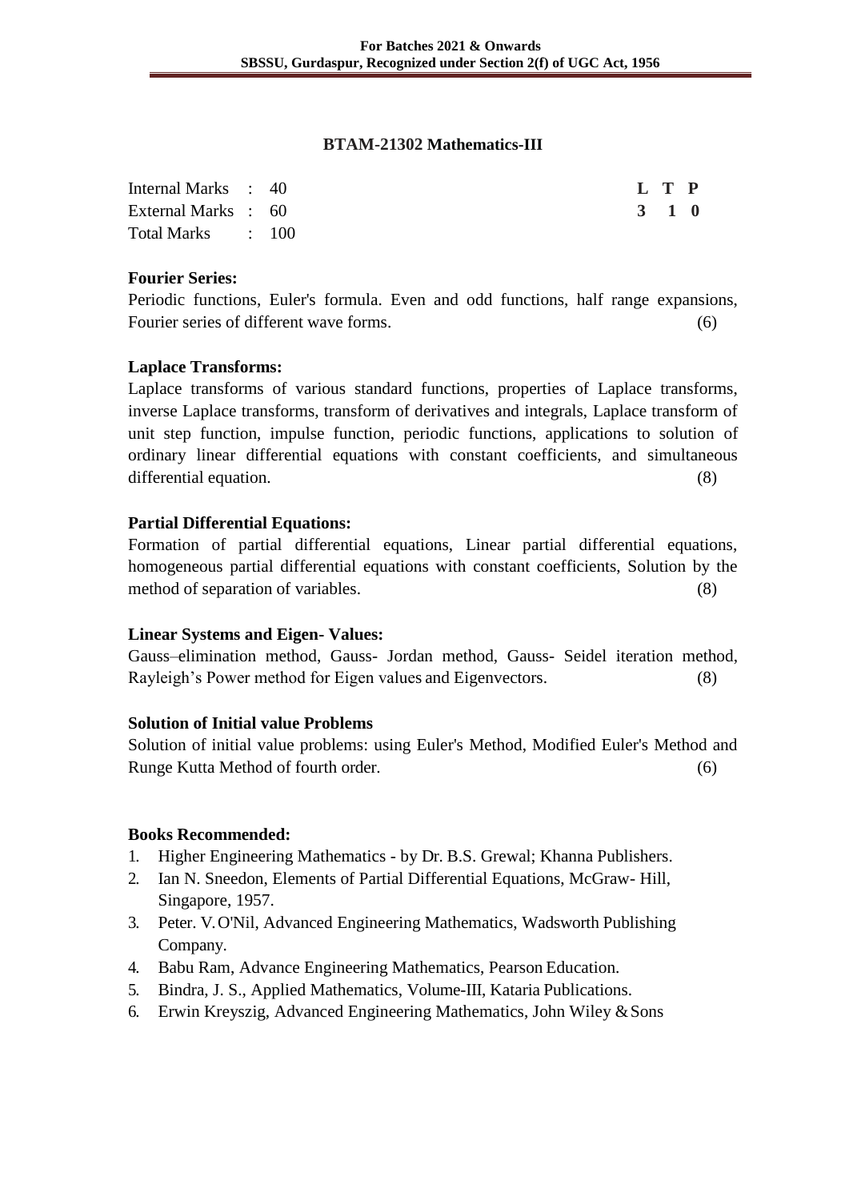## BTAM-21302 Mathematics-III

| | | L | T | P |
|---|---|---|---|---|
| Internal Marks | : 40 | 3 | 1 | 0 |
| External Marks | : 60 | | | |
| Total Marks | : 100 | | | |

**Fourier Series:**

Periodic functions, Euler's formula. Even and odd functions, half range expansions, Fourier series of different wave forms. (6)

**Laplace Transforms:**

Laplace transforms of various standard functions, properties of Laplace transforms, inverse Laplace transforms, transform of derivatives and integrals, Laplace transform of unit step function, impulse function, periodic functions, applications to solution of ordinary linear differential equations with constant coefficients, and simultaneous differential equation. (8)

**Partial Differential Equations:**

Formation of partial differential equations, Linear partial differential equations, homogeneous partial differential equations with constant coefficients, Solution by the method of separation of variables. (8)

**Linear Systems and Eigen- Values:**

Gauss–elimination method, Gauss- Jordan method, Gauss- Seidel iteration method, Rayleigh's Power method for Eigen values and Eigenvectors. (8)

**Solution of Initial value Problems**

Solution of initial value problems: using Euler's Method, Modified Euler's Method and Runge Kutta Method of fourth order. (6)

**Books Recommended:**

1. Higher Engineering Mathematics - by Dr. B.S. Grewal; Khanna Publishers.
2. Ian N. Sneedon, Elements of Partial Differential Equations, McGraw- Hill, Singapore, 1957.
3. Peter. V. O'Nil, Advanced Engineering Mathematics, Wadsworth Publishing Company.
4. Babu Ram, Advance Engineering Mathematics, Pearson Education.
5. Bindra, J. S., Applied Mathematics, Volume-III, Kataria Publications.
6. Erwin Kreyszig, Advanced Engineering Mathematics, John Wiley & Sons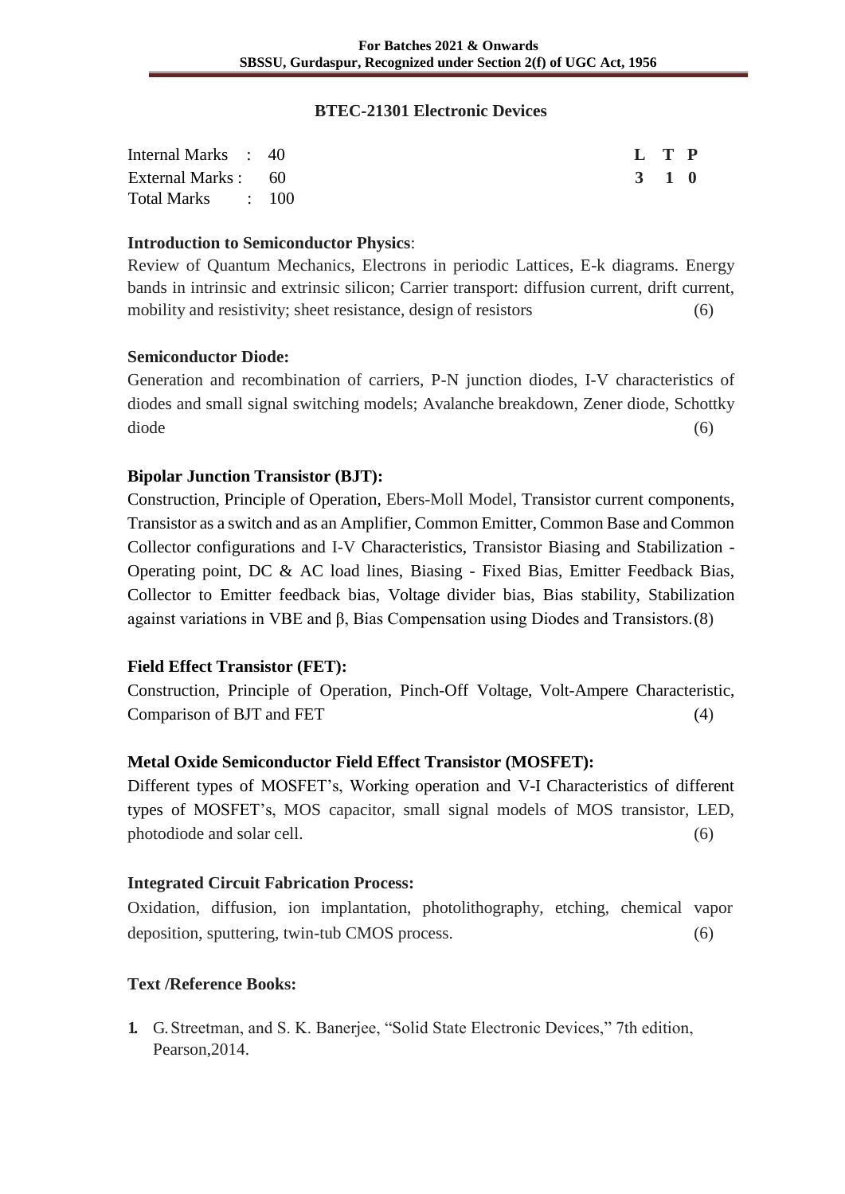## BTEC-21301 Electronic Devices

| | | L | T | P |
|---|---|---|---|---|
| Internal Marks | : 40 | 3 | 1 | 0 |
| External Marks | : 60 | | | |
| Total Marks | : 100 | | | |

**Introduction to Semiconductor Physics**:

Review of Quantum Mechanics, Electrons in periodic Lattices, E-k diagrams. Energy bands in intrinsic and extrinsic silicon; Carrier transport: diffusion current, drift current, mobility and resistivity; sheet resistance, design of resistors (6)

**Semiconductor Diode:**

Generation and recombination of carriers, P-N junction diodes, I-V characteristics of diodes and small signal switching models; Avalanche breakdown, Zener diode, Schottky diode (6)

**Bipolar Junction Transistor (BJT):**

Construction, Principle of Operation, Ebers-Moll Model, Transistor current components, Transistor as a switch and as an Amplifier, Common Emitter, Common Base and Common Collector configurations and I-V Characteristics, Transistor Biasing and Stabilization - Operating point, DC & AC load lines, Biasing - Fixed Bias, Emitter Feedback Bias, Collector to Emitter feedback bias, Voltage divider bias, Bias stability, Stabilization against variations in VBE and β, Bias Compensation using Diodes and Transistors. (8)

**Field Effect Transistor (FET):**

Construction, Principle of Operation, Pinch-Off Voltage, Volt-Ampere Characteristic, Comparison of BJT and FET (4)

**Metal Oxide Semiconductor Field Effect Transistor (MOSFET):**

Different types of MOSFET's, Working operation and V-I Characteristics of different types of MOSFET's, MOS capacitor, small signal models of MOS transistor, LED, photodiode and solar cell. (6)

**Integrated Circuit Fabrication Process:**

Oxidation, diffusion, ion implantation, photolithography, etching, chemical vapor deposition, sputtering, twin-tub CMOS process. (6)

**Text /Reference Books:**

1. G. Streetman, and S. K. Banerjee, "Solid State Electronic Devices," 7th edition, Pearson,2014.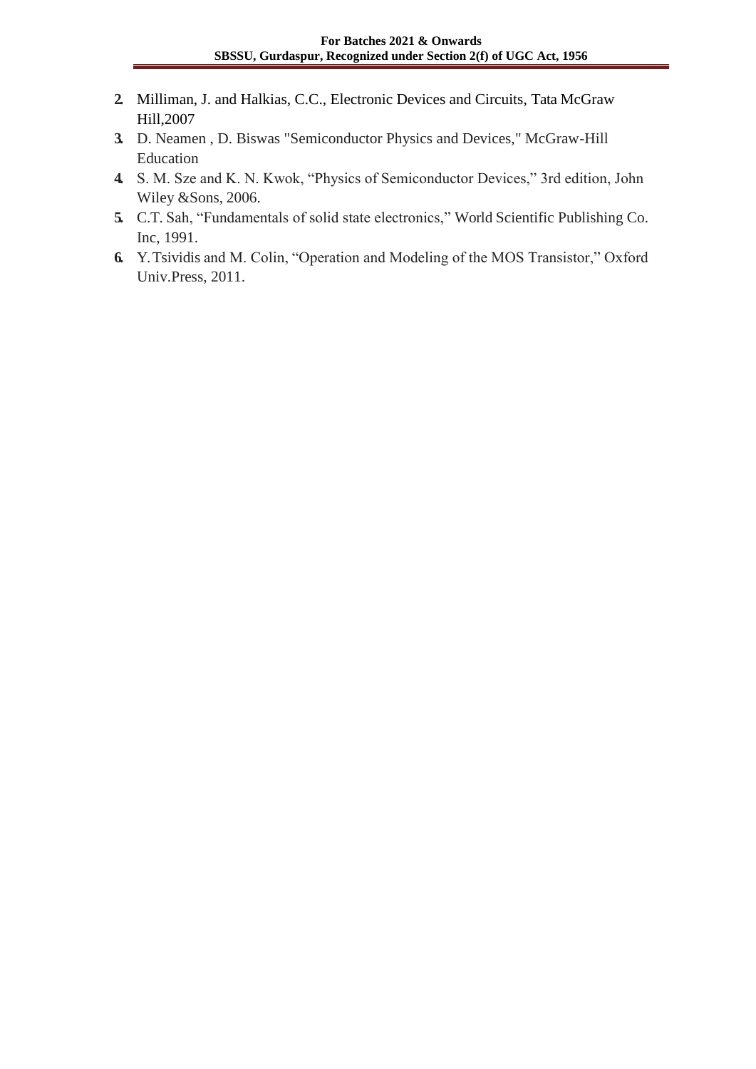2. Milliman, J. and Halkias, C.C., Electronic Devices and Circuits, Tata McGraw Hill,2007
3. D. Neamen , D. Biswas "Semiconductor Physics and Devices," McGraw-Hill Education
4. S. M. Sze and K. N. Kwok, "Physics of Semiconductor Devices," 3rd edition, John Wiley &Sons, 2006.
5. C.T. Sah, "Fundamentals of solid state electronics," World Scientific Publishing Co. Inc, 1991.
6. Y. Tsividis and M. Colin, "Operation and Modeling of the MOS Transistor," Oxford Univ.Press, 2011.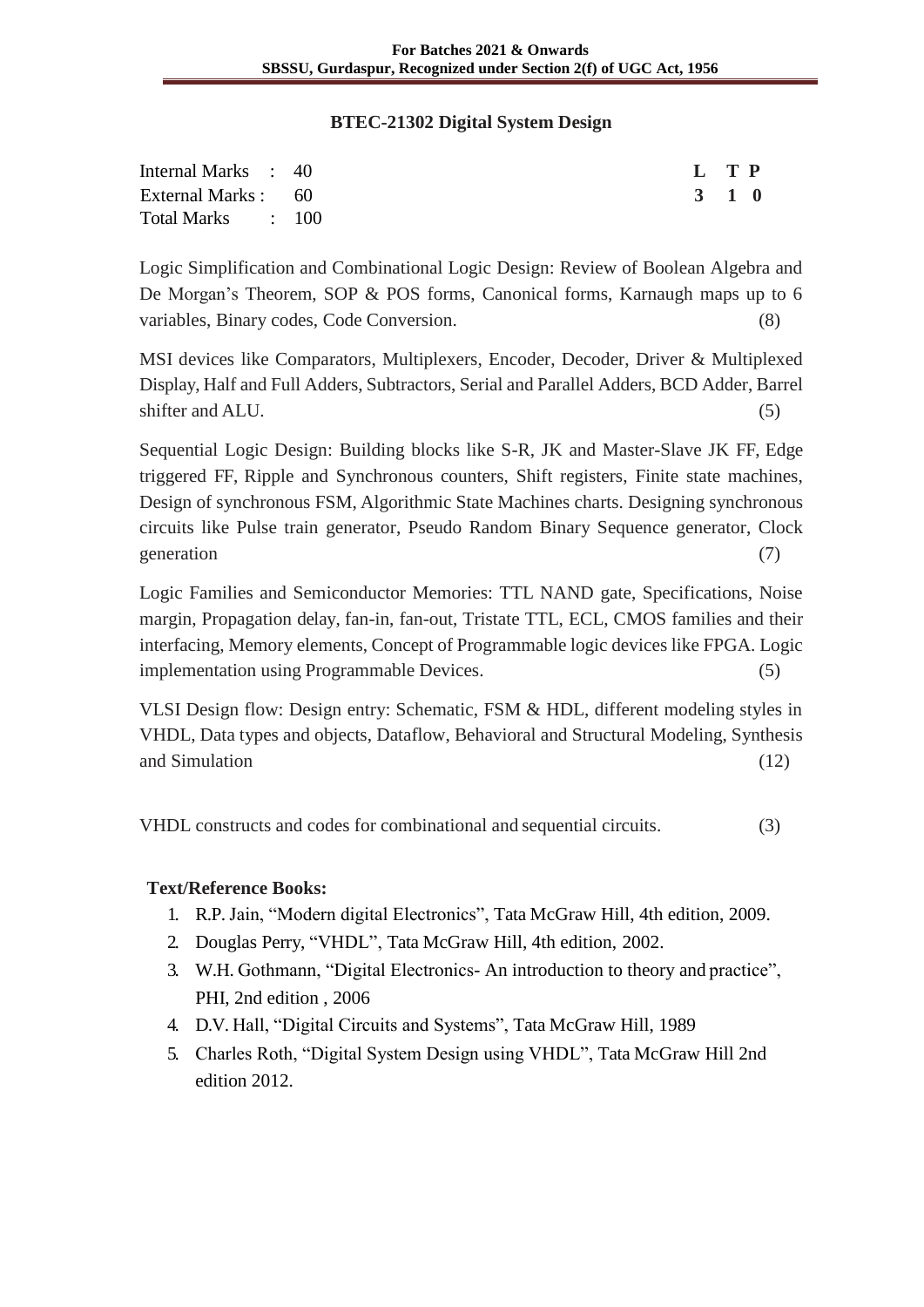## BTEC-21302 Digital System Design

| | | | L | T | P |
|---|---|---|---|---|---|
| Internal Marks | : | 40 | 3 | 1 | 0 |
| External Marks | : | 60 | | | |
| Total Marks | : | 100 | | | |

Logic Simplification and Combinational Logic Design: Review of Boolean Algebra and De Morgan's Theorem, SOP & POS forms, Canonical forms, Karnaugh maps up to 6 variables, Binary codes, Code Conversion. (8)

MSI devices like Comparators, Multiplexers, Encoder, Decoder, Driver & Multiplexed Display, Half and Full Adders, Subtractors, Serial and Parallel Adders, BCD Adder, Barrel shifter and ALU. (5)

Sequential Logic Design: Building blocks like S-R, JK and Master-Slave JK FF, Edge triggered FF, Ripple and Synchronous counters, Shift registers, Finite state machines, Design of synchronous FSM, Algorithmic State Machines charts. Designing synchronous circuits like Pulse train generator, Pseudo Random Binary Sequence generator, Clock generation (7)

Logic Families and Semiconductor Memories: TTL NAND gate, Specifications, Noise margin, Propagation delay, fan-in, fan-out, Tristate TTL, ECL, CMOS families and their interfacing, Memory elements, Concept of Programmable logic devices like FPGA. Logic implementation using Programmable Devices. (5)

VLSI Design flow: Design entry: Schematic, FSM & HDL, different modeling styles in VHDL, Data types and objects, Dataflow, Behavioral and Structural Modeling, Synthesis and Simulation (12)

VHDL constructs and codes for combinational and sequential circuits. (3)

### Text/Reference Books:

1. R.P. Jain, "Modern digital Electronics", Tata McGraw Hill, 4th edition, 2009.
2. Douglas Perry, "VHDL", Tata McGraw Hill, 4th edition, 2002.
3. W.H. Gothmann, "Digital Electronics- An introduction to theory and practice", PHI, 2nd edition , 2006
4. D.V. Hall, "Digital Circuits and Systems", Tata McGraw Hill, 1989
5. Charles Roth, "Digital System Design using VHDL", Tata McGraw Hill 2nd edition 2012.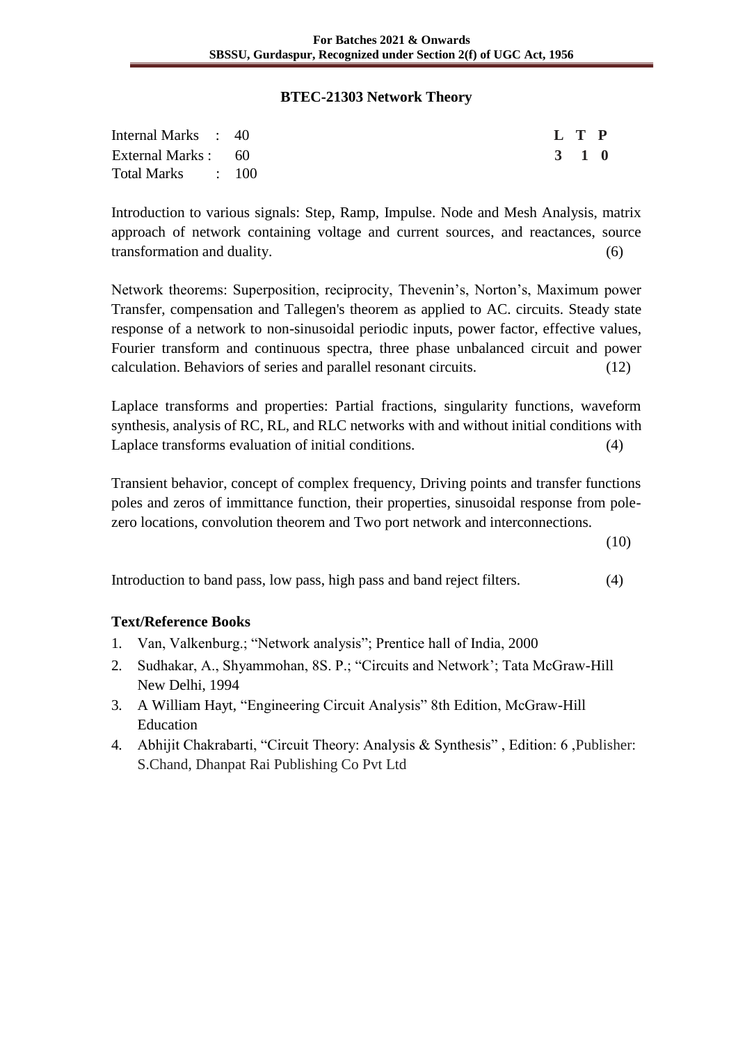## BTEC-21303 Network Theory

| | | |
|---|---|---|
| Internal Marks | : | 40 |
| External Marks : | | 60 |
| Total Marks | : | 100 |

| L | T | P |
|---|---|---|
| 3 | 1 | 0 |

Introduction to various signals: Step, Ramp, Impulse. Node and Mesh Analysis, matrix approach of network containing voltage and current sources, and reactances, source transformation and duality. (6)

Network theorems: Superposition, reciprocity, Thevenin's, Norton's, Maximum power Transfer, compensation and Tallegen's theorem as applied to AC. circuits. Steady state response of a network to non-sinusoidal periodic inputs, power factor, effective values, Fourier transform and continuous spectra, three phase unbalanced circuit and power calculation. Behaviors of series and parallel resonant circuits. (12)

Laplace transforms and properties: Partial fractions, singularity functions, waveform synthesis, analysis of RC, RL, and RLC networks with and without initial conditions with Laplace transforms evaluation of initial conditions. (4)

Transient behavior, concept of complex frequency, Driving points and transfer functions poles and zeros of immittance function, their properties, sinusoidal response from pole-zero locations, convolution theorem and Two port network and interconnections. (10)

Introduction to band pass, low pass, high pass and band reject filters. (4)

### Text/Reference Books

1. Van, Valkenburg.; "Network analysis"; Prentice hall of India, 2000
2. Sudhakar, A., Shyammohan, 8S. P.; "Circuits and Network'; Tata McGraw-Hill New Delhi, 1994
3. A William Hayt, "Engineering Circuit Analysis" 8th Edition, McGraw-Hill Education
4. Abhijit Chakrabarti, "Circuit Theory: Analysis & Synthesis" , Edition: 6 ,Publisher: S.Chand, Dhanpat Rai Publishing Co Pvt Ltd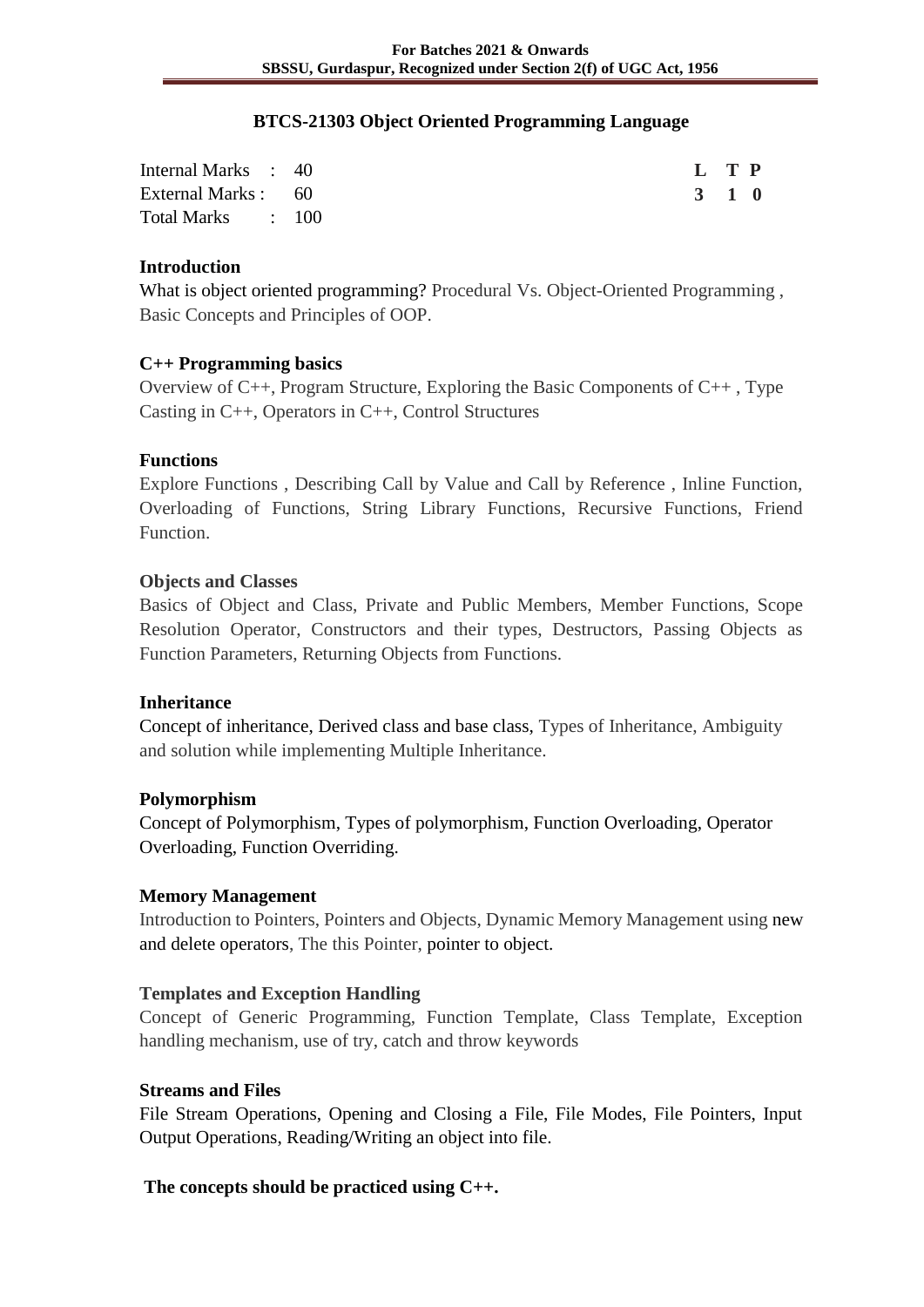## BTCS-21303 Object Oriented Programming Language

| | | | L | T | P |
|---|---|---|---|---|---|
| Internal Marks | : | 40 | 3 | 1 | 0 |
| External Marks | : | 60 | | | |
| Total Marks | : | 100 | | | |

### Introduction

What is object oriented programming? Procedural Vs. Object-Oriented Programming , Basic Concepts and Principles of OOP.

### C++ Programming basics

Overview of C++, Program Structure, Exploring the Basic Components of C++ , Type Casting in C++, Operators in C++, Control Structures

### Functions

Explore Functions , Describing Call by Value and Call by Reference , Inline Function, Overloading of Functions, String Library Functions, Recursive Functions, Friend Function.

### Objects and Classes

Basics of Object and Class, Private and Public Members, Member Functions, Scope Resolution Operator, Constructors and their types, Destructors, Passing Objects as Function Parameters, Returning Objects from Functions.

### Inheritance

Concept of inheritance, Derived class and base class, Types of Inheritance, Ambiguity and solution while implementing Multiple Inheritance.

### Polymorphism

Concept of Polymorphism, Types of polymorphism, Function Overloading, Operator Overloading, Function Overriding.

### Memory Management

Introduction to Pointers, Pointers and Objects, Dynamic Memory Management using new and delete operators, The this Pointer, pointer to object.

### Templates and Exception Handling

Concept of Generic Programming, Function Template, Class Template, Exception handling mechanism, use of try, catch and throw keywords

### Streams and Files

File Stream Operations, Opening and Closing a File, File Modes, File Pointers, Input Output Operations, Reading/Writing an object into file.

**The concepts should be practiced using C++.**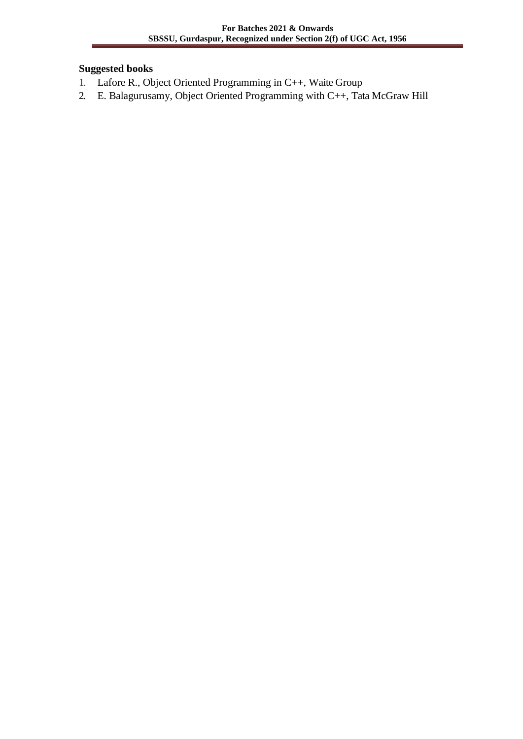### Suggested books

1. Lafore R., Object Oriented Programming in C++, Waite Group
2. E. Balagurusamy, Object Oriented Programming with C++, Tata McGraw Hill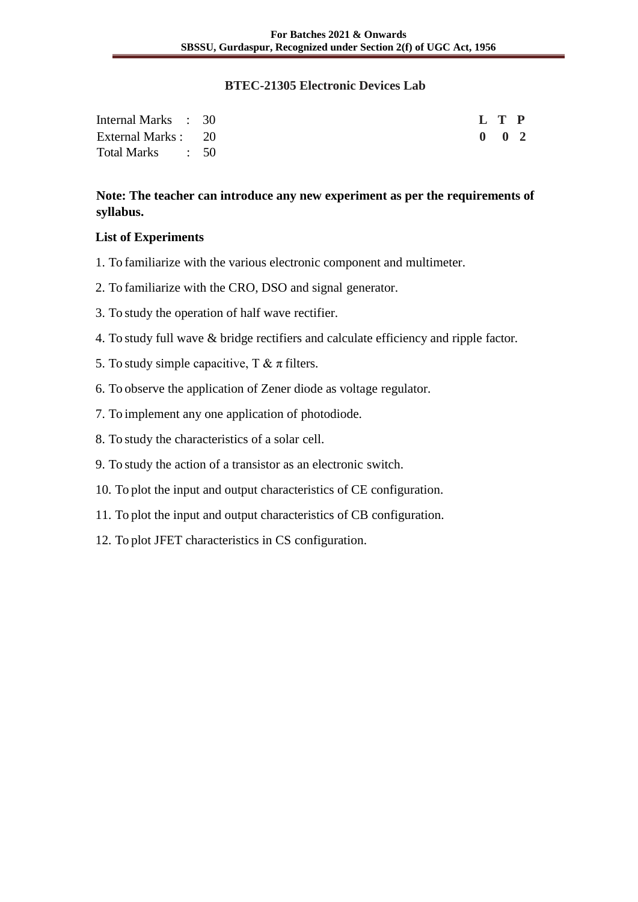## BTEC-21305 Electronic Devices Lab

| | | | |
|---|---|---|---|
| Internal Marks : 30 | | | |
| External Marks : 20 | L | T | P |
| Total Marks : 50 | 0 | 0 | 2 |

**Note: The teacher can introduce any new experiment as per the requirements of syllabus.**

**List of Experiments**

1. To familiarize with the various electronic component and multimeter.
2. To familiarize with the CRO, DSO and signal generator.
3. To study the operation of half wave rectifier.
4. To study full wave & bridge rectifiers and calculate efficiency and ripple factor.
5. To study simple capacitive, T & $\pi$ filters.
6. To observe the application of Zener diode as voltage regulator.
7. To implement any one application of photodiode.
8. To study the characteristics of a solar cell.
9. To study the action of a transistor as an electronic switch.
10. To plot the input and output characteristics of CE configuration.
11. To plot the input and output characteristics of CB configuration.
12. To plot JFET characteristics in CS configuration.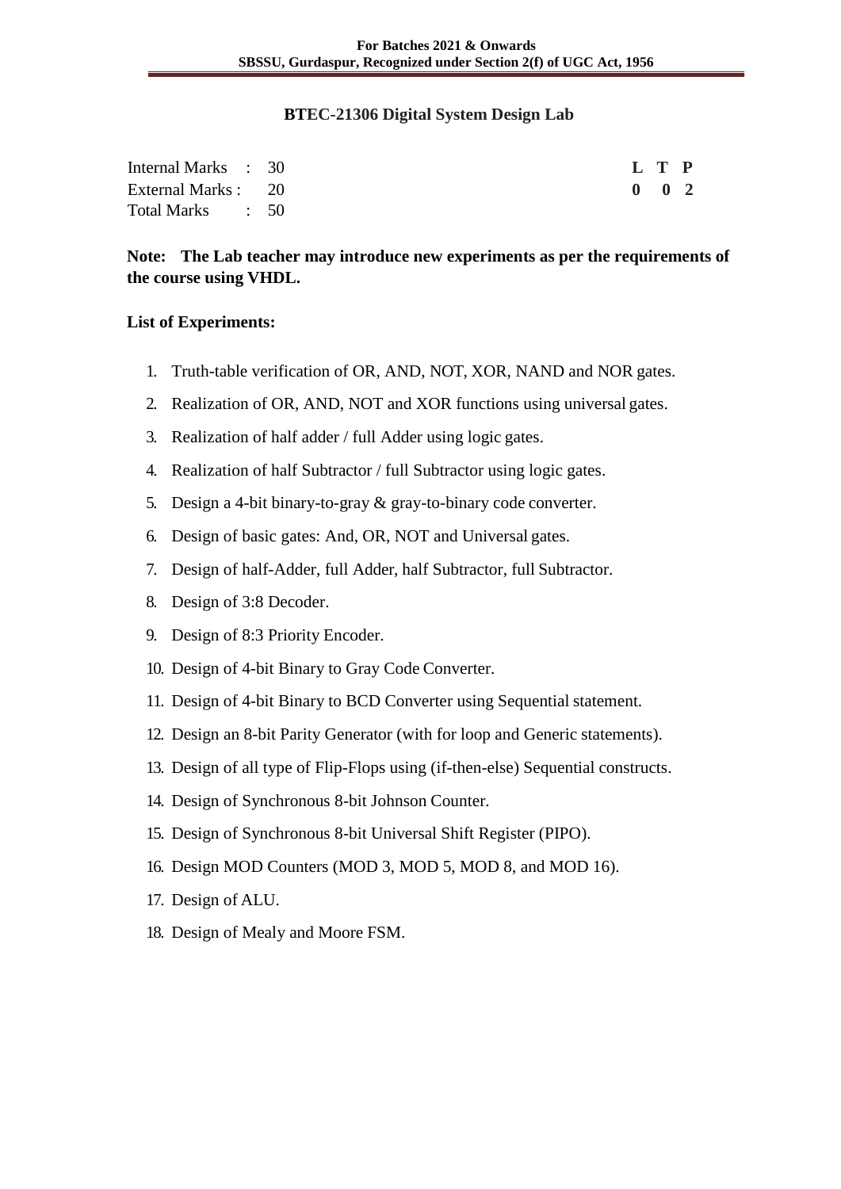## BTEC-21306 Digital System Design Lab

| | | | | |
|---|---|---|---|---|
| Internal Marks | : 30 | L | T | P |
| External Marks | : 20 | 0 | 0 | 2 |
| Total Marks | : 50 | | | |

**Note: The Lab teacher may introduce new experiments as per the requirements of the course using VHDL.**

**List of Experiments:**

1. Truth-table verification of OR, AND, NOT, XOR, NAND and NOR gates.
2. Realization of OR, AND, NOT and XOR functions using universal gates.
3. Realization of half adder / full Adder using logic gates.
4. Realization of half Subtractor / full Subtractor using logic gates.
5. Design a 4-bit binary-to-gray & gray-to-binary code converter.
6. Design of basic gates: And, OR, NOT and Universal gates.
7. Design of half-Adder, full Adder, half Subtractor, full Subtractor.
8. Design of 3:8 Decoder.
9. Design of 8:3 Priority Encoder.
10. Design of 4-bit Binary to Gray Code Converter.
11. Design of 4-bit Binary to BCD Converter using Sequential statement.
12. Design an 8-bit Parity Generator (with for loop and Generic statements).
13. Design of all type of Flip-Flops using (if-then-else) Sequential constructs.
14. Design of Synchronous 8-bit Johnson Counter.
15. Design of Synchronous 8-bit Universal Shift Register (PIPO).
16. Design MOD Counters (MOD 3, MOD 5, MOD 8, and MOD 16).
17. Design of ALU.
18. Design of Mealy and Moore FSM.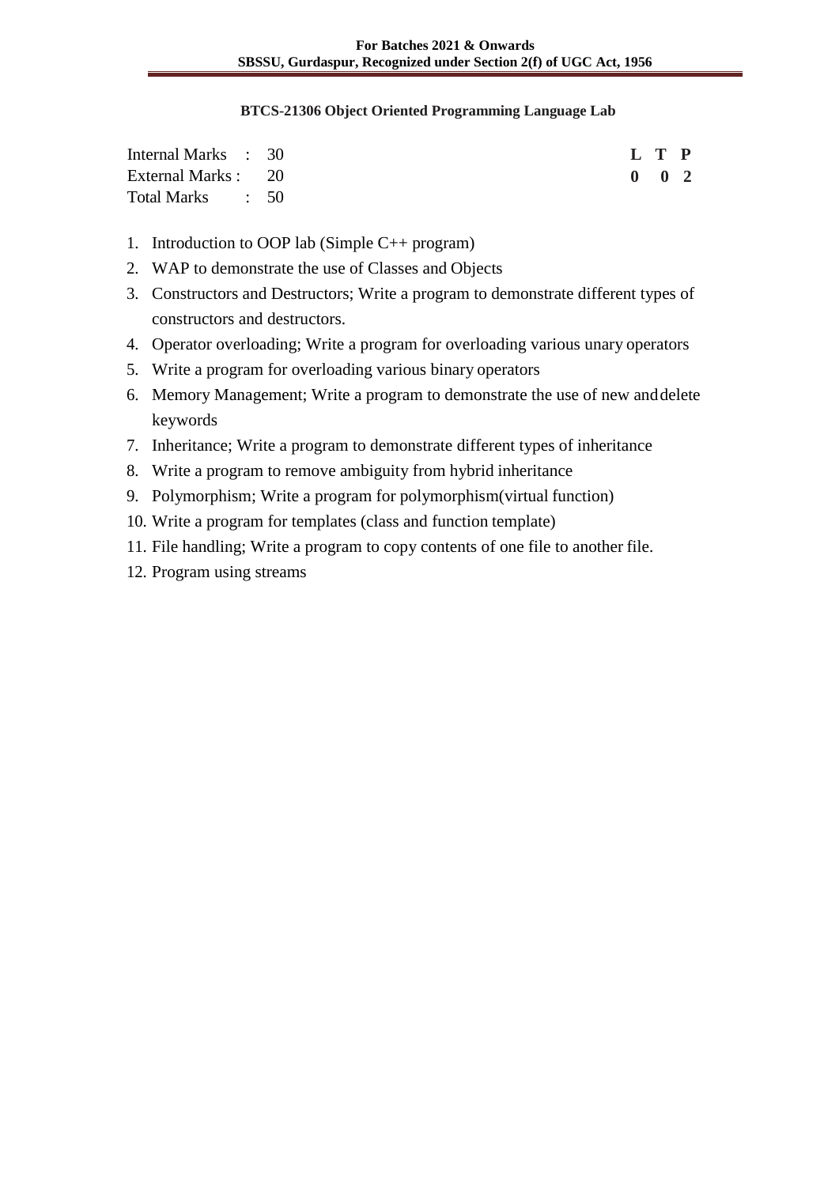## BTCS-21306 Object Oriented Programming Language Lab

| | | | L | T | P |
|---|---|---|---|---|---|
| Internal Marks | : | 30 | 0 | 0 | 2 |
| External Marks | : | 20 | | | |
| Total Marks | : | 50 | | | |

1. Introduction to OOP lab (Simple C++ program)
2. WAP to demonstrate the use of Classes and Objects
3. Constructors and Destructors; Write a program to demonstrate different types of constructors and destructors.
4. Operator overloading; Write a program for overloading various unary operators
5. Write a program for overloading various binary operators
6. Memory Management; Write a program to demonstrate the use of new and delete keywords
7. Inheritance; Write a program to demonstrate different types of inheritance
8. Write a program to remove ambiguity from hybrid inheritance
9. Polymorphism; Write a program for polymorphism(virtual function)
10. Write a program for templates (class and function template)
11. File handling; Write a program to copy contents of one file to another file.
12. Program using streams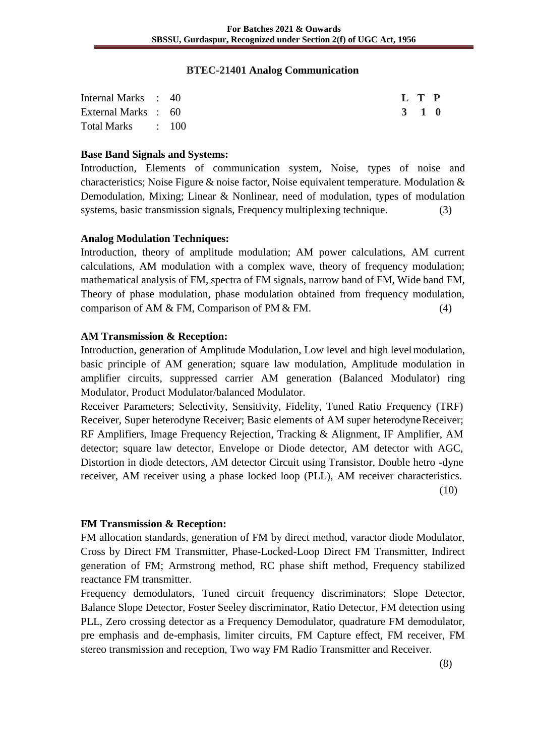## BTEC-21401 Analog Communication

| | | | | L | T | P |
|---|---|---|---|---|---|---|
| Internal Marks | : | 40 | | **3** | **1** | **0** |
| External Marks | : | 60 | | | | |
| Total Marks | : | 100 | | | | |

**Base Band Signals and Systems:**
Introduction, Elements of communication system, Noise, types of noise and characteristics; Noise Figure & noise factor, Noise equivalent temperature. Modulation & Demodulation, Mixing; Linear & Nonlinear, need of modulation, types of modulation systems, basic transmission signals, Frequency multiplexing technique. (3)

**Analog Modulation Techniques:**
Introduction, theory of amplitude modulation; AM power calculations, AM current calculations, AM modulation with a complex wave, theory of frequency modulation; mathematical analysis of FM, spectra of FM signals, narrow band of FM, Wide band FM, Theory of phase modulation, phase modulation obtained from frequency modulation, comparison of AM & FM, Comparison of PM & FM. (4)

**AM Transmission & Reception:**
Introduction, generation of Amplitude Modulation, Low level and high level modulation, basic principle of AM generation; square law modulation, Amplitude modulation in amplifier circuits, suppressed carrier AM generation (Balanced Modulator) ring Modulator, Product Modulator/balanced Modulator.
Receiver Parameters; Selectivity, Sensitivity, Fidelity, Tuned Ratio Frequency (TRF) Receiver, Super heterodyne Receiver; Basic elements of AM super heterodyne Receiver; RF Amplifiers, Image Frequency Rejection, Tracking & Alignment, IF Amplifier, AM detector; square law detector, Envelope or Diode detector, AM detector with AGC, Distortion in diode detectors, AM detector Circuit using Transistor, Double hetro -dyne receiver, AM receiver using a phase locked loop (PLL), AM receiver characteristics. (10)

**FM Transmission & Reception:**
FM allocation standards, generation of FM by direct method, varactor diode Modulator, Cross by Direct FM Transmitter, Phase-Locked-Loop Direct FM Transmitter, Indirect generation of FM; Armstrong method, RC phase shift method, Frequency stabilized reactance FM transmitter.
Frequency demodulators, Tuned circuit frequency discriminators; Slope Detector, Balance Slope Detector, Foster Seeley discriminator, Ratio Detector, FM detection using PLL, Zero crossing detector as a Frequency Demodulator, quadrature FM demodulator, pre emphasis and de-emphasis, limiter circuits, FM Capture effect, FM receiver, FM stereo transmission and reception, Two way FM Radio Transmitter and Receiver. (8)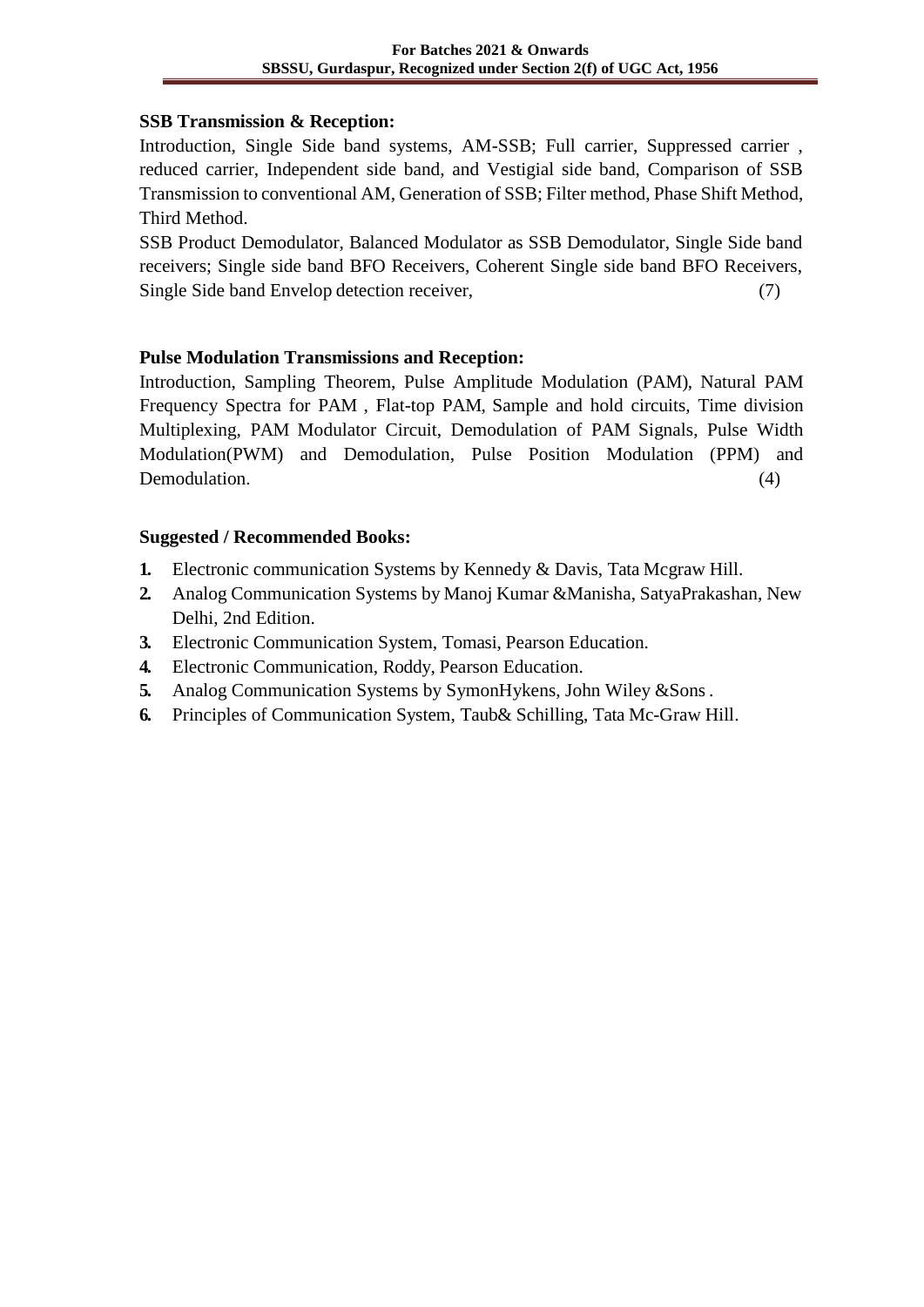**SSB Transmission & Reception:**

Introduction, Single Side band systems, AM-SSB; Full carrier, Suppressed carrier , reduced carrier, Independent side band, and Vestigial side band, Comparison of SSB Transmission to conventional AM, Generation of SSB; Filter method, Phase Shift Method, Third Method.

SSB Product Demodulator, Balanced Modulator as SSB Demodulator, Single Side band receivers; Single side band BFO Receivers, Coherent Single side band BFO Receivers, Single Side band Envelop detection receiver, (7)

**Pulse Modulation Transmissions and Reception:**

Introduction, Sampling Theorem, Pulse Amplitude Modulation (PAM), Natural PAM Frequency Spectra for PAM , Flat-top PAM, Sample and hold circuits, Time division Multiplexing, PAM Modulator Circuit, Demodulation of PAM Signals, Pulse Width Modulation(PWM) and Demodulation, Pulse Position Modulation (PPM) and Demodulation. (4)

**Suggested / Recommended Books:**

1. Electronic communication Systems by Kennedy & Davis, Tata Mcgraw Hill.
2. Analog Communication Systems by Manoj Kumar &Manisha, SatyaPrakashan, New Delhi, 2nd Edition.
3. Electronic Communication System, Tomasi, Pearson Education.
4. Electronic Communication, Roddy, Pearson Education.
5. Analog Communication Systems by SymonHykens, John Wiley &Sons .
6. Principles of Communication System, Taub& Schilling, Tata Mc-Graw Hill.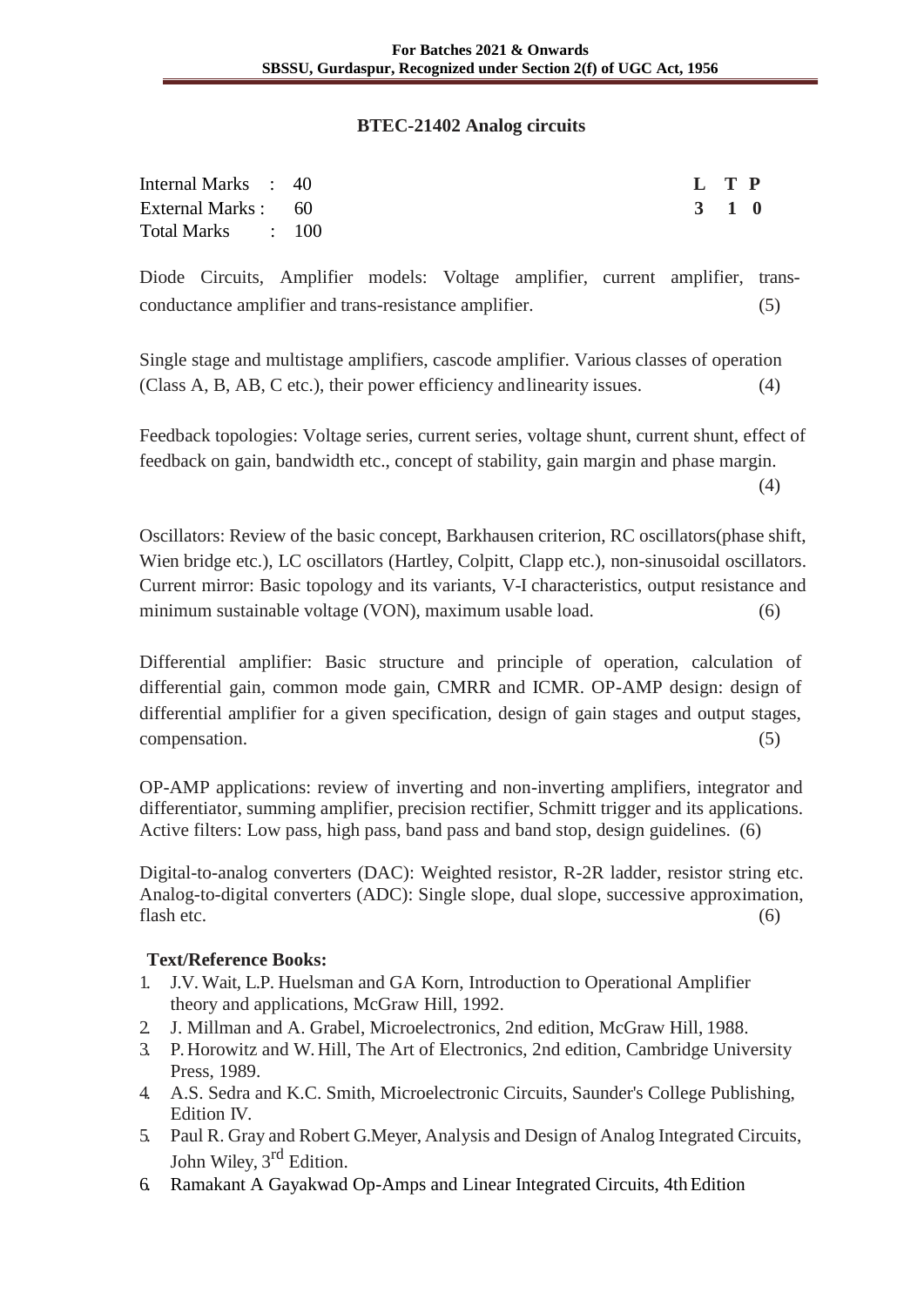## BTEC-21402 Analog circuits

| | | | L | T | P |
|---|---|---|---|---|---|
| Internal Marks | : | 40 | 3 | 1 | 0 |
| External Marks | : | 60 | | | |
| Total Marks | : | 100 | | | |

Diode Circuits, Amplifier models: Voltage amplifier, current amplifier, trans-conductance amplifier and trans-resistance amplifier. (5)

Single stage and multistage amplifiers, cascode amplifier. Various classes of operation (Class A, B, AB, C etc.), their power efficiency and linearity issues. (4)

Feedback topologies: Voltage series, current series, voltage shunt, current shunt, effect of feedback on gain, bandwidth etc., concept of stability, gain margin and phase margin. (4)

Oscillators: Review of the basic concept, Barkhausen criterion, RC oscillators(phase shift, Wien bridge etc.), LC oscillators (Hartley, Colpitt, Clapp etc.), non-sinusoidal oscillators. Current mirror: Basic topology and its variants, V-I characteristics, output resistance and minimum sustainable voltage (VON), maximum usable load. (6)

Differential amplifier: Basic structure and principle of operation, calculation of differential gain, common mode gain, CMRR and ICMR. OP-AMP design: design of differential amplifier for a given specification, design of gain stages and output stages, compensation. (5)

OP-AMP applications: review of inverting and non-inverting amplifiers, integrator and differentiator, summing amplifier, precision rectifier, Schmitt trigger and its applications. Active filters: Low pass, high pass, band pass and band stop, design guidelines. (6)

Digital-to-analog converters (DAC): Weighted resistor, R-2R ladder, resistor string etc. Analog-to-digital converters (ADC): Single slope, dual slope, successive approximation, flash etc. (6)

**Text/Reference Books:**

1. J.V. Wait, L.P. Huelsman and GA Korn, Introduction to Operational Amplifier theory and applications, McGraw Hill, 1992.
2. J. Millman and A. Grabel, Microelectronics, 2nd edition, McGraw Hill, 1988.
3. P. Horowitz and W. Hill, The Art of Electronics, 2nd edition, Cambridge University Press, 1989.
4. A.S. Sedra and K.C. Smith, Microelectronic Circuits, Saunder's College Publishing, Edition IV.
5. Paul R. Gray and Robert G.Meyer, Analysis and Design of Analog Integrated Circuits, John Wiley, 3rd Edition.
6. Ramakant A Gayakwad Op-Amps and Linear Integrated Circuits, 4th Edition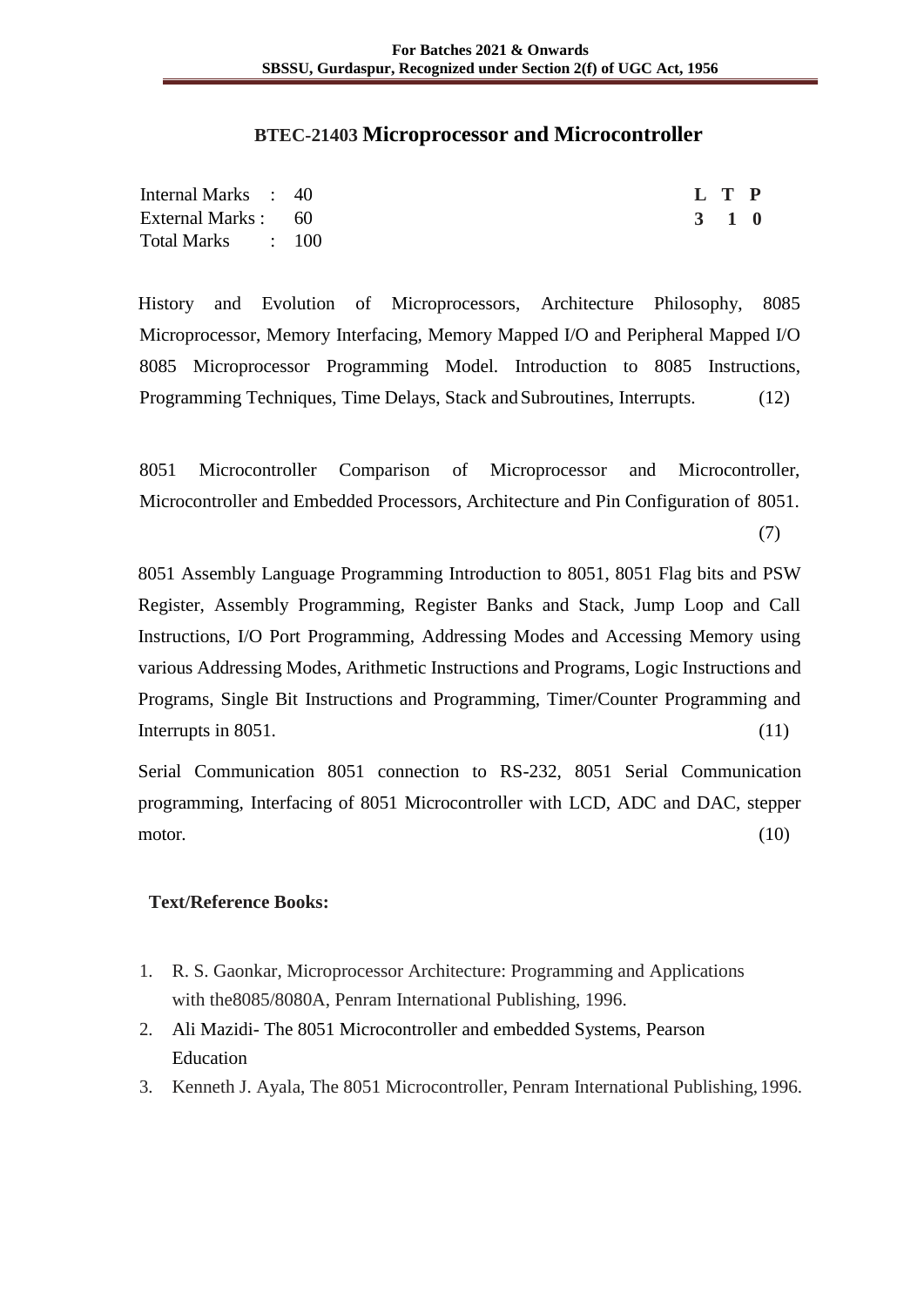## BTEC-21403 Microprocessor and Microcontroller

| Internal Marks : 40 | L T P |
|---|---|
| External Marks : 60 | 3 1 0 |
| Total Marks : 100 | |

History and Evolution of Microprocessors, Architecture Philosophy, 8085 Microprocessor, Memory Interfacing, Memory Mapped I/O and Peripheral Mapped I/O 8085 Microprocessor Programming Model. Introduction to 8085 Instructions, Programming Techniques, Time Delays, Stack and Subroutines, Interrupts. (12)

8051 Microcontroller Comparison of Microprocessor and Microcontroller, Microcontroller and Embedded Processors, Architecture and Pin Configuration of 8051. (7)

8051 Assembly Language Programming Introduction to 8051, 8051 Flag bits and PSW Register, Assembly Programming, Register Banks and Stack, Jump Loop and Call Instructions, I/O Port Programming, Addressing Modes and Accessing Memory using various Addressing Modes, Arithmetic Instructions and Programs, Logic Instructions and Programs, Single Bit Instructions and Programming, Timer/Counter Programming and Interrupts in 8051. (11)

Serial Communication 8051 connection to RS-232, 8051 Serial Communication programming, Interfacing of 8051 Microcontroller with LCD, ADC and DAC, stepper motor. (10)

**Text/Reference Books:**

1. R. S. Gaonkar, Microprocessor Architecture: Programming and Applications with the8085/8080A, Penram International Publishing, 1996.
2. Ali Mazidi- The 8051 Microcontroller and embedded Systems, Pearson Education
3. Kenneth J. Ayala, The 8051 Microcontroller, Penram International Publishing, 1996.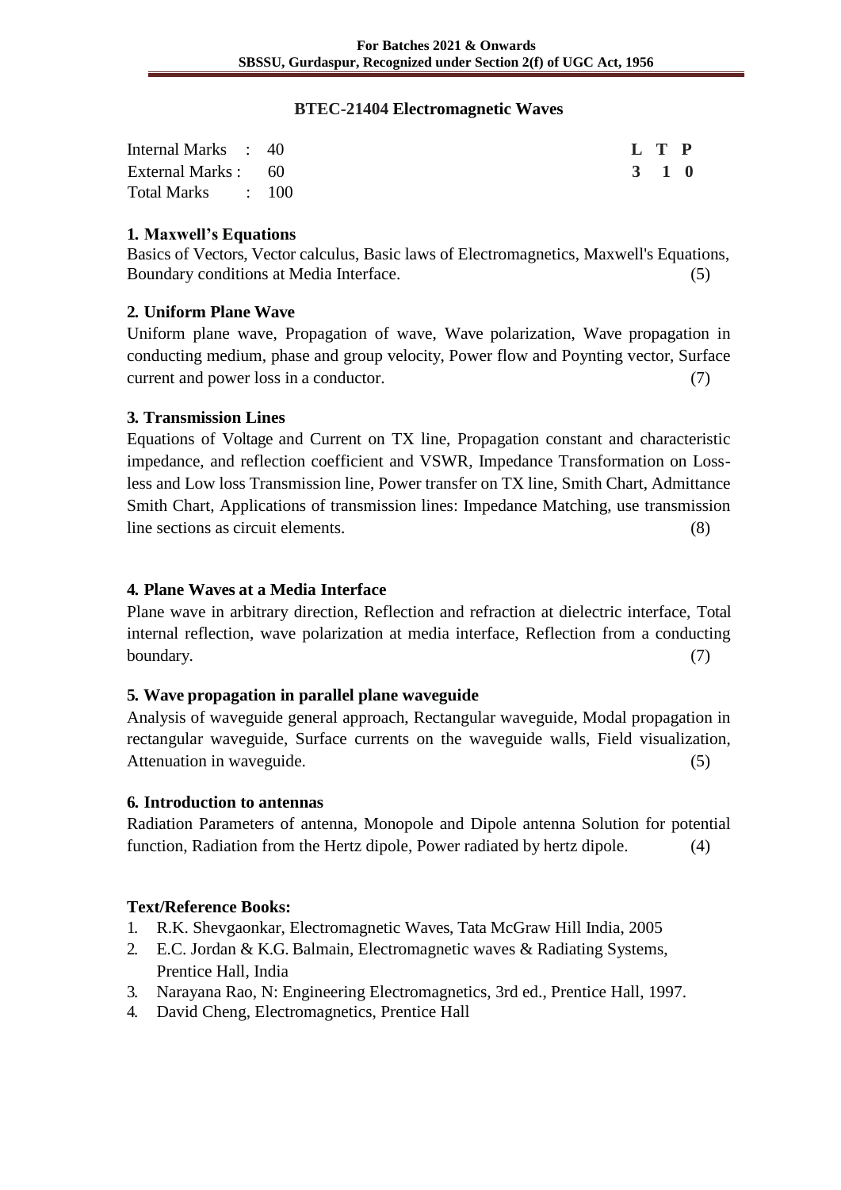## BTEC-21404 Electromagnetic Waves

| | | | L | T | P |
|---|---|---|---|---|---|
| Internal Marks | : | 40 | 3 | 1 | 0 |
| External Marks | : | 60 | | | |
| Total Marks | : | 100 | | | |

### 1. Maxwell's Equations

Basics of Vectors, Vector calculus, Basic laws of Electromagnetics, Maxwell's Equations, Boundary conditions at Media Interface. (5)

### 2. Uniform Plane Wave

Uniform plane wave, Propagation of wave, Wave polarization, Wave propagation in conducting medium, phase and group velocity, Power flow and Poynting vector, Surface current and power loss in a conductor. (7)

### 3. Transmission Lines

Equations of Voltage and Current on TX line, Propagation constant and characteristic impedance, and reflection coefficient and VSWR, Impedance Transformation on Loss-less and Low loss Transmission line, Power transfer on TX line, Smith Chart, Admittance Smith Chart, Applications of transmission lines: Impedance Matching, use transmission line sections as circuit elements. (8)

### 4. Plane Waves at a Media Interface

Plane wave in arbitrary direction, Reflection and refraction at dielectric interface, Total internal reflection, wave polarization at media interface, Reflection from a conducting boundary. (7)

### 5. Wave propagation in parallel plane waveguide

Analysis of waveguide general approach, Rectangular waveguide, Modal propagation in rectangular waveguide, Surface currents on the waveguide walls, Field visualization, Attenuation in waveguide. (5)

### 6. Introduction to antennas

Radiation Parameters of antenna, Monopole and Dipole antenna Solution for potential function, Radiation from the Hertz dipole, Power radiated by hertz dipole. (4)

### Text/Reference Books:

1. R.K. Shevgaonkar, Electromagnetic Waves, Tata McGraw Hill India, 2005
2. E.C. Jordan & K.G. Balmain, Electromagnetic waves & Radiating Systems, Prentice Hall, India
3. Narayana Rao, N: Engineering Electromagnetics, 3rd ed., Prentice Hall, 1997.
4. David Cheng, Electromagnetics, Prentice Hall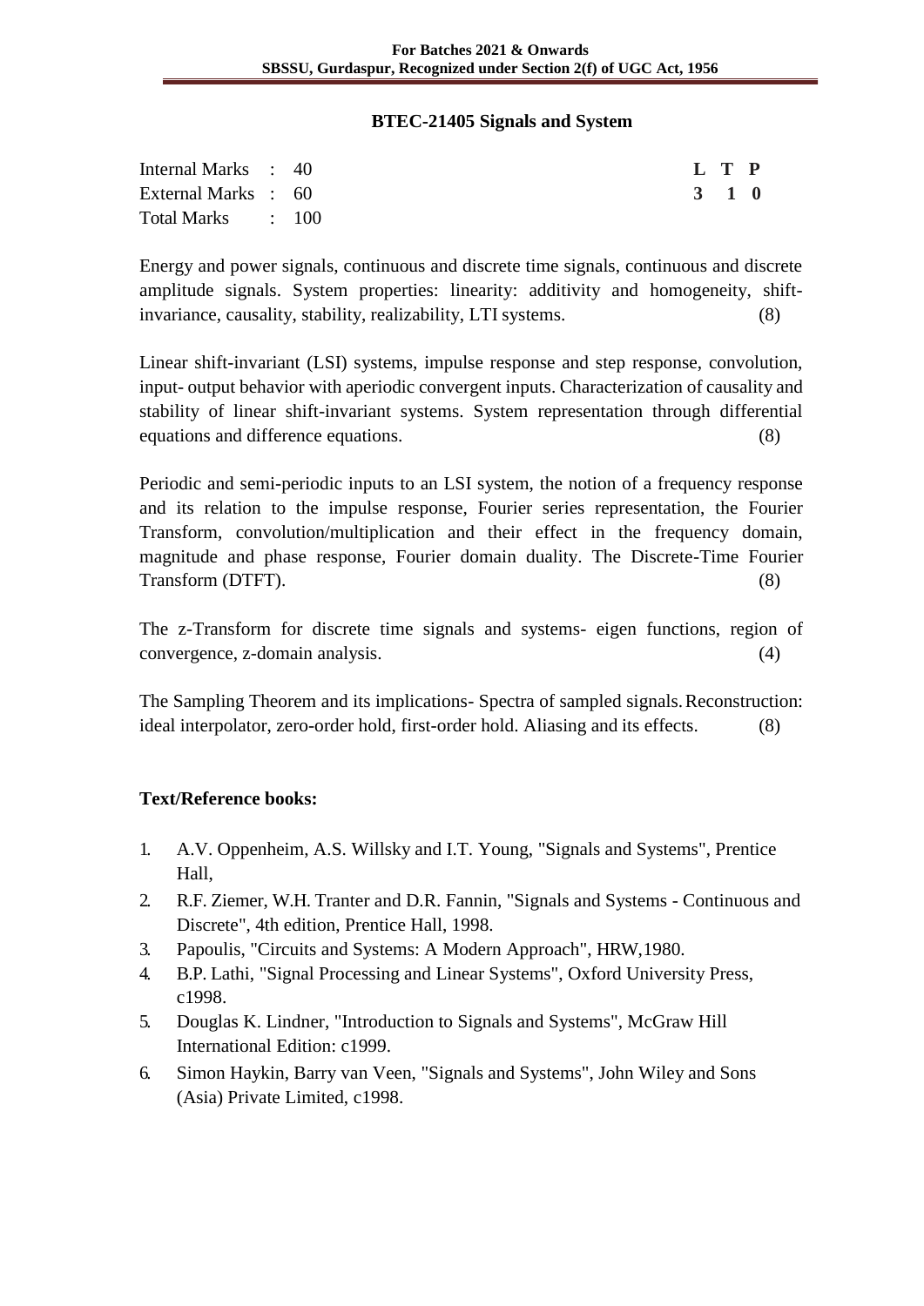## BTEC-21405 Signals and System

| | | |
|---|---|---|
| Internal Marks : 40 | | **L T P** |
| External Marks : 60 | | **3 1 0** |
| Total Marks : 100 | | |

Energy and power signals, continuous and discrete time signals, continuous and discrete amplitude signals. System properties: linearity: additivity and homogeneity, shift-invariance, causality, stability, realizability, LTI systems. (8)

Linear shift-invariant (LSI) systems, impulse response and step response, convolution, input- output behavior with aperiodic convergent inputs. Characterization of causality and stability of linear shift-invariant systems. System representation through differential equations and difference equations. (8)

Periodic and semi-periodic inputs to an LSI system, the notion of a frequency response and its relation to the impulse response, Fourier series representation, the Fourier Transform, convolution/multiplication and their effect in the frequency domain, magnitude and phase response, Fourier domain duality. The Discrete-Time Fourier Transform (DTFT). (8)

The z-Transform for discrete time signals and systems- eigen functions, region of convergence, z-domain analysis. (4)

The Sampling Theorem and its implications- Spectra of sampled signals. Reconstruction: ideal interpolator, zero-order hold, first-order hold. Aliasing and its effects. (8)

**Text/Reference books:**

1. A.V. Oppenheim, A.S. Willsky and I.T. Young, "Signals and Systems", Prentice Hall,
2. R.F. Ziemer, W.H. Tranter and D.R. Fannin, "Signals and Systems - Continuous and Discrete", 4th edition, Prentice Hall, 1998.
3. Papoulis, "Circuits and Systems: A Modern Approach", HRW,1980.
4. B.P. Lathi, "Signal Processing and Linear Systems", Oxford University Press, c1998.
5. Douglas K. Lindner, "Introduction to Signals and Systems", McGraw Hill International Edition: c1999.
6. Simon Haykin, Barry van Veen, "Signals and Systems", John Wiley and Sons (Asia) Private Limited, c1998.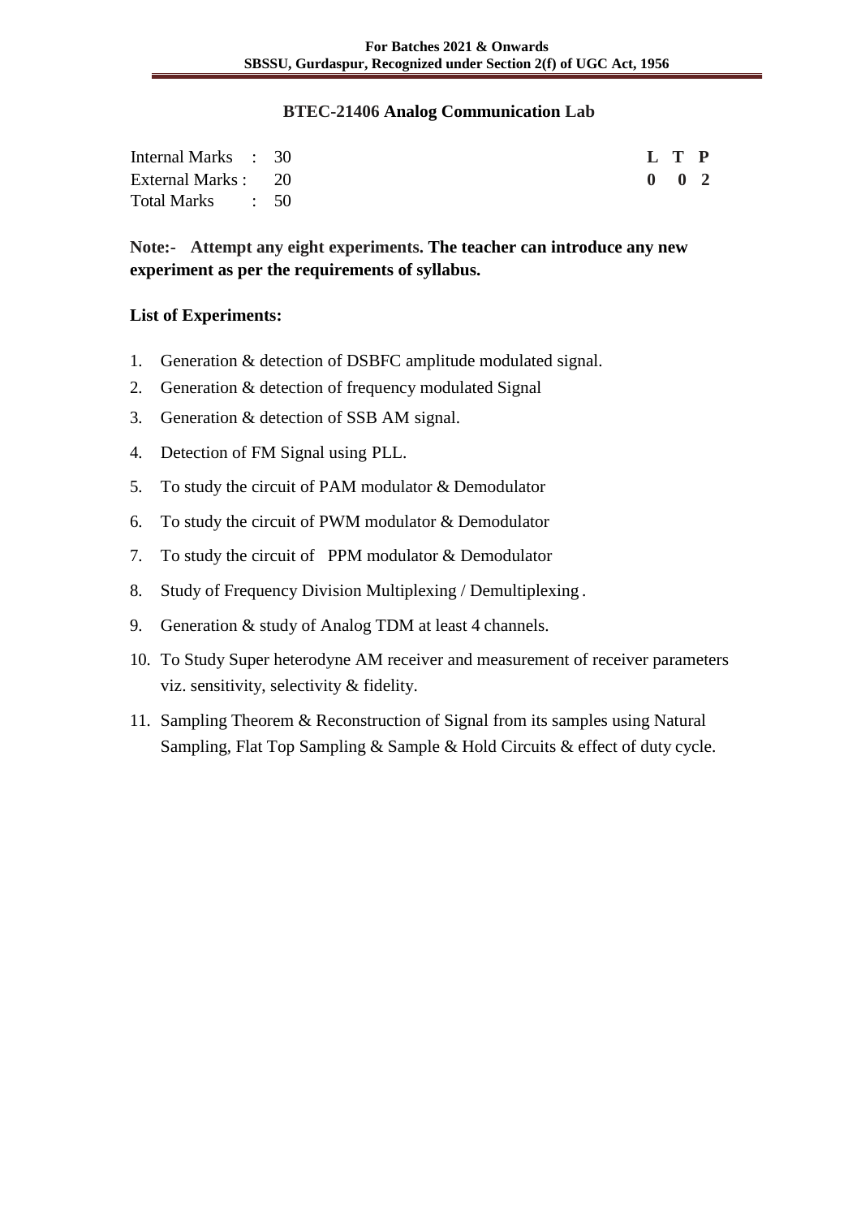## BTEC-21406 Analog Communication Lab

| | | | | L | T | P |
|---|---|---|---|---|---|---|
| Internal Marks | : | 30 | | 0 | 0 | 2 |
| External Marks | : | 20 | | | | |
| Total Marks | : | 50 | | | | |

**Note:- Attempt any eight experiments. The teacher can introduce any new experiment as per the requirements of syllabus.**

**List of Experiments:**

1. Generation & detection of DSBFC amplitude modulated signal.
2. Generation & detection of frequency modulated Signal
3. Generation & detection of SSB AM signal.
4. Detection of FM Signal using PLL.
5. To study the circuit of PAM modulator & Demodulator
6. To study the circuit of PWM modulator & Demodulator
7. To study the circuit of PPM modulator & Demodulator
8. Study of Frequency Division Multiplexing / Demultiplexing .
9. Generation & study of Analog TDM at least 4 channels.
10. To Study Super heterodyne AM receiver and measurement of receiver parameters viz. sensitivity, selectivity & fidelity.
11. Sampling Theorem & Reconstruction of Signal from its samples using Natural Sampling, Flat Top Sampling & Sample & Hold Circuits & effect of duty cycle.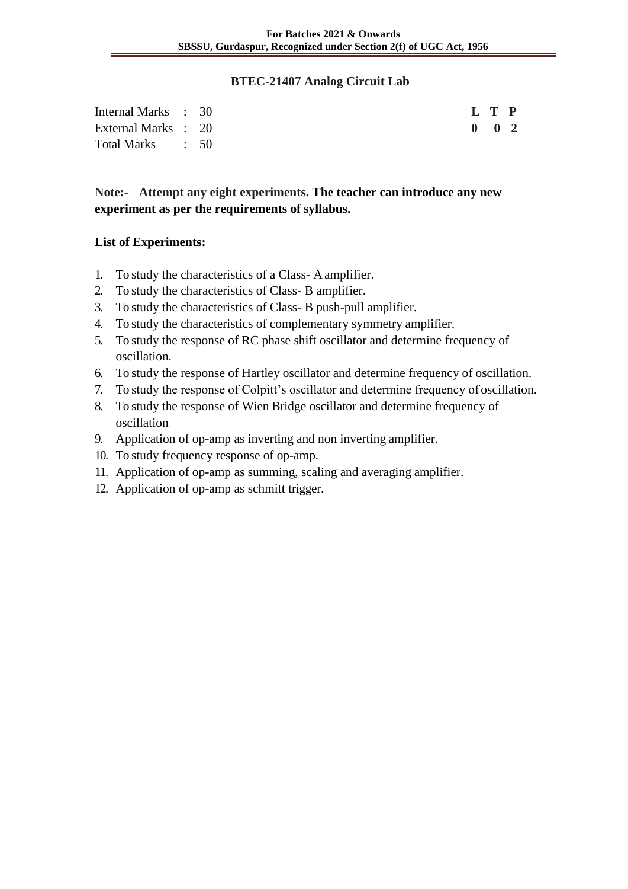## BTEC-21407 Analog Circuit Lab

| | | | |
|---|---|---|---|
| Internal Marks | : 30 | | **L T P** |
| External Marks | : 20 | | **0 0 2** |
| Total Marks | : 50 | | |

**Note:- Attempt any eight experiments. The teacher can introduce any new experiment as per the requirements of syllabus.**

**List of Experiments:**

1. To study the characteristics of a Class- A amplifier.
2. To study the characteristics of Class- B amplifier.
3. To study the characteristics of Class- B push-pull amplifier.
4. To study the characteristics of complementary symmetry amplifier.
5. To study the response of RC phase shift oscillator and determine frequency of oscillation.
6. To study the response of Hartley oscillator and determine frequency of oscillation.
7. To study the response of Colpitt's oscillator and determine frequency of oscillation.
8. To study the response of Wien Bridge oscillator and determine frequency of oscillation
9. Application of op-amp as inverting and non inverting amplifier.
10. To study frequency response of op-amp.
11. Application of op-amp as summing, scaling and averaging amplifier.
12. Application of op-amp as schmitt trigger.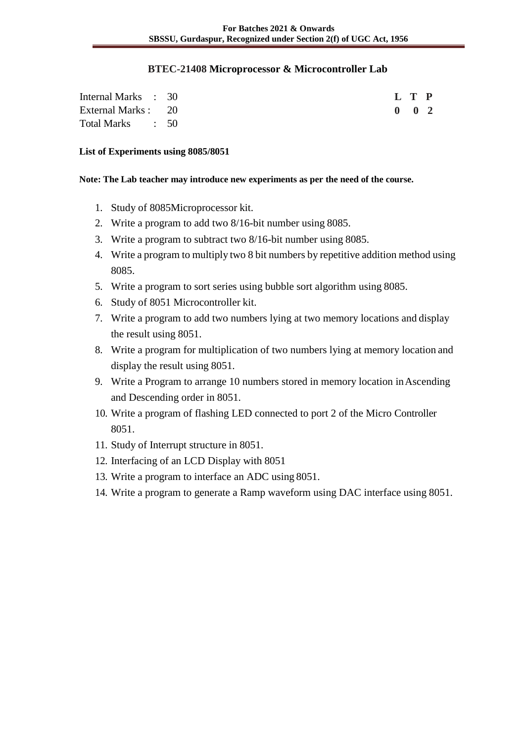## BTEC-21408 Microprocessor & Microcontroller Lab

| | | | L | T | P |
|---|---|---|---|---|---|
| Internal Marks | : | 30 | 0 | 0 | 2 |
| External Marks | : | 20 | | | |
| Total Marks | : | 50 | | | |

**List of Experiments using 8085/8051**

**Note: The Lab teacher may introduce new experiments as per the need of the course.**

1. Study of 8085Microprocessor kit.
2. Write a program to add two 8/16-bit number using 8085.
3. Write a program to subtract two 8/16-bit number using 8085.
4. Write a program to multiply two 8 bit numbers by repetitive addition method using 8085.
5. Write a program to sort series using bubble sort algorithm using 8085.
6. Study of 8051 Microcontroller kit.
7. Write a program to add two numbers lying at two memory locations and display the result using 8051.
8. Write a program for multiplication of two numbers lying at memory location and display the result using 8051.
9. Write a Program to arrange 10 numbers stored in memory location in Ascending and Descending order in 8051.
10. Write a program of flashing LED connected to port 2 of the Micro Controller 8051.
11. Study of Interrupt structure in 8051.
12. Interfacing of an LCD Display with 8051
13. Write a program to interface an ADC using 8051.
14. Write a program to generate a Ramp waveform using DAC interface using 8051.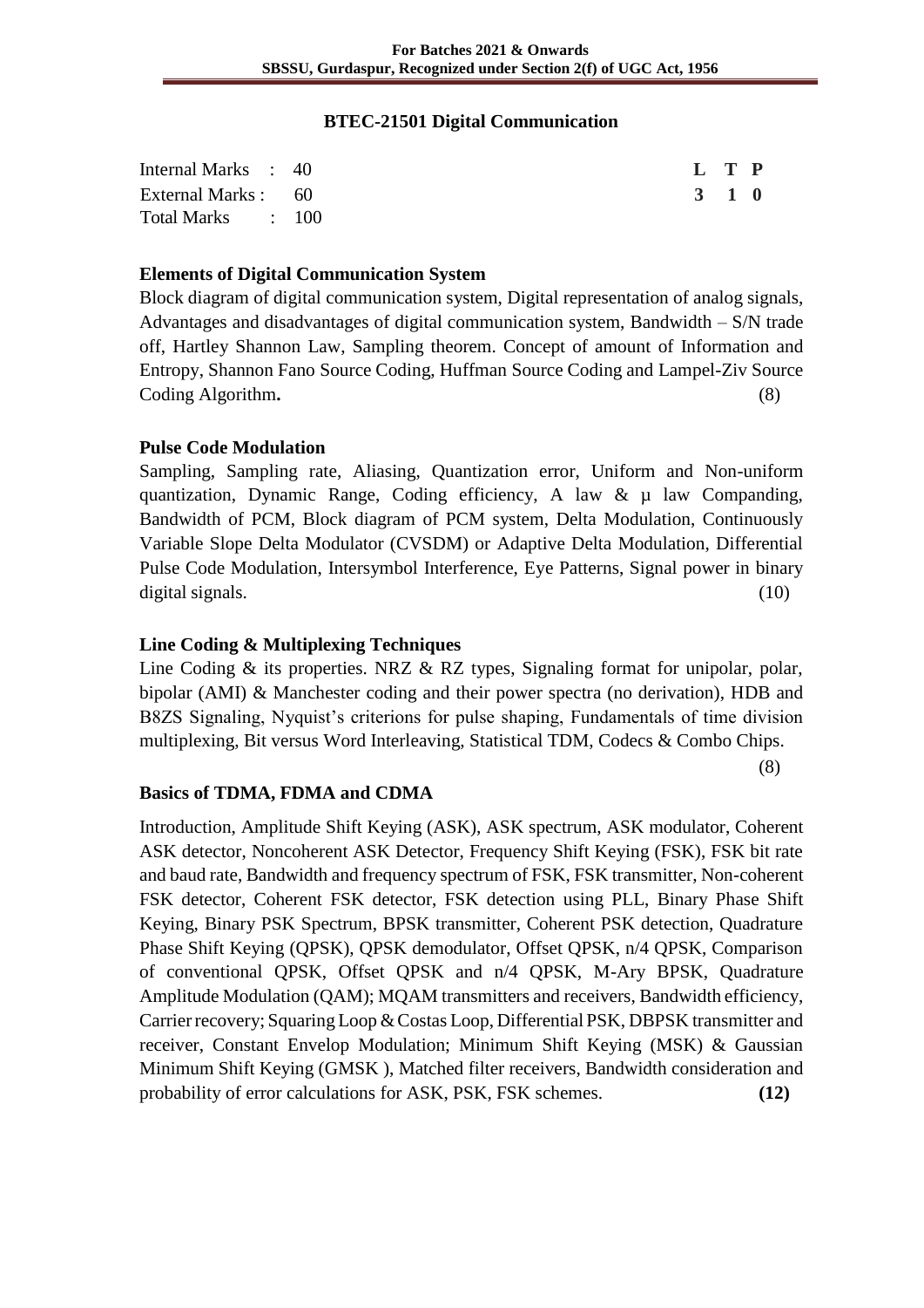## BTEC-21501 Digital Communication

| Internal Marks : 40 | L | T | P |
|---|---|---|---|
| External Marks : 60 | 3 | 1 | 0 |
| Total Marks : 100 | | | |

**Elements of Digital Communication System**

Block diagram of digital communication system, Digital representation of analog signals, Advantages and disadvantages of digital communication system, Bandwidth – S/N trade off, Hartley Shannon Law, Sampling theorem. Concept of amount of Information and Entropy, Shannon Fano Source Coding, Huffman Source Coding and Lampel-Ziv Source Coding Algorithm**.** (8)

**Pulse Code Modulation**

Sampling, Sampling rate, Aliasing, Quantization error, Uniform and Non-uniform quantization, Dynamic Range, Coding efficiency, A law & µ law Companding, Bandwidth of PCM, Block diagram of PCM system, Delta Modulation, Continuously Variable Slope Delta Modulator (CVSDM) or Adaptive Delta Modulation, Differential Pulse Code Modulation, Intersymbol Interference, Eye Patterns, Signal power in binary digital signals. (10)

**Line Coding & Multiplexing Techniques**

Line Coding & its properties. NRZ & RZ types, Signaling format for unipolar, polar, bipolar (AMI) & Manchester coding and their power spectra (no derivation), HDB and B8ZS Signaling, Nyquist's criterions for pulse shaping, Fundamentals of time division multiplexing, Bit versus Word Interleaving, Statistical TDM, Codecs & Combo Chips.

(8)

**Basics of TDMA, FDMA and CDMA**

Introduction, Amplitude Shift Keying (ASK), ASK spectrum, ASK modulator, Coherent ASK detector, Noncoherent ASK Detector, Frequency Shift Keying (FSK), FSK bit rate and baud rate, Bandwidth and frequency spectrum of FSK, FSK transmitter, Non-coherent FSK detector, Coherent FSK detector, FSK detection using PLL, Binary Phase Shift Keying, Binary PSK Spectrum, BPSK transmitter, Coherent PSK detection, Quadrature Phase Shift Keying (QPSK), QPSK demodulator, Offset QPSK, n/4 QPSK, Comparison of conventional QPSK, Offset QPSK and n/4 QPSK, M-Ary BPSK, Quadrature Amplitude Modulation (QAM); MQAM transmitters and receivers, Bandwidth efficiency, Carrier recovery; Squaring Loop & Costas Loop, Differential PSK, DBPSK transmitter and receiver, Constant Envelop Modulation; Minimum Shift Keying (MSK) & Gaussian Minimum Shift Keying (GMSK ), Matched filter receivers, Bandwidth consideration and probability of error calculations for ASK, PSK, FSK schemes. **(12)**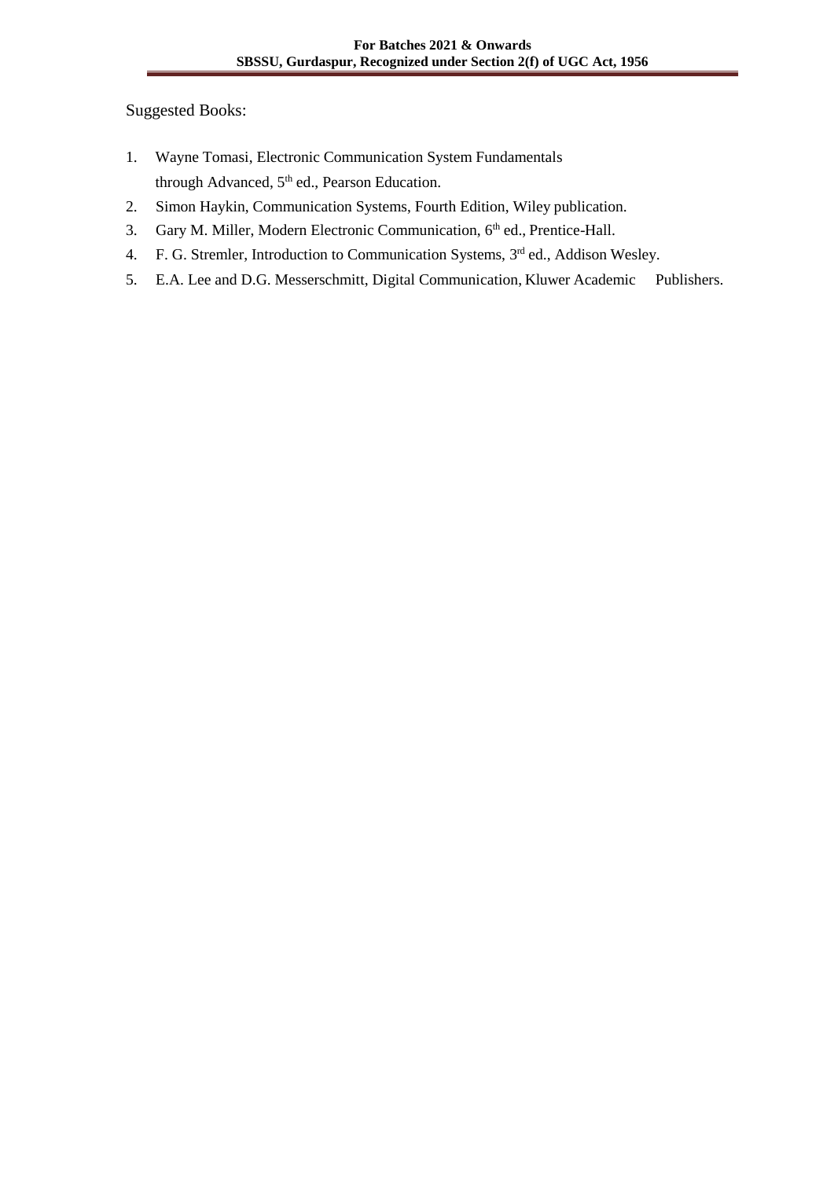Suggested Books:

1. Wayne Tomasi, Electronic Communication System Fundamentals through Advanced, 5th ed., Pearson Education.
2. Simon Haykin, Communication Systems, Fourth Edition, Wiley publication.
3. Gary M. Miller, Modern Electronic Communication, 6th ed., Prentice-Hall.
4. F. G. Stremler, Introduction to Communication Systems, 3rd ed., Addison Wesley.
5. E.A. Lee and D.G. Messerschmitt, Digital Communication, Kluwer Academic Publishers.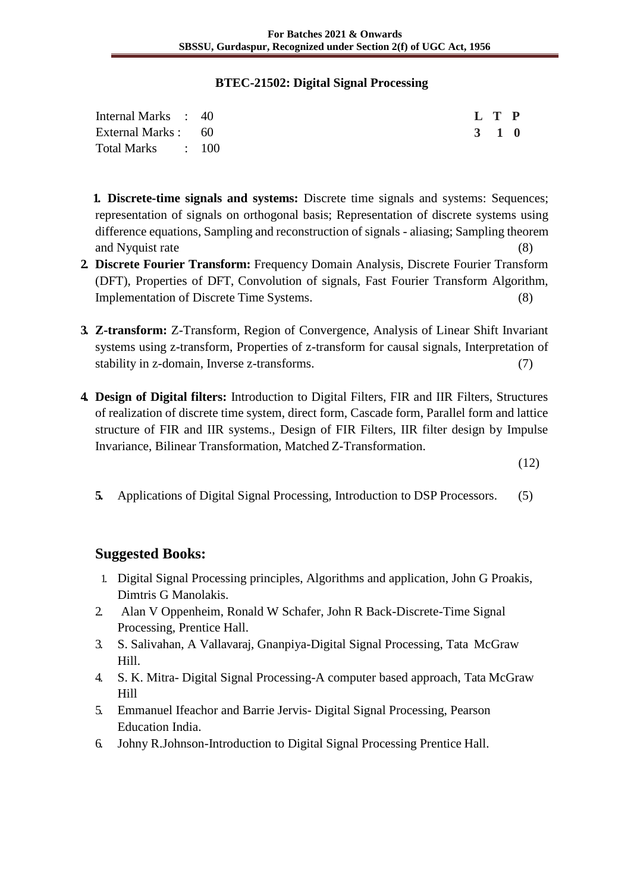## BTEC-21502: Digital Signal Processing

| | | | L | T | P |
|---|---|---|---|---|---|
| Internal Marks | : | 40 | 3 | 1 | 0 |
| External Marks | : | 60 | | | |
| Total Marks | : | 100 | | | |

1. **Discrete-time signals and systems:** Discrete time signals and systems: Sequences; representation of signals on orthogonal basis; Representation of discrete systems using difference equations, Sampling and reconstruction of signals - aliasing; Sampling theorem and Nyquist rate (8)
2. **Discrete Fourier Transform:** Frequency Domain Analysis, Discrete Fourier Transform (DFT), Properties of DFT, Convolution of signals, Fast Fourier Transform Algorithm, Implementation of Discrete Time Systems. (8)
3. **Z-transform:** Z-Transform, Region of Convergence, Analysis of Linear Shift Invariant systems using z-transform, Properties of z-transform for causal signals, Interpretation of stability in z-domain, Inverse z-transforms. (7)
4. **Design of Digital filters:** Introduction to Digital Filters, FIR and IIR Filters, Structures of realization of discrete time system, direct form, Cascade form, Parallel form and lattice structure of FIR and IIR systems., Design of FIR Filters, IIR filter design by Impulse Invariance, Bilinear Transformation, Matched Z-Transformation. (12)
5. Applications of Digital Signal Processing, Introduction to DSP Processors. (5)

## Suggested Books:

1. Digital Signal Processing principles, Algorithms and application, John G Proakis, Dimtris G Manolakis.
2. Alan V Oppenheim, Ronald W Schafer, John R Back-Discrete-Time Signal Processing, Prentice Hall.
3. S. Salivahan, A Vallavaraj, Gnanpiya-Digital Signal Processing, Tata McGraw Hill.
4. S. K. Mitra- Digital Signal Processing-A computer based approach, Tata McGraw Hill
5. Emmanuel Ifeachor and Barrie Jervis- Digital Signal Processing, Pearson Education India.
6. Johny R.Johnson-Introduction to Digital Signal Processing Prentice Hall.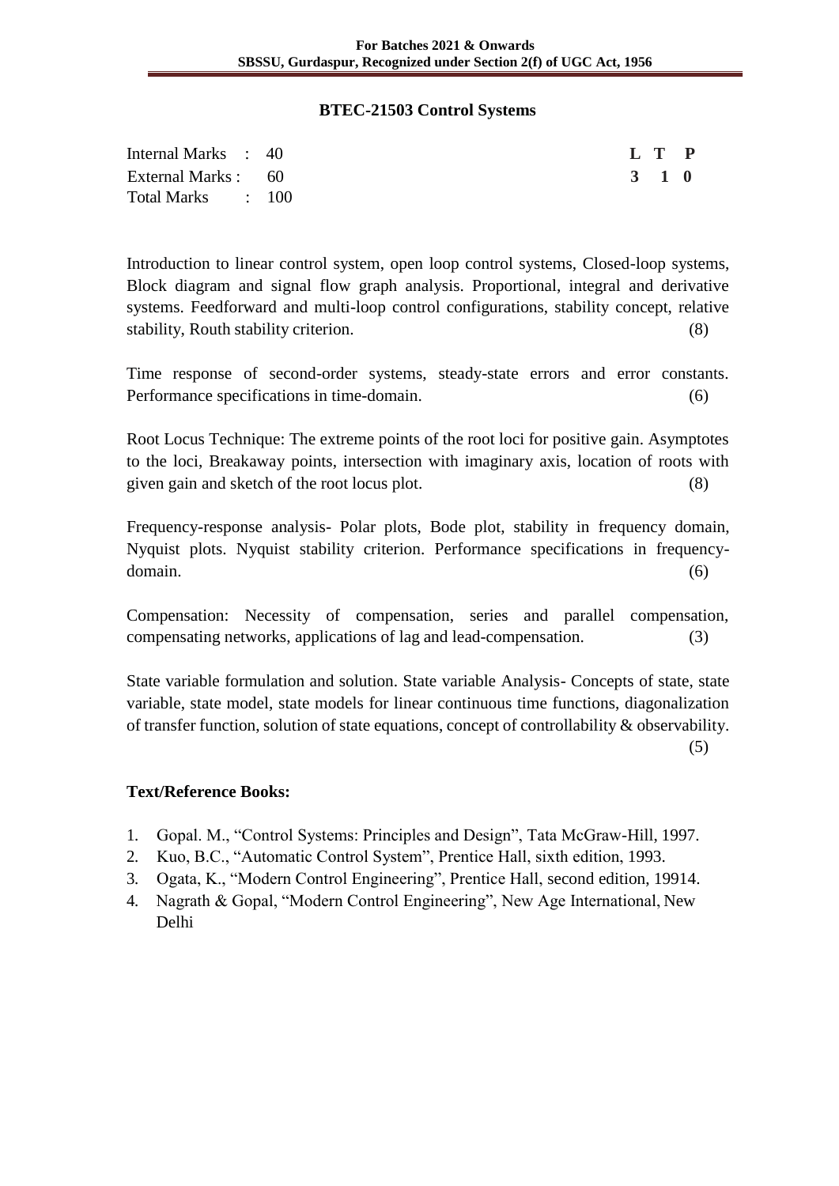## BTEC-21503 Control Systems

| | | |
|---|---|---|
| Internal Marks | : | 40 |
| External Marks | : | 60 |
| Total Marks | : | 100 |

| L | T | P |
|---|---|---|
| 3 | 1 | 0 |

Introduction to linear control system, open loop control systems, Closed-loop systems, Block diagram and signal flow graph analysis. Proportional, integral and derivative systems. Feedforward and multi-loop control configurations, stability concept, relative stability, Routh stability criterion. (8)

Time response of second-order systems, steady-state errors and error constants. Performance specifications in time-domain. (6)

Root Locus Technique: The extreme points of the root loci for positive gain. Asymptotes to the loci, Breakaway points, intersection with imaginary axis, location of roots with given gain and sketch of the root locus plot. (8)

Frequency-response analysis- Polar plots, Bode plot, stability in frequency domain, Nyquist plots. Nyquist stability criterion. Performance specifications in frequency-domain. (6)

Compensation: Necessity of compensation, series and parallel compensation, compensating networks, applications of lag and lead-compensation. (3)

State variable formulation and solution. State variable Analysis- Concepts of state, state variable, state model, state models for linear continuous time functions, diagonalization of transfer function, solution of state equations, concept of controllability & observability. (5)

### Text/Reference Books:

1. Gopal. M., "Control Systems: Principles and Design", Tata McGraw-Hill, 1997.
2. Kuo, B.C., "Automatic Control System", Prentice Hall, sixth edition, 1993.
3. Ogata, K., "Modern Control Engineering", Prentice Hall, second edition, 19914.
4. Nagrath & Gopal, "Modern Control Engineering", New Age International, New Delhi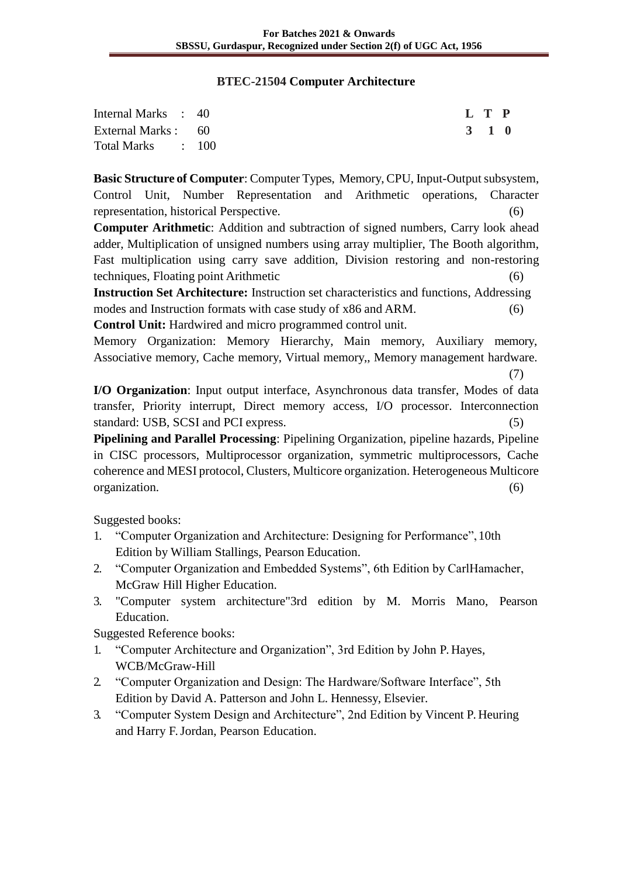## BTEC-21504 Computer Architecture

| | | | L | T | P |
|---|---|---|---|---|---|
| Internal Marks | : | 40 | 3 | 1 | 0 |
| External Marks | : | 60 | | | |
| Total Marks | : | 100 | | | |

**Basic Structure of Computer**: Computer Types, Memory, CPU, Input-Output subsystem, Control Unit, Number Representation and Arithmetic operations, Character representation, historical Perspective. (6)

**Computer Arithmetic**: Addition and subtraction of signed numbers, Carry look ahead adder, Multiplication of unsigned numbers using array multiplier, The Booth algorithm, Fast multiplication using carry save addition, Division restoring and non-restoring techniques, Floating point Arithmetic (6)

**Instruction Set Architecture:** Instruction set characteristics and functions, Addressing modes and Instruction formats with case study of x86 and ARM. (6)

**Control Unit:** Hardwired and micro programmed control unit.

Memory Organization: Memory Hierarchy, Main memory, Auxiliary memory, Associative memory, Cache memory, Virtual memory,, Memory management hardware. (7)

**I/O Organization**: Input output interface, Asynchronous data transfer, Modes of data transfer, Priority interrupt, Direct memory access, I/O processor. Interconnection standard: USB, SCSI and PCI express. (5)

**Pipelining and Parallel Processing**: Pipelining Organization, pipeline hazards, Pipeline in CISC processors, Multiprocessor organization, symmetric multiprocessors, Cache coherence and MESI protocol, Clusters, Multicore organization. Heterogeneous Multicore organization. (6)

Suggested books:

1. "Computer Organization and Architecture: Designing for Performance", 10th Edition by William Stallings, Pearson Education.
2. "Computer Organization and Embedded Systems", 6th Edition by CarlHamacher, McGraw Hill Higher Education.
3. "Computer system architecture"3rd edition by M. Morris Mano, Pearson Education.

Suggested Reference books:

1. "Computer Architecture and Organization", 3rd Edition by John P. Hayes, WCB/McGraw-Hill
2. "Computer Organization and Design: The Hardware/Software Interface", 5th Edition by David A. Patterson and John L. Hennessy, Elsevier.
3. "Computer System Design and Architecture", 2nd Edition by Vincent P. Heuring and Harry F. Jordan, Pearson Education.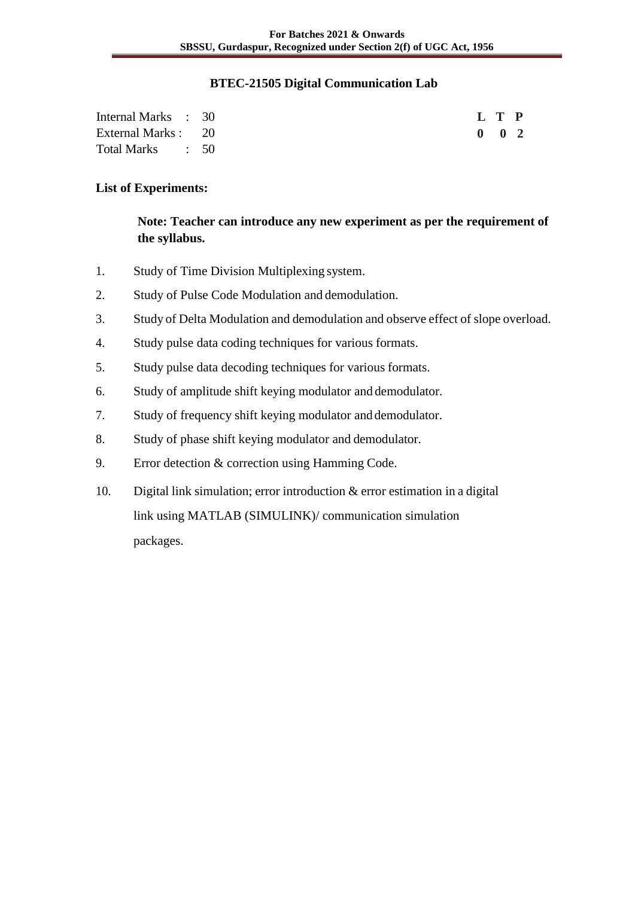## BTEC-21505 Digital Communication Lab

| | | | L | T | P |
|---|---|---|---|---|---|
| Internal Marks | : | 30 | **0** | **0** | **2** |
| External Marks | : | 20 | | | |
| Total Marks | : | 50 | | | |

**List of Experiments:**

**Note: Teacher can introduce any new experiment as per the requirement of the syllabus.**

1. Study of Time Division Multiplexing system.
2. Study of Pulse Code Modulation and demodulation.
3. Study of Delta Modulation and demodulation and observe effect of slope overload.
4. Study pulse data coding techniques for various formats.
5. Study pulse data decoding techniques for various formats.
6. Study of amplitude shift keying modulator and demodulator.
7. Study of frequency shift keying modulator and demodulator.
8. Study of phase shift keying modulator and demodulator.
9. Error detection & correction using Hamming Code.
10. Digital link simulation; error introduction & error estimation in a digital link using MATLAB (SIMULINK)/ communication simulation packages.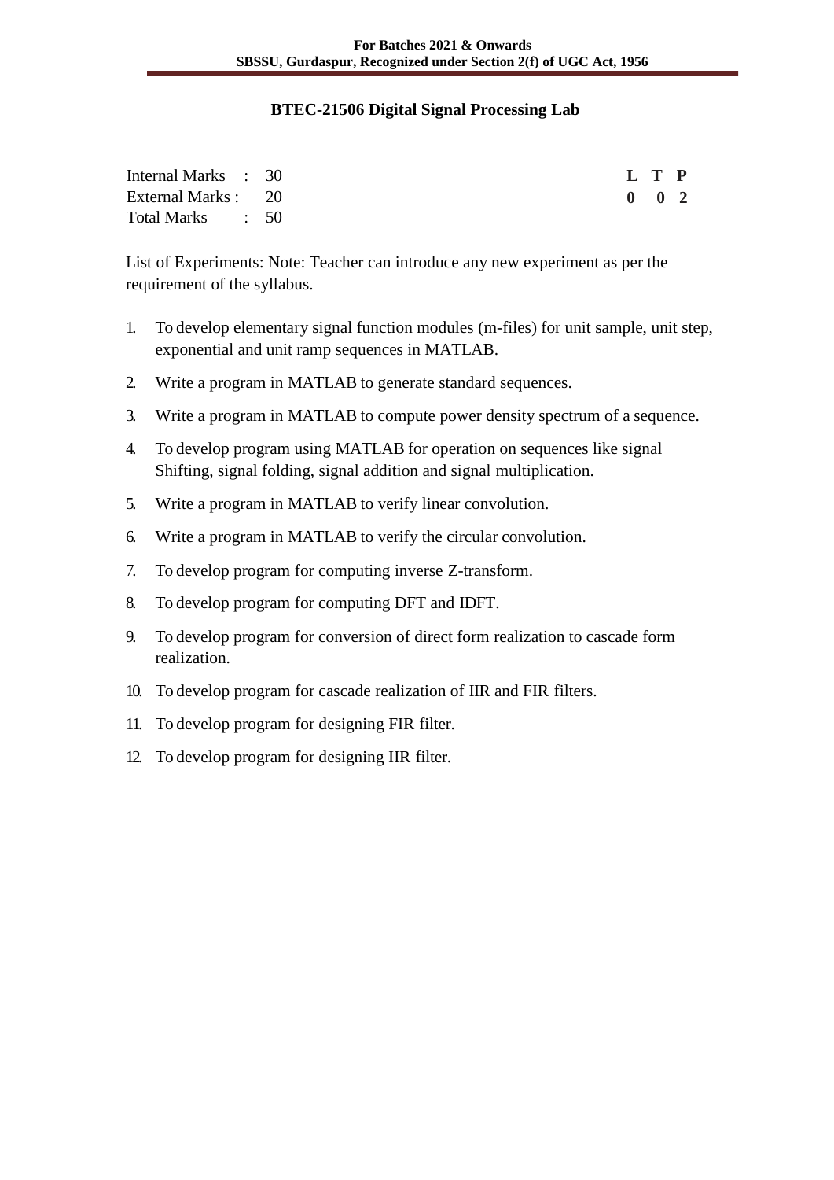## BTEC-21506 Digital Signal Processing Lab

| | | | L | T | P |
|---|---|---|---|---|---|
| Internal Marks | : | 30 | **0** | **0** | **2** |
| External Marks | : | 20 | | | |
| Total Marks | : | 50 | | | |

List of Experiments: Note: Teacher can introduce any new experiment as per the requirement of the syllabus.

1. To develop elementary signal function modules (m-files) for unit sample, unit step, exponential and unit ramp sequences in MATLAB.
2. Write a program in MATLAB to generate standard sequences.
3. Write a program in MATLAB to compute power density spectrum of a sequence.
4. To develop program using MATLAB for operation on sequences like signal Shifting, signal folding, signal addition and signal multiplication.
5. Write a program in MATLAB to verify linear convolution.
6. Write a program in MATLAB to verify the circular convolution.
7. To develop program for computing inverse Z-transform.
8. To develop program for computing DFT and IDFT.
9. To develop program for conversion of direct form realization to cascade form realization.
10. To develop program for cascade realization of IIR and FIR filters.
11. To develop program for designing FIR filter.
12. To develop program for designing IIR filter.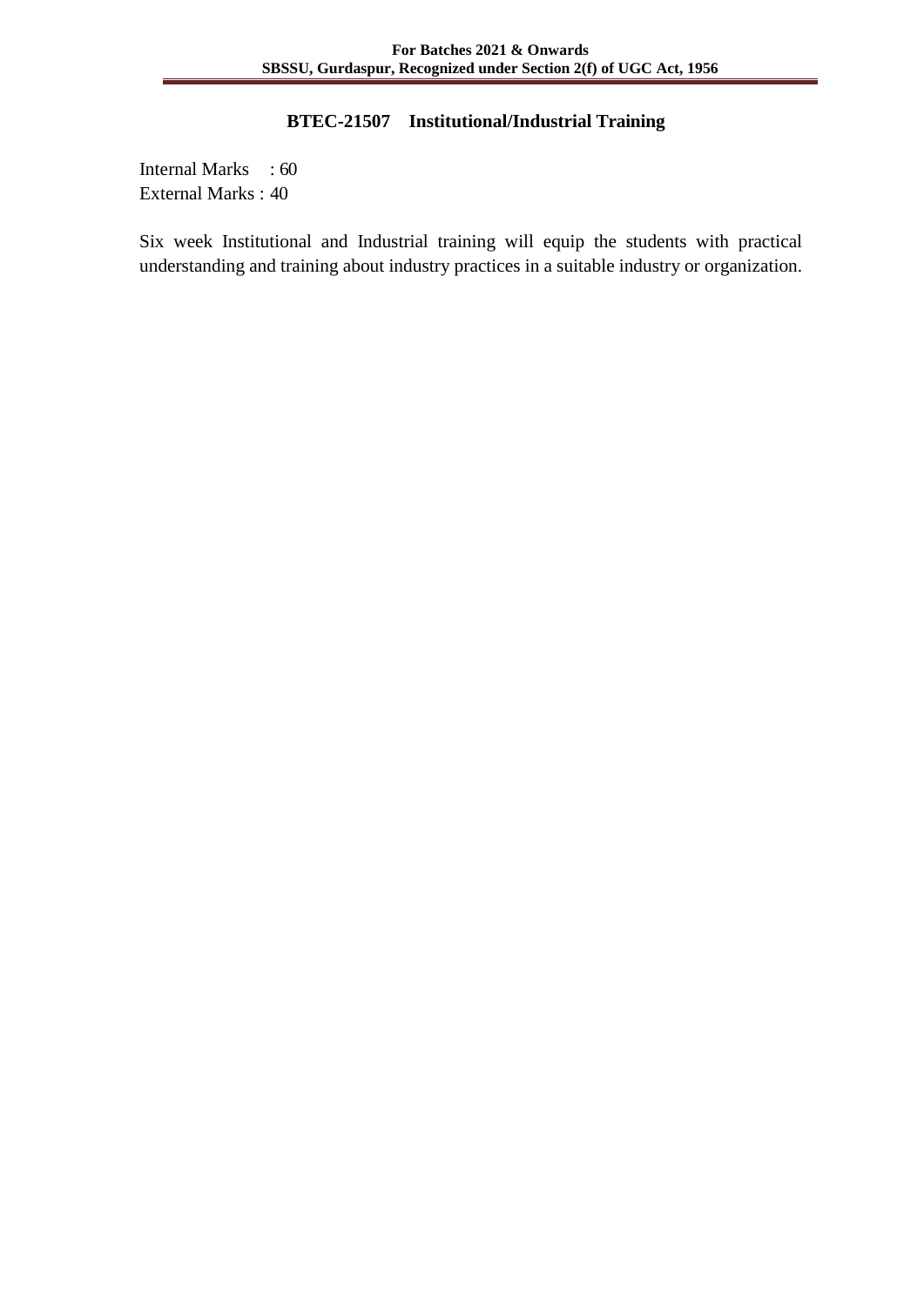### BTEC-21507 Institutional/Industrial Training

Internal Marks : 60
External Marks : 40

Six week Institutional and Industrial training will equip the students with practical understanding and training about industry practices in a suitable industry or organization.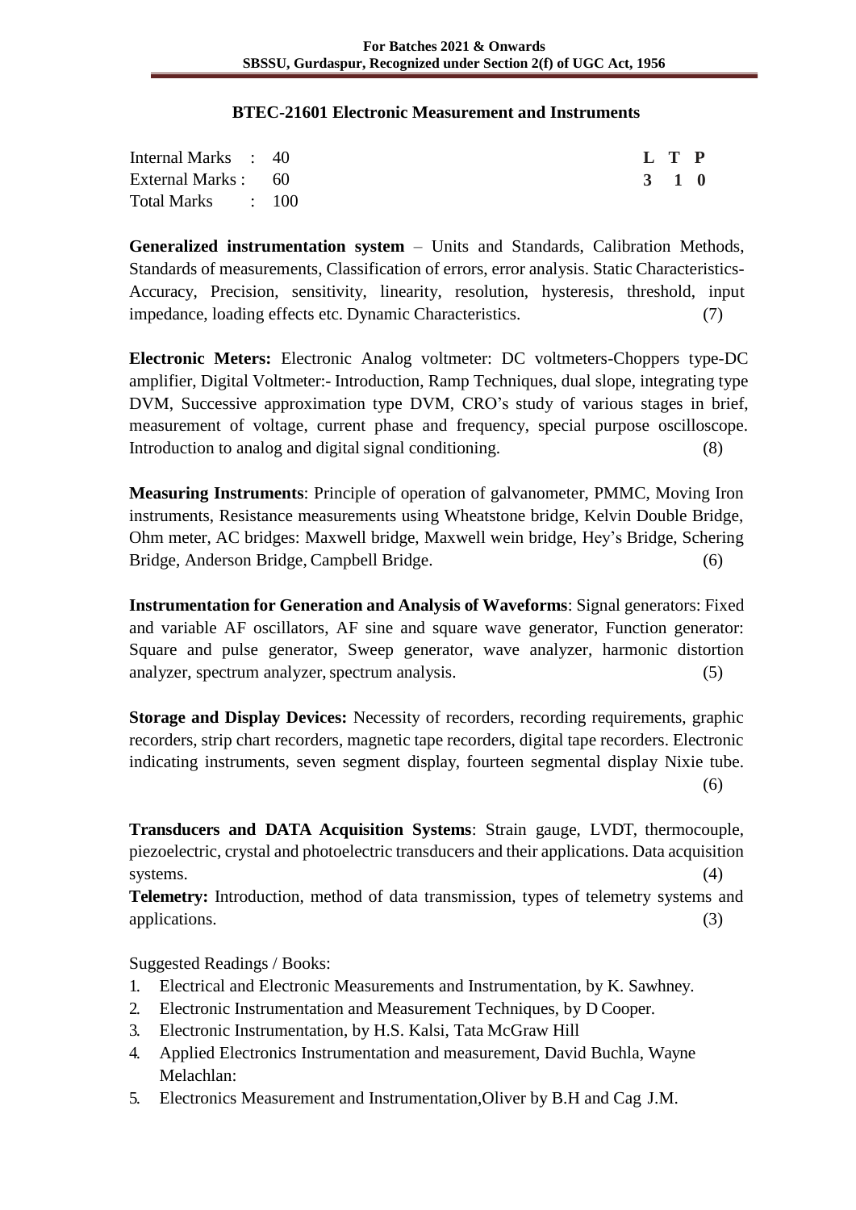## BTEC-21601 Electronic Measurement and Instruments

| | | | L | T | P |
|---|---|---|---|---|---|
| Internal Marks | : | 40 | 3 | 1 | 0 |
| External Marks | : | 60 | | | |
| Total Marks | : | 100 | | | |

**Generalized instrumentation system** – Units and Standards, Calibration Methods, Standards of measurements, Classification of errors, error analysis. Static Characteristics- Accuracy, Precision, sensitivity, linearity, resolution, hysteresis, threshold, input impedance, loading effects etc. Dynamic Characteristics. (7)

**Electronic Meters:** Electronic Analog voltmeter: DC voltmeters-Choppers type-DC amplifier, Digital Voltmeter:- Introduction, Ramp Techniques, dual slope, integrating type DVM, Successive approximation type DVM, CRO's study of various stages in brief, measurement of voltage, current phase and frequency, special purpose oscilloscope. Introduction to analog and digital signal conditioning. (8)

**Measuring Instruments**: Principle of operation of galvanometer, PMMC, Moving Iron instruments, Resistance measurements using Wheatstone bridge, Kelvin Double Bridge, Ohm meter, AC bridges: Maxwell bridge, Maxwell wein bridge, Hey's Bridge, Schering Bridge, Anderson Bridge, Campbell Bridge. (6)

**Instrumentation for Generation and Analysis of Waveforms**: Signal generators: Fixed and variable AF oscillators, AF sine and square wave generator, Function generator: Square and pulse generator, Sweep generator, wave analyzer, harmonic distortion analyzer, spectrum analyzer, spectrum analysis. (5)

**Storage and Display Devices:** Necessity of recorders, recording requirements, graphic recorders, strip chart recorders, magnetic tape recorders, digital tape recorders. Electronic indicating instruments, seven segment display, fourteen segmental display Nixie tube. (6)

**Transducers and DATA Acquisition Systems**: Strain gauge, LVDT, thermocouple, piezoelectric, crystal and photoelectric transducers and their applications. Data acquisition systems. (4)

**Telemetry:** Introduction, method of data transmission, types of telemetry systems and applications. (3)

Suggested Readings / Books:

1. Electrical and Electronic Measurements and Instrumentation, by K. Sawhney.
2. Electronic Instrumentation and Measurement Techniques, by D Cooper.
3. Electronic Instrumentation, by H.S. Kalsi, Tata McGraw Hill
4. Applied Electronics Instrumentation and measurement, David Buchla, Wayne Melachlan:
5. Electronics Measurement and Instrumentation,Oliver by B.H and Cag J.M.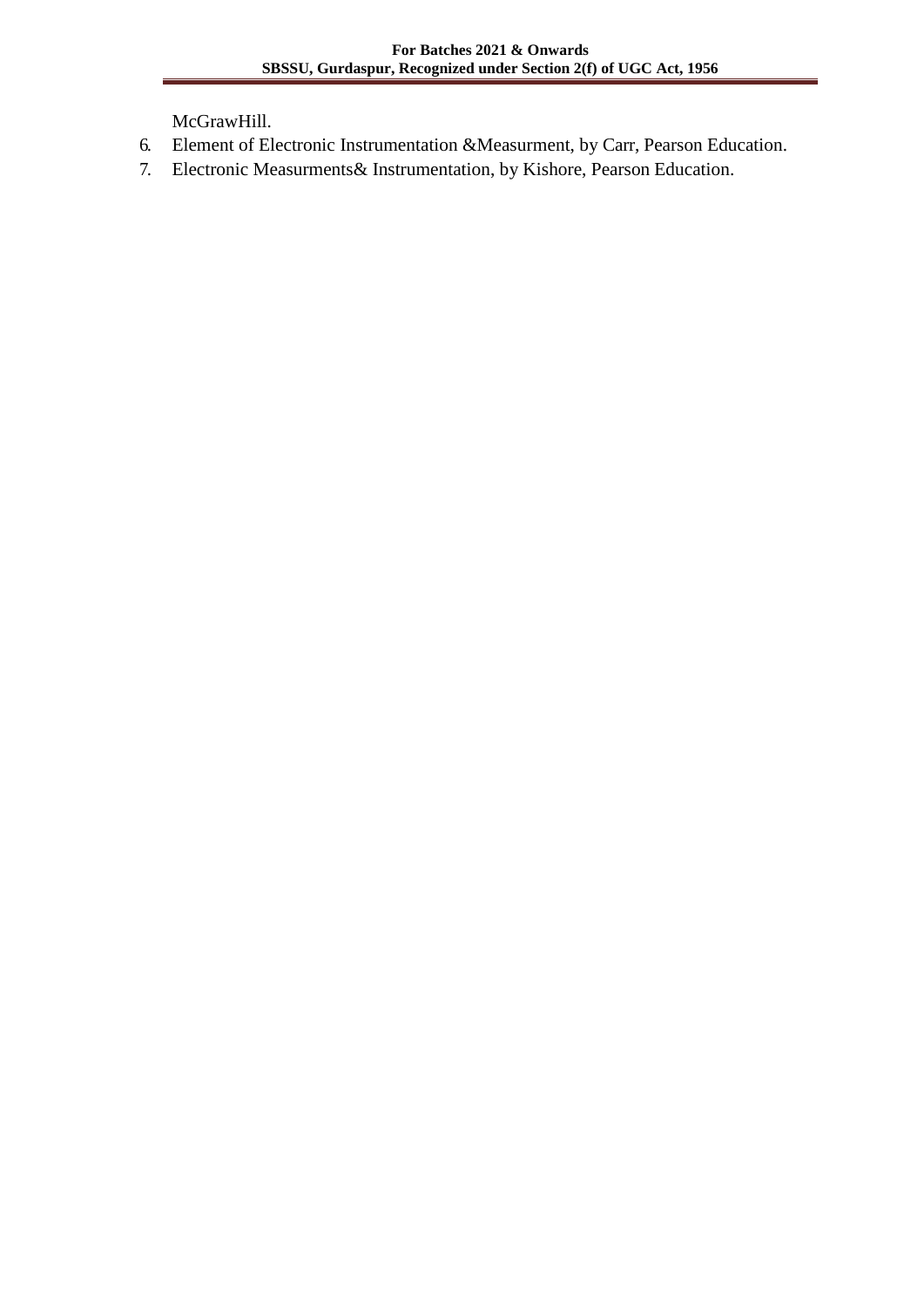McGrawHill.

6. Element of Electronic Instrumentation &Measurment, by Carr, Pearson Education.
7. Electronic Measurments& Instrumentation, by Kishore, Pearson Education.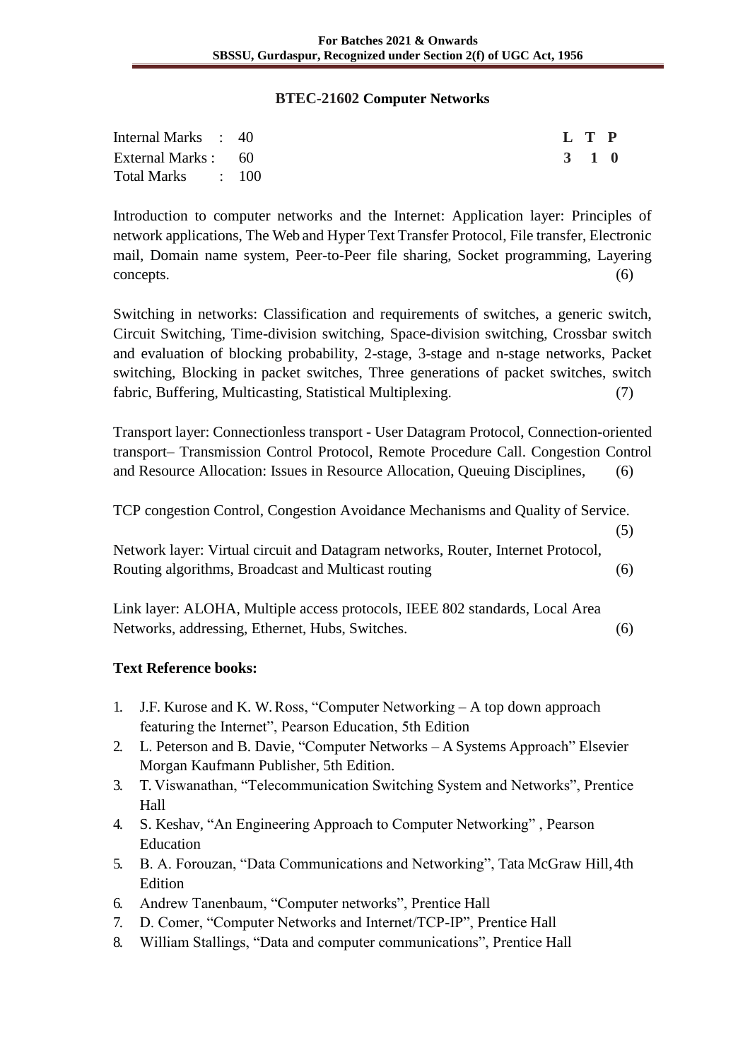## BTEC-21602 Computer Networks

| | | L | T | P |
|---|---|---|---|---|
| Internal Marks | : 40 | 3 | 1 | 0 |
| External Marks | : 60 | | | |
| Total Marks | : 100 | | | |

Introduction to computer networks and the Internet: Application layer: Principles of network applications, The Web and Hyper Text Transfer Protocol, File transfer, Electronic mail, Domain name system, Peer-to-Peer file sharing, Socket programming, Layering concepts. (6)

Switching in networks: Classification and requirements of switches, a generic switch, Circuit Switching, Time-division switching, Space-division switching, Crossbar switch and evaluation of blocking probability, 2-stage, 3-stage and n-stage networks, Packet switching, Blocking in packet switches, Three generations of packet switches, switch fabric, Buffering, Multicasting, Statistical Multiplexing. (7)

Transport layer: Connectionless transport - User Datagram Protocol, Connection-oriented transport– Transmission Control Protocol, Remote Procedure Call. Congestion Control and Resource Allocation: Issues in Resource Allocation, Queuing Disciplines, (6)

TCP congestion Control, Congestion Avoidance Mechanisms and Quality of Service. (5)

Network layer: Virtual circuit and Datagram networks, Router, Internet Protocol, Routing algorithms, Broadcast and Multicast routing (6)

Link layer: ALOHA, Multiple access protocols, IEEE 802 standards, Local Area Networks, addressing, Ethernet, Hubs, Switches. (6)

### Text Reference books:

1. J.F. Kurose and K. W. Ross, "Computer Networking – A top down approach featuring the Internet", Pearson Education, 5th Edition
2. L. Peterson and B. Davie, "Computer Networks – A Systems Approach" Elsevier Morgan Kaufmann Publisher, 5th Edition.
3. T. Viswanathan, "Telecommunication Switching System and Networks", Prentice Hall
4. S. Keshav, "An Engineering Approach to Computer Networking" , Pearson Education
5. B. A. Forouzan, "Data Communications and Networking", Tata McGraw Hill, 4th Edition
6. Andrew Tanenbaum, "Computer networks", Prentice Hall
7. D. Comer, "Computer Networks and Internet/TCP-IP", Prentice Hall
8. William Stallings, "Data and computer communications", Prentice Hall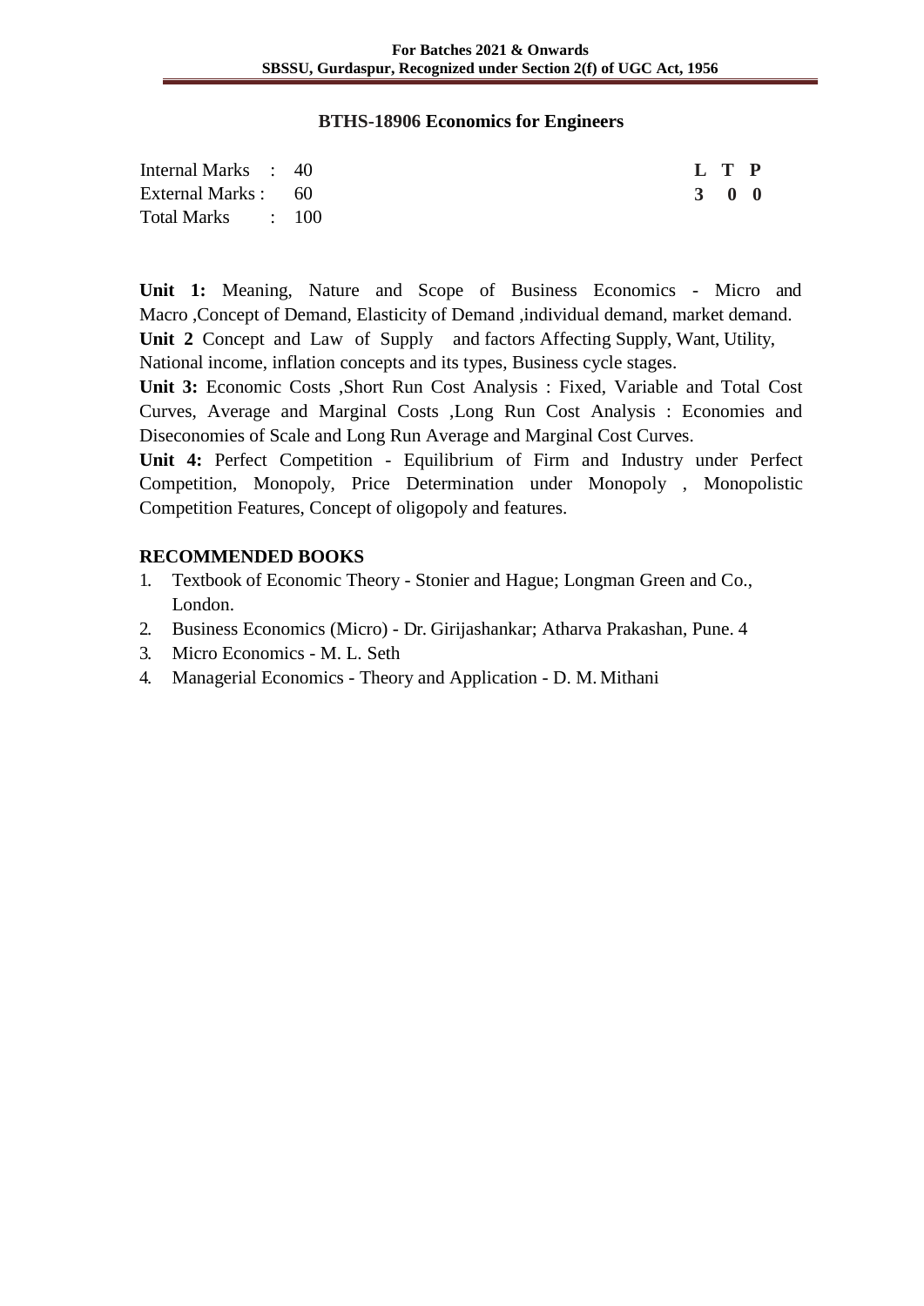## BTHS-18906 Economics for Engineers

| Internal Marks : 40 | L T P |
|---|---|
| External Marks : 60 | 3 0 0 |
| Total Marks : 100 | |

**Unit 1:** Meaning, Nature and Scope of Business Economics - Micro and Macro ,Concept of Demand, Elasticity of Demand ,individual demand, market demand.
**Unit 2** Concept and Law of Supply and factors Affecting Supply, Want, Utility, National income, inflation concepts and its types, Business cycle stages.
**Unit 3:** Economic Costs ,Short Run Cost Analysis : Fixed, Variable and Total Cost Curves, Average and Marginal Costs ,Long Run Cost Analysis : Economies and Diseconomies of Scale and Long Run Average and Marginal Cost Curves.
**Unit 4:** Perfect Competition - Equilibrium of Firm and Industry under Perfect Competition, Monopoly, Price Determination under Monopoly , Monopolistic Competition Features, Concept of oligopoly and features.

**RECOMMENDED BOOKS**

1. Textbook of Economic Theory - Stonier and Hague; Longman Green and Co., London.
2. Business Economics (Micro) - Dr. Girijashankar; Atharva Prakashan, Pune. 4
3. Micro Economics - M. L. Seth
4. Managerial Economics - Theory and Application - D. M. Mithani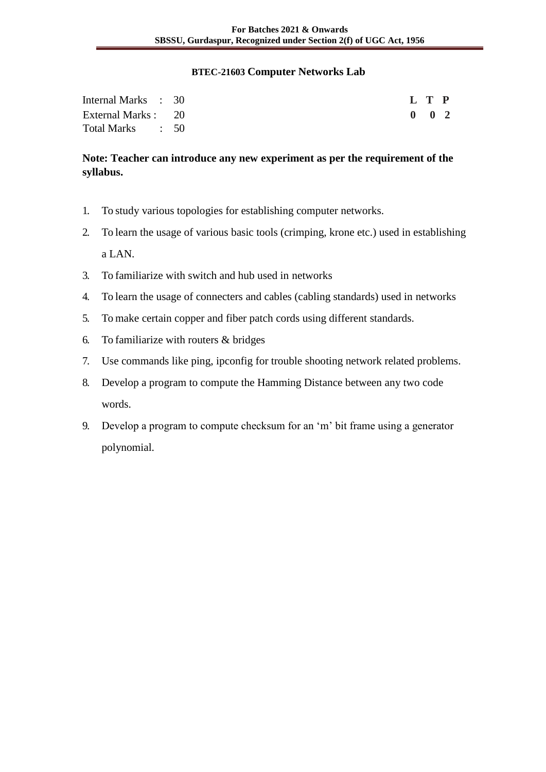## BTEC-21603 Computer Networks Lab

| | | | |
|---|---|---|---|
| Internal Marks : 30 | | | **L T P** |
| External Marks : 20 | | | **0 0 2** |
| Total Marks : 50 | | | |

**Note: Teacher can introduce any new experiment as per the requirement of the syllabus.**

1. To study various topologies for establishing computer networks.
2. To learn the usage of various basic tools (crimping, krone etc.) used in establishing a LAN.
3. To familiarize with switch and hub used in networks
4. To learn the usage of connecters and cables (cabling standards) used in networks
5. To make certain copper and fiber patch cords using different standards.
6. To familiarize with routers & bridges
7. Use commands like ping, ipconfig for trouble shooting network related problems.
8. Develop a program to compute the Hamming Distance between any two code words.
9. Develop a program to compute checksum for an 'm' bit frame using a generator polynomial.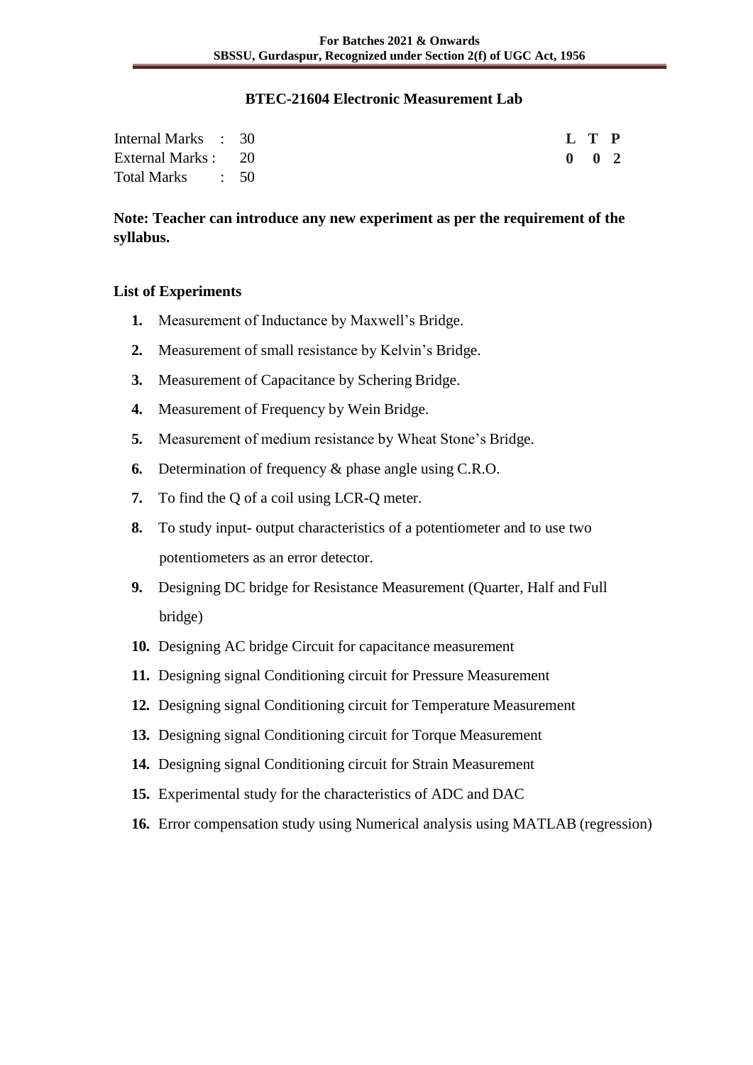## BTEC-21604 Electronic Measurement Lab

| | | | L | T | P |
|---|---|---|---|---|---|
| Internal Marks | : | 30 | 0 | 0 | 2 |
| External Marks | : | 20 | | | |
| Total Marks | : | 50 | | | |

**Note: Teacher can introduce any new experiment as per the requirement of the syllabus.**

**List of Experiments**

1. Measurement of Inductance by Maxwell's Bridge.
2. Measurement of small resistance by Kelvin's Bridge.
3. Measurement of Capacitance by Schering Bridge.
4. Measurement of Frequency by Wein Bridge.
5. Measurement of medium resistance by Wheat Stone's Bridge.
6. Determination of frequency & phase angle using C.R.O.
7. To find the Q of a coil using LCR-Q meter.
8. To study input- output characteristics of a potentiometer and to use two potentiometers as an error detector.
9. Designing DC bridge for Resistance Measurement (Quarter, Half and Full bridge)
10. Designing AC bridge Circuit for capacitance measurement
11. Designing signal Conditioning circuit for Pressure Measurement
12. Designing signal Conditioning circuit for Temperature Measurement
13. Designing signal Conditioning circuit for Torque Measurement
14. Designing signal Conditioning circuit for Strain Measurement
15. Experimental study for the characteristics of ADC and DAC
16. Error compensation study using Numerical analysis using MATLAB (regression)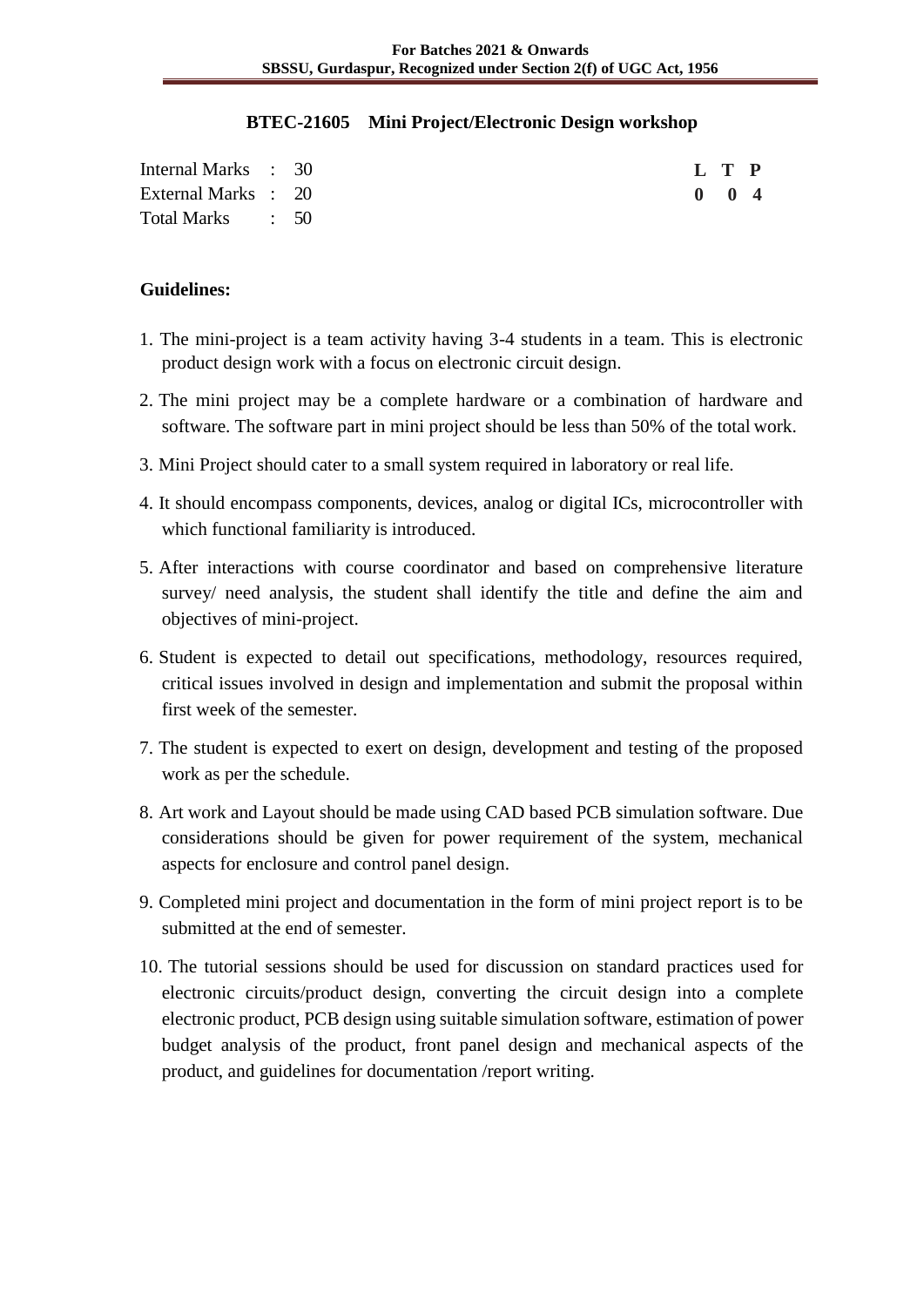## BTEC-21605 Mini Project/Electronic Design workshop

| | | | | L | T | P |
|---|---|---|---|---|---|---|
| Internal Marks | : | 30 | | 0 | 0 | 4 |
| External Marks | : | 20 | | | | |
| Total Marks | : | 50 | | | | |

**Guidelines:**

1. The mini-project is a team activity having 3-4 students in a team. This is electronic product design work with a focus on electronic circuit design.
2. The mini project may be a complete hardware or a combination of hardware and software. The software part in mini project should be less than 50% of the total work.
3. Mini Project should cater to a small system required in laboratory or real life.
4. It should encompass components, devices, analog or digital ICs, microcontroller with which functional familiarity is introduced.
5. After interactions with course coordinator and based on comprehensive literature survey/ need analysis, the student shall identify the title and define the aim and objectives of mini-project.
6. Student is expected to detail out specifications, methodology, resources required, critical issues involved in design and implementation and submit the proposal within first week of the semester.
7. The student is expected to exert on design, development and testing of the proposed work as per the schedule.
8. Art work and Layout should be made using CAD based PCB simulation software. Due considerations should be given for power requirement of the system, mechanical aspects for enclosure and control panel design.
9. Completed mini project and documentation in the form of mini project report is to be submitted at the end of semester.
10. The tutorial sessions should be used for discussion on standard practices used for electronic circuits/product design, converting the circuit design into a complete electronic product, PCB design using suitable simulation software, estimation of power budget analysis of the product, front panel design and mechanical aspects of the product, and guidelines for documentation /report writing.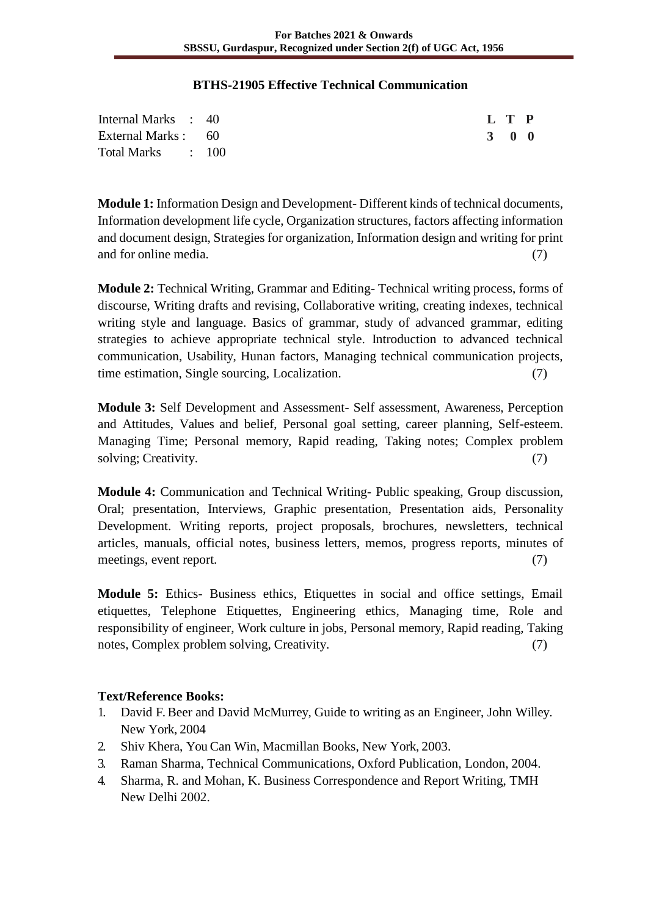## BTHS-21905 Effective Technical Communication

| | | L | T | P |
|---|---|---|---|---|
| Internal Marks : | 40 | 3 | 0 | 0 |
| External Marks : | 60 | | | |
| Total Marks : | 100 | | | |

**Module 1:** Information Design and Development- Different kinds of technical documents, Information development life cycle, Organization structures, factors affecting information and document design, Strategies for organization, Information design and writing for print and for online media. (7)

**Module 2:** Technical Writing, Grammar and Editing- Technical writing process, forms of discourse, Writing drafts and revising, Collaborative writing, creating indexes, technical writing style and language. Basics of grammar, study of advanced grammar, editing strategies to achieve appropriate technical style. Introduction to advanced technical communication, Usability, Hunan factors, Managing technical communication projects, time estimation, Single sourcing, Localization. (7)

**Module 3:** Self Development and Assessment- Self assessment, Awareness, Perception and Attitudes, Values and belief, Personal goal setting, career planning, Self-esteem. Managing Time; Personal memory, Rapid reading, Taking notes; Complex problem solving; Creativity. (7)

**Module 4:** Communication and Technical Writing- Public speaking, Group discussion, Oral; presentation, Interviews, Graphic presentation, Presentation aids, Personality Development. Writing reports, project proposals, brochures, newsletters, technical articles, manuals, official notes, business letters, memos, progress reports, minutes of meetings, event report. (7)

**Module 5:** Ethics- Business ethics, Etiquettes in social and office settings, Email etiquettes, Telephone Etiquettes, Engineering ethics, Managing time, Role and responsibility of engineer, Work culture in jobs, Personal memory, Rapid reading, Taking notes, Complex problem solving, Creativity. (7)

**Text/Reference Books:**

1. David F. Beer and David McMurrey, Guide to writing as an Engineer, John Willey. New York, 2004
2. Shiv Khera, You Can Win, Macmillan Books, New York, 2003.
3. Raman Sharma, Technical Communications, Oxford Publication, London, 2004.
4. Sharma, R. and Mohan, K. Business Correspondence and Report Writing, TMH New Delhi 2002.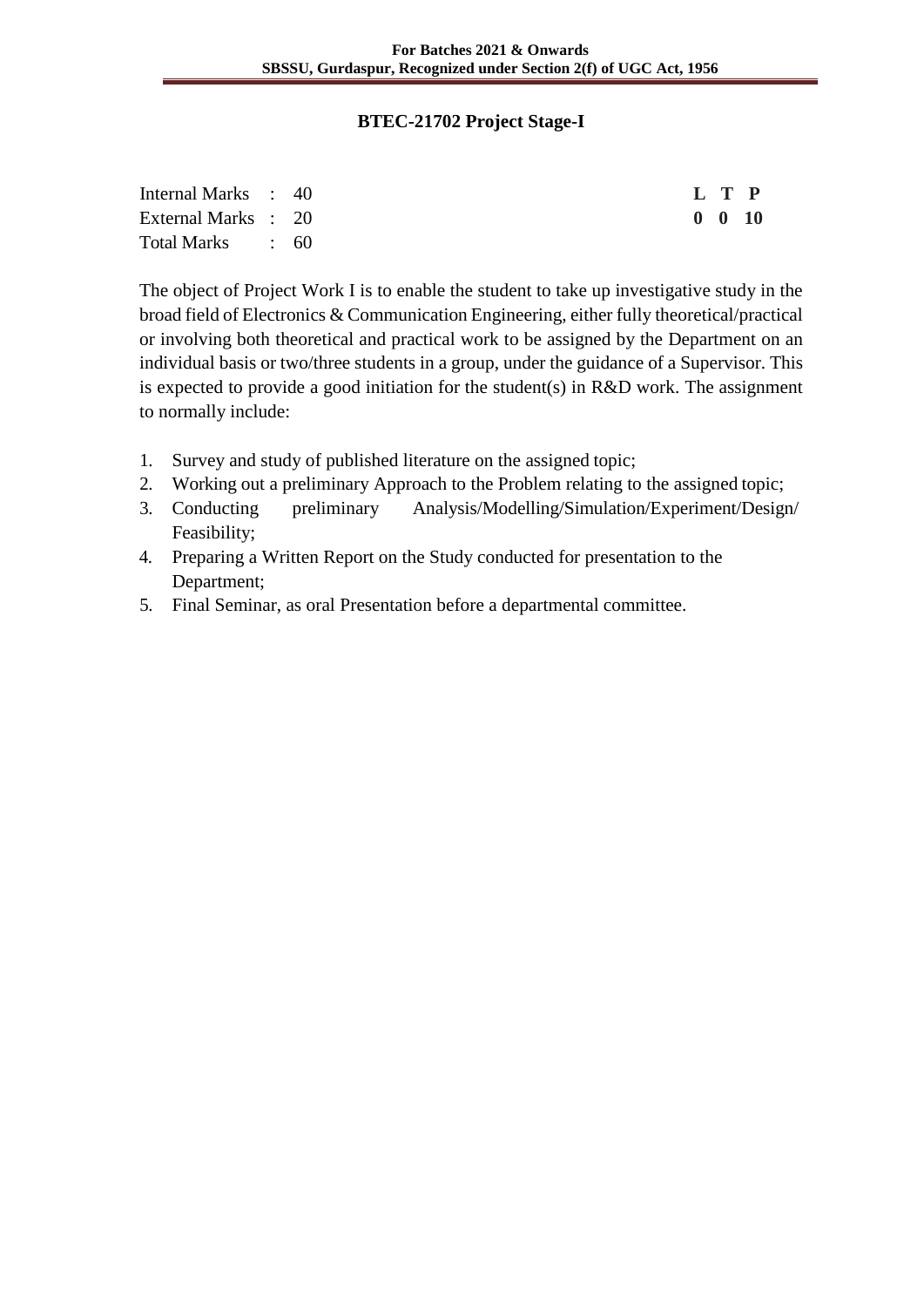# BTEC-21702 Project Stage-I

| | | | | L | T | P |
|---|---|---|---|---|---|---|
| Internal Marks | : | 40 | | **0** | **0** | **10** |
| External Marks | : | 20 | | | | |
| Total Marks | : | 60 | | | | |

The object of Project Work I is to enable the student to take up investigative study in the broad field of Electronics & Communication Engineering, either fully theoretical/practical or involving both theoretical and practical work to be assigned by the Department on an individual basis or two/three students in a group, under the guidance of a Supervisor. This is expected to provide a good initiation for the student(s) in R&D work. The assignment to normally include:

1. Survey and study of published literature on the assigned topic;
2. Working out a preliminary Approach to the Problem relating to the assigned topic;
3. Conducting preliminary Analysis/Modelling/Simulation/Experiment/Design/ Feasibility;
4. Preparing a Written Report on the Study conducted for presentation to the Department;
5. Final Seminar, as oral Presentation before a departmental committee.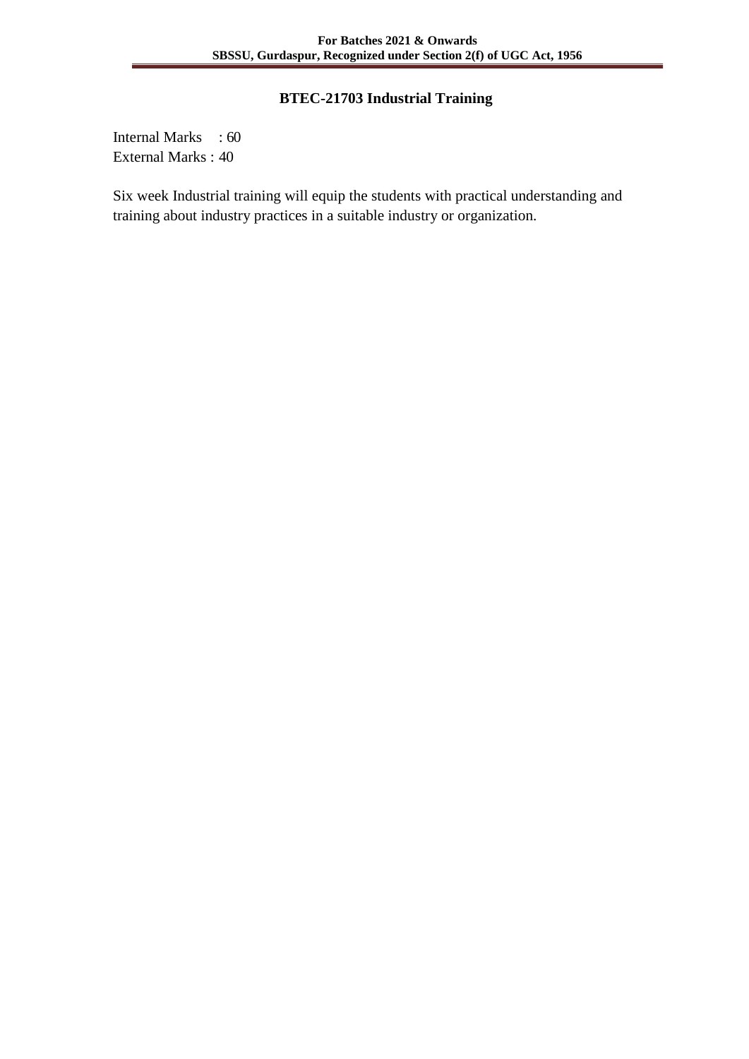## BTEC-21703 Industrial Training

Internal Marks : 60
External Marks : 40

Six week Industrial training will equip the students with practical understanding and training about industry practices in a suitable industry or organization.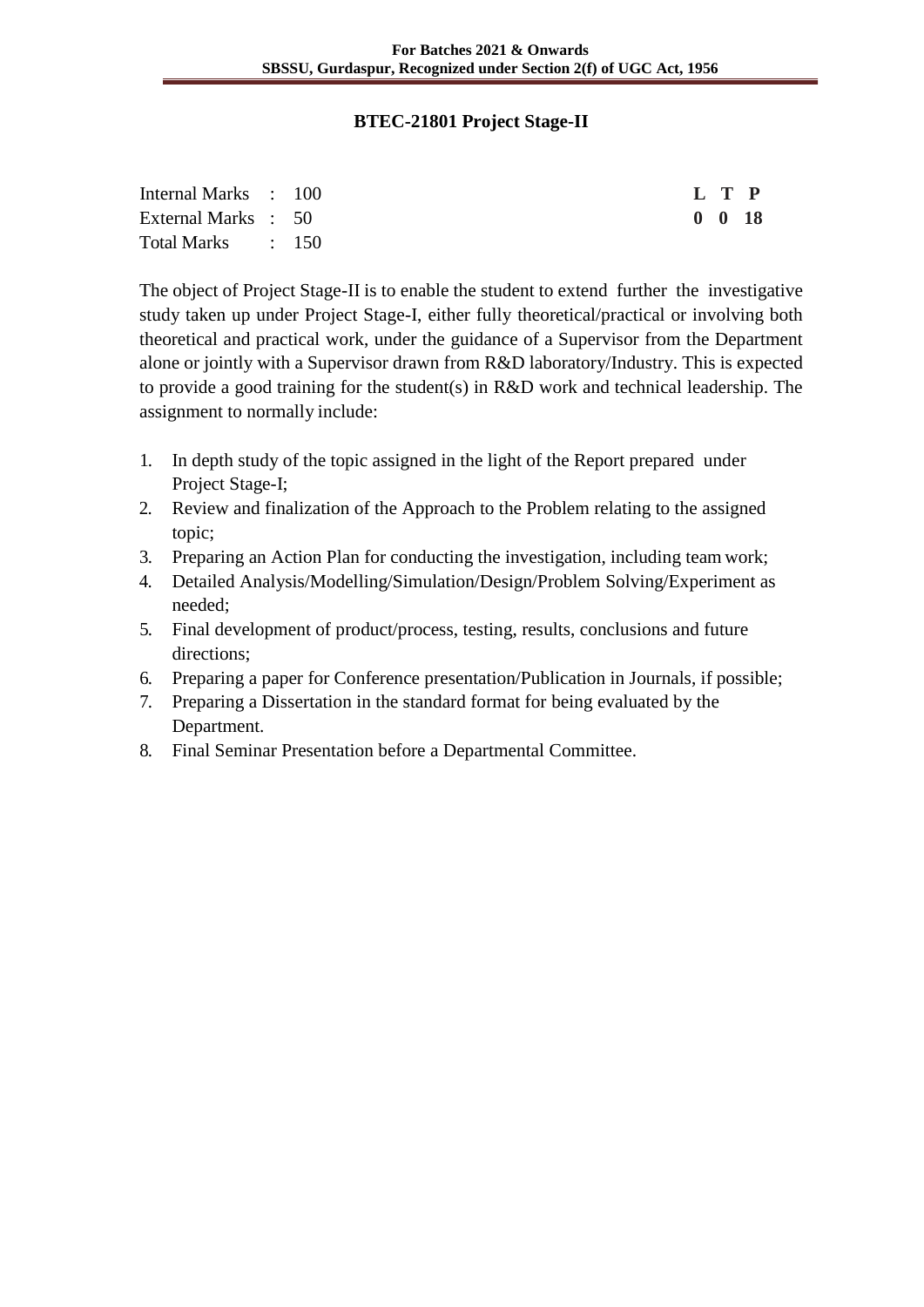## BTEC-21801 Project Stage-II

| | | | |
|---|---|---|---|
| Internal Marks : 100 | **L** | **T** | **P** |
| External Marks : 50 | **0** | **0** | **18** |
| Total Marks : 150 | | | |

The object of Project Stage-II is to enable the student to extend further the investigative study taken up under Project Stage-I, either fully theoretical/practical or involving both theoretical and practical work, under the guidance of a Supervisor from the Department alone or jointly with a Supervisor drawn from R&D laboratory/Industry. This is expected to provide a good training for the student(s) in R&D work and technical leadership. The assignment to normally include:

1. In depth study of the topic assigned in the light of the Report prepared under Project Stage-I;
2. Review and finalization of the Approach to the Problem relating to the assigned topic;
3. Preparing an Action Plan for conducting the investigation, including team work;
4. Detailed Analysis/Modelling/Simulation/Design/Problem Solving/Experiment as needed;
5. Final development of product/process, testing, results, conclusions and future directions;
6. Preparing a paper for Conference presentation/Publication in Journals, if possible;
7. Preparing a Dissertation in the standard format for being evaluated by the Department.
8. Final Seminar Presentation before a Departmental Committee.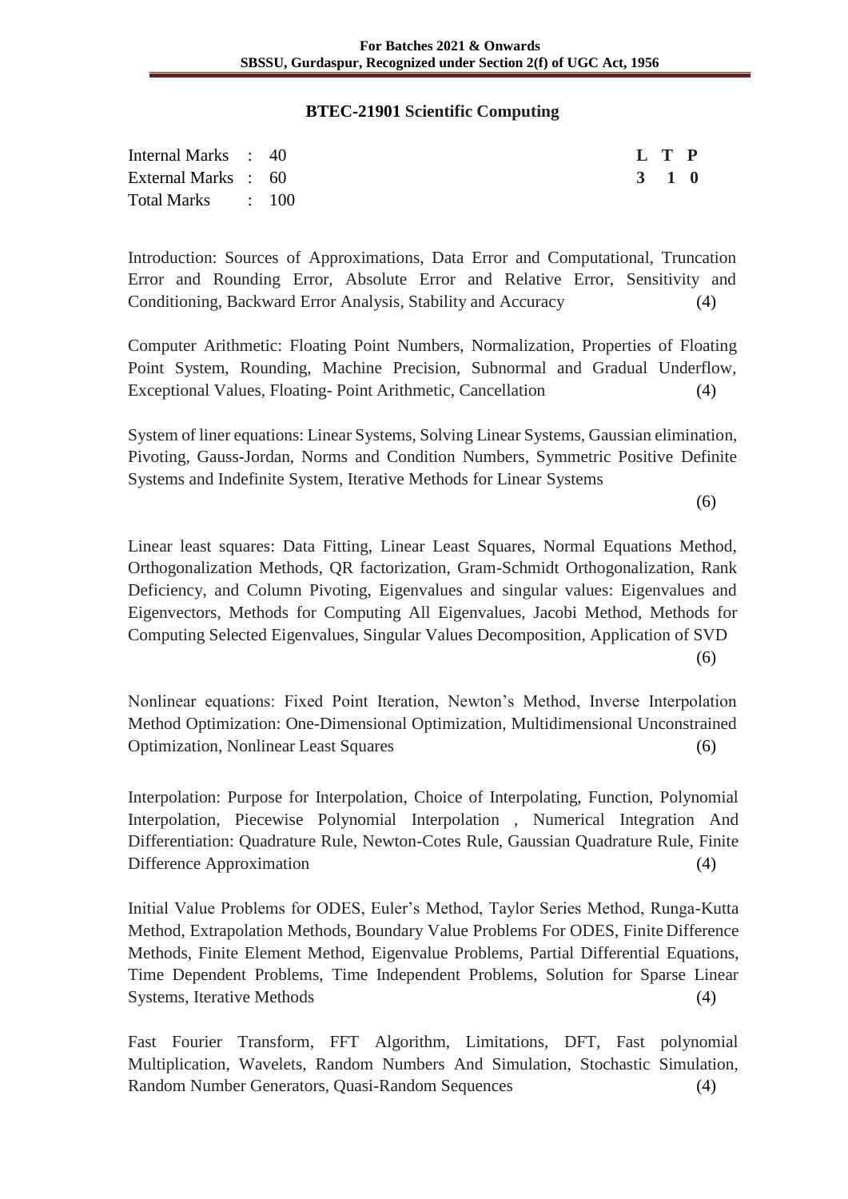## BTEC-21901 Scientific Computing

| | | | L | T | P |
|---|---|---|---|---|---|
| Internal Marks | : | 40 | 3 | 1 | 0 |
| External Marks | : | 60 | | | |
| Total Marks | : | 100 | | | |

Introduction: Sources of Approximations, Data Error and Computational, Truncation Error and Rounding Error, Absolute Error and Relative Error, Sensitivity and Conditioning, Backward Error Analysis, Stability and Accuracy (4)

Computer Arithmetic: Floating Point Numbers, Normalization, Properties of Floating Point System, Rounding, Machine Precision, Subnormal and Gradual Underflow, Exceptional Values, Floating- Point Arithmetic, Cancellation (4)

System of liner equations: Linear Systems, Solving Linear Systems, Gaussian elimination, Pivoting, Gauss-Jordan, Norms and Condition Numbers, Symmetric Positive Definite Systems and Indefinite System, Iterative Methods for Linear Systems (6)

Linear least squares: Data Fitting, Linear Least Squares, Normal Equations Method, Orthogonalization Methods, QR factorization, Gram-Schmidt Orthogonalization, Rank Deficiency, and Column Pivoting, Eigenvalues and singular values: Eigenvalues and Eigenvectors, Methods for Computing All Eigenvalues, Jacobi Method, Methods for Computing Selected Eigenvalues, Singular Values Decomposition, Application of SVD (6)

Nonlinear equations: Fixed Point Iteration, Newton's Method, Inverse Interpolation Method Optimization: One-Dimensional Optimization, Multidimensional Unconstrained Optimization, Nonlinear Least Squares (6)

Interpolation: Purpose for Interpolation, Choice of Interpolating, Function, Polynomial Interpolation, Piecewise Polynomial Interpolation , Numerical Integration And Differentiation: Quadrature Rule, Newton-Cotes Rule, Gaussian Quadrature Rule, Finite Difference Approximation (4)

Initial Value Problems for ODES, Euler's Method, Taylor Series Method, Runga-Kutta Method, Extrapolation Methods, Boundary Value Problems For ODES, Finite Difference Methods, Finite Element Method, Eigenvalue Problems, Partial Differential Equations, Time Dependent Problems, Time Independent Problems, Solution for Sparse Linear Systems, Iterative Methods (4)

Fast Fourier Transform, FFT Algorithm, Limitations, DFT, Fast polynomial Multiplication, Wavelets, Random Numbers And Simulation, Stochastic Simulation, Random Number Generators, Quasi-Random Sequences (4)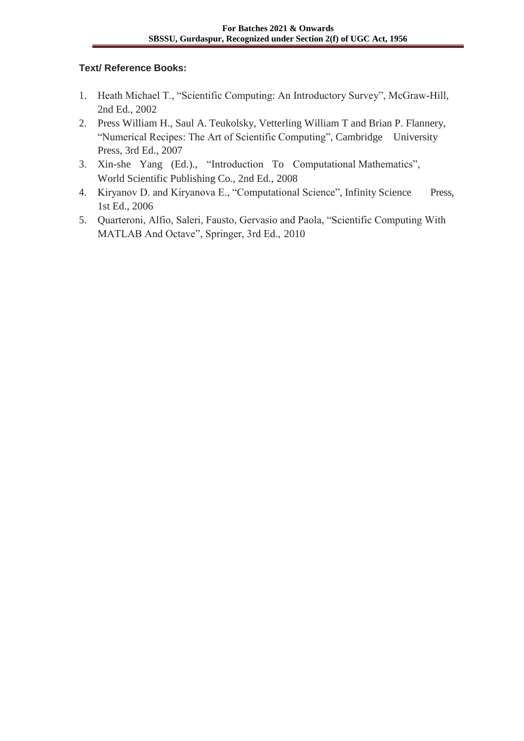**Text/ Reference Books:**

1. Heath Michael T., "Scientific Computing: An Introductory Survey", McGraw-Hill, 2nd Ed., 2002
2. Press William H., Saul A. Teukolsky, Vetterling William T and Brian P. Flannery, "Numerical Recipes: The Art of Scientific Computing", Cambridge University Press, 3rd Ed., 2007
3. Xin-she Yang (Ed.)., "Introduction To Computational Mathematics", World Scientific Publishing Co., 2nd Ed., 2008
4. Kiryanov D. and Kiryanova E., "Computational Science", Infinity Science Press, 1st Ed., 2006
5. Quarteroni, Alfio, Saleri, Fausto, Gervasio and Paola, "Scientific Computing With MATLAB And Octave", Springer, 3rd Ed., 2010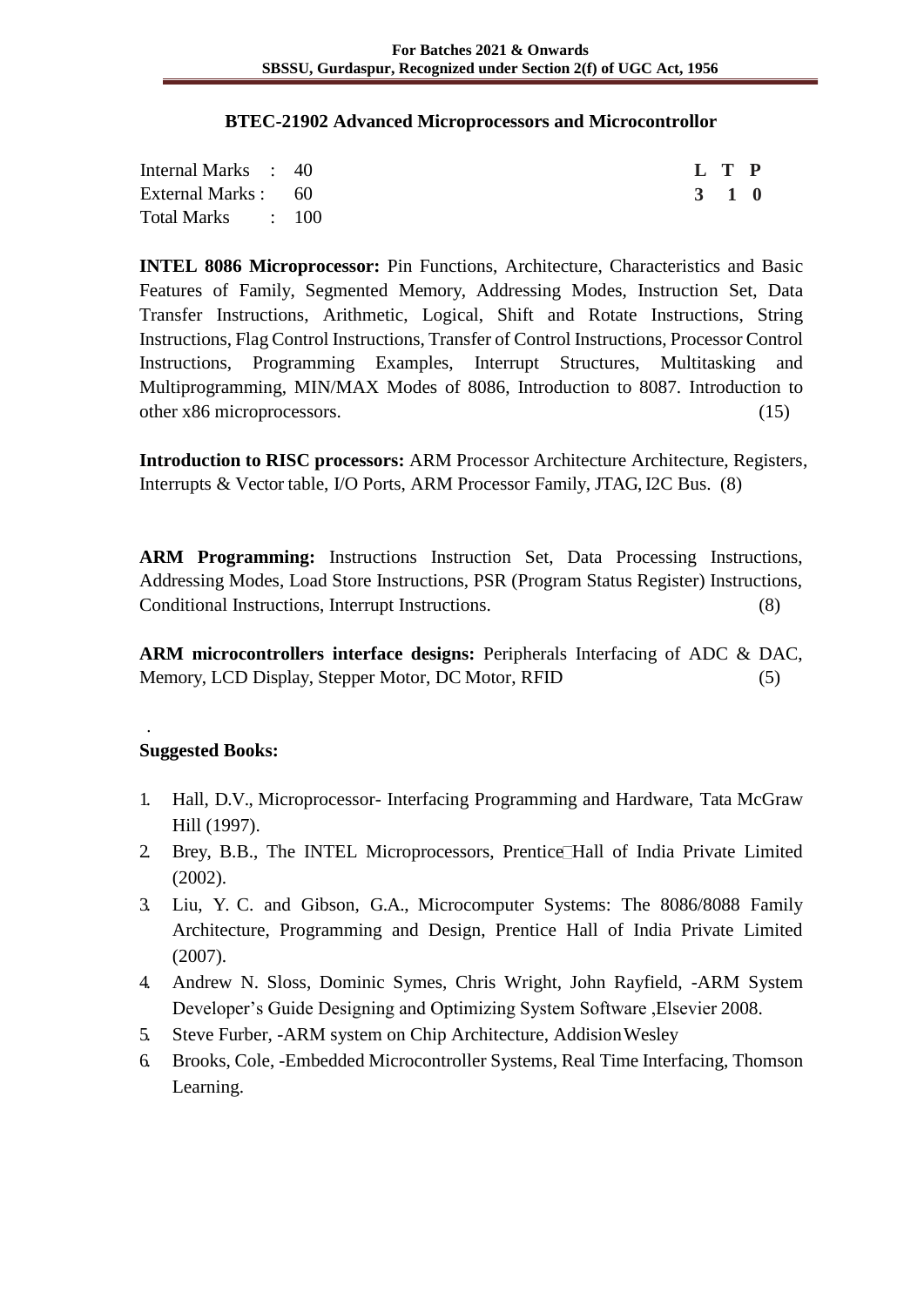## BTEC-21902 Advanced Microprocessors and Microcontrollor

| | | | L T P |
|---|---|---|---|
| Internal Marks | : | 40 | 3 1 0 |
| External Marks | : | 60 | |
| Total Marks | : | 100 | |

**INTEL 8086 Microprocessor:** Pin Functions, Architecture, Characteristics and Basic Features of Family, Segmented Memory, Addressing Modes, Instruction Set, Data Transfer Instructions, Arithmetic, Logical, Shift and Rotate Instructions, String Instructions, Flag Control Instructions, Transfer of Control Instructions, Processor Control Instructions, Programming Examples, Interrupt Structures, Multitasking and Multiprogramming, MIN/MAX Modes of 8086, Introduction to 8087. Introduction to other x86 microprocessors. (15)

**Introduction to RISC processors:** ARM Processor Architecture Architecture, Registers, Interrupts & Vector table, I/O Ports, ARM Processor Family, JTAG, I2C Bus. (8)

**ARM Programming:** Instructions Instruction Set, Data Processing Instructions, Addressing Modes, Load Store Instructions, PSR (Program Status Register) Instructions, Conditional Instructions, Interrupt Instructions. (8)

**ARM microcontrollers interface designs:** Peripherals Interfacing of ADC & DAC, Memory, LCD Display, Stepper Motor, DC Motor, RFID (5)

.

**Suggested Books:**

1. Hall, D.V., Microprocessor- Interfacing Programming and Hardware, Tata McGraw Hill (1997).
2. Brey, B.B., The INTEL Microprocessors, Prentice Hall of India Private Limited (2002).
3. Liu, Y. C. and Gibson, G.A., Microcomputer Systems: The 8086/8088 Family Architecture, Programming and Design, Prentice Hall of India Private Limited (2007).
4. Andrew N. Sloss, Dominic Symes, Chris Wright, John Rayfield, -ARM System Developer's Guide Designing and Optimizing System Software ,Elsevier 2008.
5. Steve Furber, -ARM system on Chip Architecture, Addision Wesley
6. Brooks, Cole, -Embedded Microcontroller Systems, Real Time Interfacing, Thomson Learning.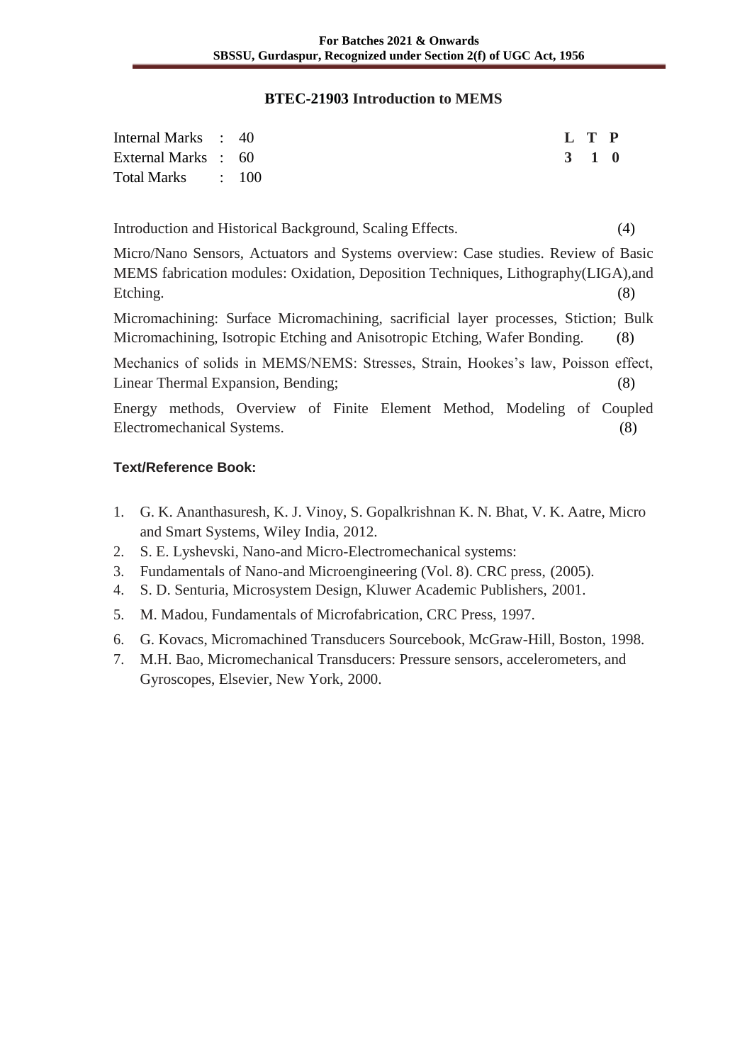## BTEC-21903 Introduction to MEMS

| | | |
|---|---|---|
| Internal Marks : 40 | | **L T P** |
| External Marks : 60 | | **3 1 0** |
| Total Marks : 100 | | |

Introduction and Historical Background, Scaling Effects. (4)

Micro/Nano Sensors, Actuators and Systems overview: Case studies. Review of Basic MEMS fabrication modules: Oxidation, Deposition Techniques, Lithography(LIGA),and Etching. (8)

Micromachining: Surface Micromachining, sacrificial layer processes, Stiction; Bulk Micromachining, Isotropic Etching and Anisotropic Etching, Wafer Bonding. (8)

Mechanics of solids in MEMS/NEMS: Stresses, Strain, Hookes's law, Poisson effect, Linear Thermal Expansion, Bending; (8)

Energy methods, Overview of Finite Element Method, Modeling of Coupled Electromechanical Systems. (8)

**Text/Reference Book:**

1. G. K. Ananthasuresh, K. J. Vinoy, S. Gopalkrishnan K. N. Bhat, V. K. Aatre, Micro and Smart Systems, Wiley India, 2012.
2. S. E. Lyshevski, Nano-and Micro-Electromechanical systems:
3. Fundamentals of Nano-and Microengineering (Vol. 8). CRC press, (2005).
4. S. D. Senturia, Microsystem Design, Kluwer Academic Publishers, 2001.
5. M. Madou, Fundamentals of Microfabrication, CRC Press, 1997.
6. G. Kovacs, Micromachined Transducers Sourcebook, McGraw-Hill, Boston, 1998.
7. M.H. Bao, Micromechanical Transducers: Pressure sensors, accelerometers, and Gyroscopes, Elsevier, New York, 2000.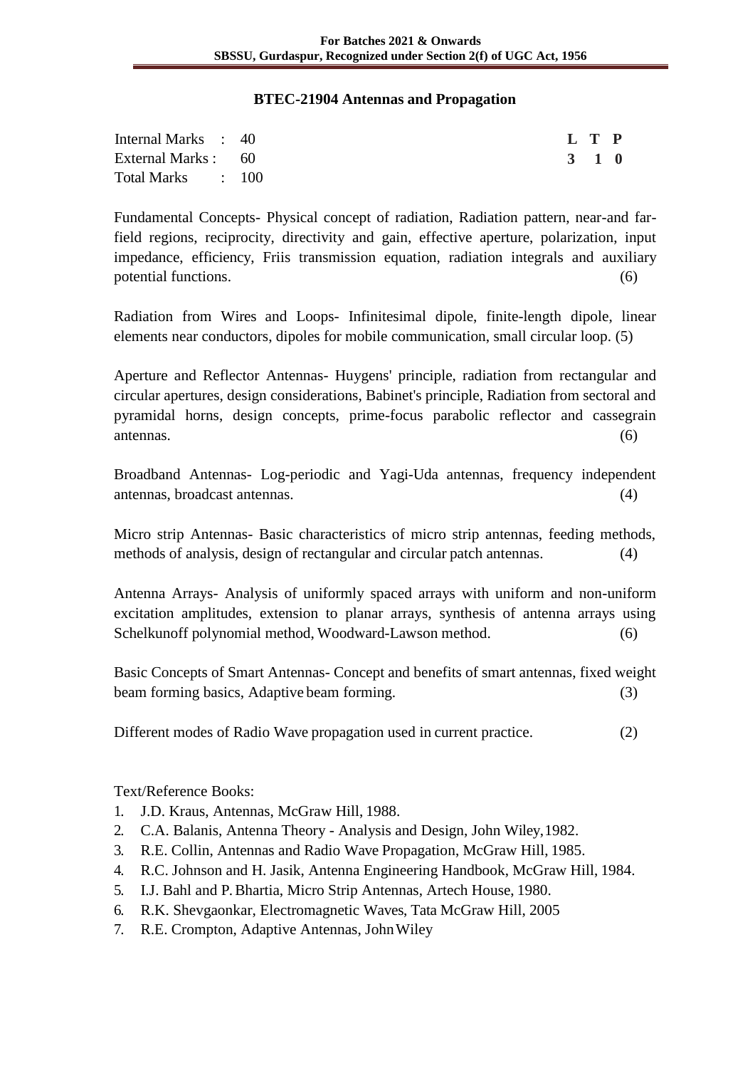## BTEC-21904 Antennas and Propagation

| Internal Marks | : | 40 | L | T | P |
|---|---|---|---|---|---|
| External Marks | : | 60 | 3 | 1 | 0 |
| Total Marks | : | 100 | | | |

Fundamental Concepts- Physical concept of radiation, Radiation pattern, near-and far-field regions, reciprocity, directivity and gain, effective aperture, polarization, input impedance, efficiency, Friis transmission equation, radiation integrals and auxiliary potential functions. (6)

Radiation from Wires and Loops- Infinitesimal dipole, finite-length dipole, linear elements near conductors, dipoles for mobile communication, small circular loop. (5)

Aperture and Reflector Antennas- Huygens' principle, radiation from rectangular and circular apertures, design considerations, Babinet's principle, Radiation from sectoral and pyramidal horns, design concepts, prime-focus parabolic reflector and cassegrain antennas. (6)

Broadband Antennas- Log-periodic and Yagi-Uda antennas, frequency independent antennas, broadcast antennas. (4)

Micro strip Antennas- Basic characteristics of micro strip antennas, feeding methods, methods of analysis, design of rectangular and circular patch antennas. (4)

Antenna Arrays- Analysis of uniformly spaced arrays with uniform and non-uniform excitation amplitudes, extension to planar arrays, synthesis of antenna arrays using Schelkunoff polynomial method, Woodward-Lawson method. (6)

Basic Concepts of Smart Antennas- Concept and benefits of smart antennas, fixed weight beam forming basics, Adaptive beam forming. (3)

Different modes of Radio Wave propagation used in current practice. (2)

Text/Reference Books:

1. J.D. Kraus, Antennas, McGraw Hill, 1988.
2. C.A. Balanis, Antenna Theory - Analysis and Design, John Wiley,1982.
3. R.E. Collin, Antennas and Radio Wave Propagation, McGraw Hill, 1985.
4. R.C. Johnson and H. Jasik, Antenna Engineering Handbook, McGraw Hill, 1984.
5. I.J. Bahl and P. Bhartia, Micro Strip Antennas, Artech House, 1980.
6. R.K. Shevgaonkar, Electromagnetic Waves, Tata McGraw Hill, 2005
7. R.E. Crompton, Adaptive Antennas, John Wiley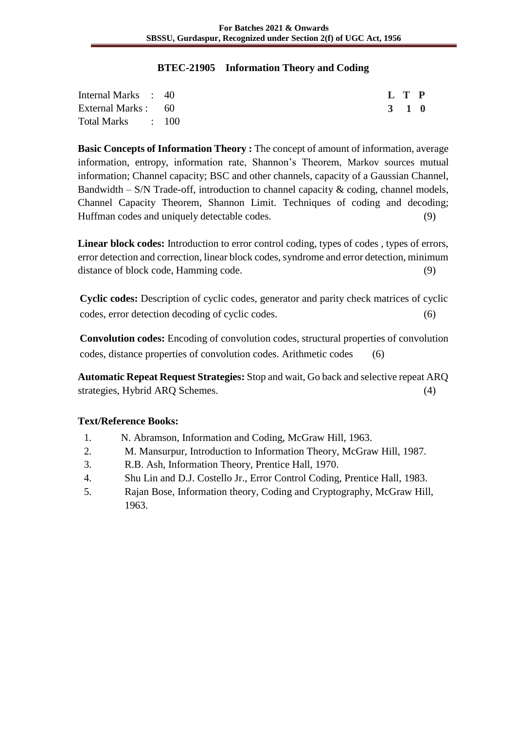## BTEC-21905 Information Theory and Coding

| Internal Marks : 40 | | L | T | P |
| --- | --- | --- | --- | --- |
| External Marks : 60 | | 3 | 1 | 0 |
| Total Marks : 100 | | | | |

**Basic Concepts of Information Theory :** The concept of amount of information, average information, entropy, information rate, Shannon's Theorem, Markov sources mutual information; Channel capacity; BSC and other channels, capacity of a Gaussian Channel, Bandwidth – S/N Trade-off, introduction to channel capacity & coding, channel models, Channel Capacity Theorem, Shannon Limit. Techniques of coding and decoding; Huffman codes and uniquely detectable codes. (9)

**Linear block codes:** Introduction to error control coding, types of codes , types of errors, error detection and correction, linear block codes, syndrome and error detection, minimum distance of block code, Hamming code. (9)

**Cyclic codes:** Description of cyclic codes, generator and parity check matrices of cyclic codes, error detection decoding of cyclic codes. (6)

**Convolution codes:** Encoding of convolution codes, structural properties of convolution codes, distance properties of convolution codes. Arithmetic codes (6)

**Automatic Repeat Request Strategies:** Stop and wait, Go back and selective repeat ARQ strategies, Hybrid ARQ Schemes. (4)

### Text/Reference Books:

1. N. Abramson, Information and Coding, McGraw Hill, 1963.
2. M. Mansurpur, Introduction to Information Theory, McGraw Hill, 1987.
3. R.B. Ash, Information Theory, Prentice Hall, 1970.
4. Shu Lin and D.J. Costello Jr., Error Control Coding, Prentice Hall, 1983.
5. Rajan Bose, Information theory, Coding and Cryptography, McGraw Hill, 1963.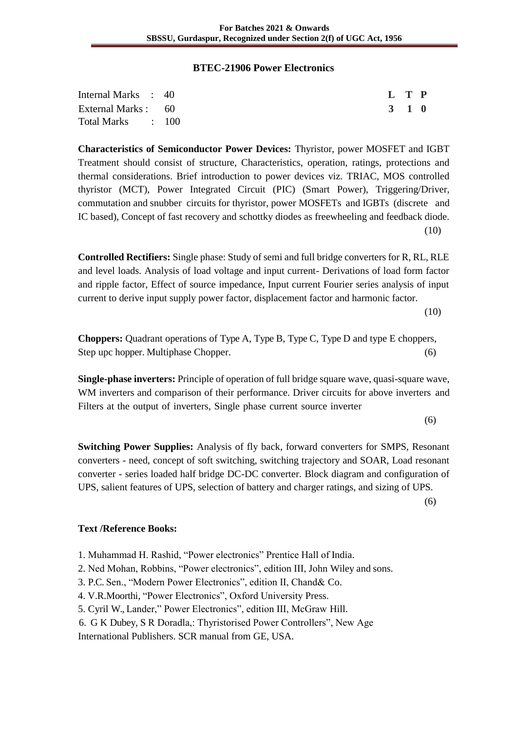## BTEC-21906 Power Electronics

| Internal Marks : 40 | L | T | P |
|---|---|---|---|
| External Marks : 60 | 3 | 1 | 0 |
| Total Marks : 100 | | | |

**Characteristics of Semiconductor Power Devices:** Thyristor, power MOSFET and IGBT Treatment should consist of structure, Characteristics, operation, ratings, protections and thermal considerations. Brief introduction to power devices viz. TRIAC, MOS controlled thyristor (MCT), Power Integrated Circuit (PIC) (Smart Power), Triggering/Driver, commutation and snubber circuits for thyristor, power MOSFETs and IGBTs (discrete and IC based), Concept of fast recovery and schottky diodes as freewheeling and feedback diode. (10)

**Controlled Rectifiers:** Single phase: Study of semi and full bridge converters for R, RL, RLE and level loads. Analysis of load voltage and input current- Derivations of load form factor and ripple factor, Effect of source impedance, Input current Fourier series analysis of input current to derive input supply power factor, displacement factor and harmonic factor. (10)

**Choppers:** Quadrant operations of Type A, Type B, Type C, Type D and type E choppers, Step upc hopper. Multiphase Chopper. (6)

**Single-phase inverters:** Principle of operation of full bridge square wave, quasi-square wave, WM inverters and comparison of their performance. Driver circuits for above inverters and Filters at the output of inverters, Single phase current source inverter (6)

**Switching Power Supplies:** Analysis of fly back, forward converters for SMPS, Resonant converters - need, concept of soft switching, switching trajectory and SOAR, Load resonant converter - series loaded half bridge DC-DC converter. Block diagram and configuration of UPS, salient features of UPS, selection of battery and charger ratings, and sizing of UPS. (6)

**Text /Reference Books:**

1. Muhammad H. Rashid, "Power electronics" Prentice Hall of India.
2. Ned Mohan, Robbins, "Power electronics", edition III, John Wiley and sons.
3. P.C. Sen., "Modern Power Electronics", edition II, Chand& Co.
4. V.R.Moorthi, "Power Electronics", Oxford University Press.
5. Cyril W., Lander," Power Electronics", edition III, McGraw Hill.
6. G K Dubey, S R Doradla,: Thyristorised Power Controllers", New Age International Publishers. SCR manual from GE, USA.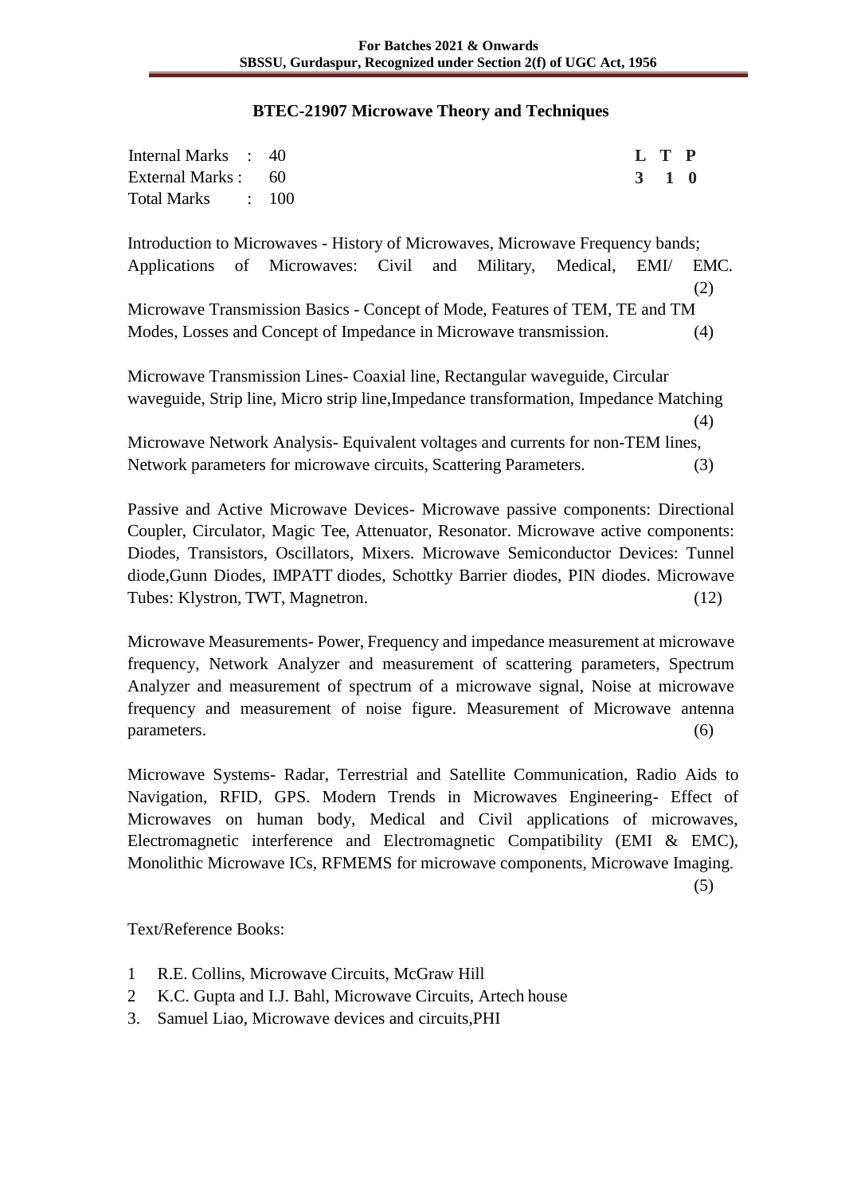## BTEC-21907 Microwave Theory and Techniques

| | | | L | T | P |
|---|---|---|---|---|---|
| Internal Marks | : | 40 | 3 | 1 | 0 |
| External Marks | : | 60 | | | |
| Total Marks | : | 100 | | | |

Introduction to Microwaves - History of Microwaves, Microwave Frequency bands; Applications of Microwaves: Civil and Military, Medical, EMI/ EMC. (2)

Microwave Transmission Basics - Concept of Mode, Features of TEM, TE and TM Modes, Losses and Concept of Impedance in Microwave transmission. (4)

Microwave Transmission Lines- Coaxial line, Rectangular waveguide, Circular waveguide, Strip line, Micro strip line,Impedance transformation, Impedance Matching (4)

Microwave Network Analysis- Equivalent voltages and currents for non-TEM lines, Network parameters for microwave circuits, Scattering Parameters. (3)

Passive and Active Microwave Devices- Microwave passive components: Directional Coupler, Circulator, Magic Tee, Attenuator, Resonator. Microwave active components: Diodes, Transistors, Oscillators, Mixers. Microwave Semiconductor Devices: Tunnel diode,Gunn Diodes, IMPATT diodes, Schottky Barrier diodes, PIN diodes. Microwave Tubes: Klystron, TWT, Magnetron. (12)

Microwave Measurements- Power, Frequency and impedance measurement at microwave frequency, Network Analyzer and measurement of scattering parameters, Spectrum Analyzer and measurement of spectrum of a microwave signal, Noise at microwave frequency and measurement of noise figure. Measurement of Microwave antenna parameters. (6)

Microwave Systems- Radar, Terrestrial and Satellite Communication, Radio Aids to Navigation, RFID, GPS. Modern Trends in Microwaves Engineering- Effect of Microwaves on human body, Medical and Civil applications of microwaves, Electromagnetic interference and Electromagnetic Compatibility (EMI & EMC), Monolithic Microwave ICs, RFMEMS for microwave components, Microwave Imaging. (5)

Text/Reference Books:

1 R.E. Collins, Microwave Circuits, McGraw Hill
2 K.C. Gupta and I.J. Bahl, Microwave Circuits, Artech house
3. Samuel Liao, Microwave devices and circuits,PHI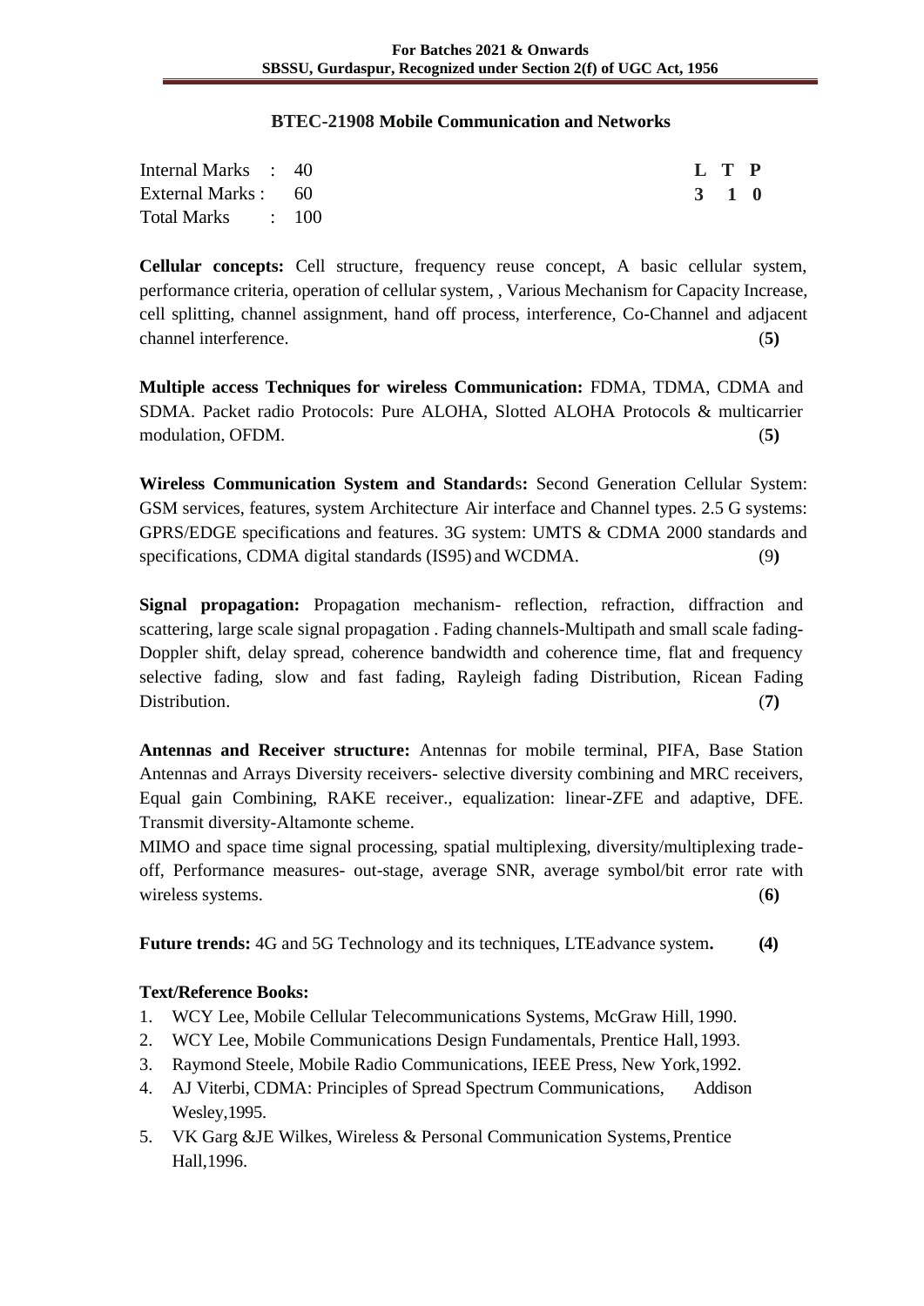## BTEC-21908 Mobile Communication and Networks

| | | | L | T | P |
|---|---|---|---|---|---|
| Internal Marks | : | 40 | 3 | 1 | 0 |
| External Marks | : | 60 | | | |
| Total Marks | : | 100 | | | |

**Cellular concepts:** Cell structure, frequency reuse concept, A basic cellular system, performance criteria, operation of cellular system, , Various Mechanism for Capacity Increase, cell splitting, channel assignment, hand off process, interference, Co-Channel and adjacent channel interference. (**5**)

**Multiple access Techniques for wireless Communication:** FDMA, TDMA, CDMA and SDMA. Packet radio Protocols: Pure ALOHA, Slotted ALOHA Protocols & multicarrier modulation, OFDM. (**5**)

**Wireless Communication System and Standard**s**:** Second Generation Cellular System: GSM services, features, system Architecture Air interface and Channel types. 2.5 G systems: GPRS/EDGE specifications and features. 3G system: UMTS & CDMA 2000 standards and specifications, CDMA digital standards (IS95) and WCDMA. (9**)**

**Signal propagation:** Propagation mechanism- reflection, refraction, diffraction and scattering, large scale signal propagation . Fading channels-Multipath and small scale fading-Doppler shift, delay spread, coherence bandwidth and coherence time, flat and frequency selective fading, slow and fast fading, Rayleigh fading Distribution, Ricean Fading Distribution. (**7**)

**Antennas and Receiver structure:** Antennas for mobile terminal, PIFA, Base Station Antennas and Arrays Diversity receivers- selective diversity combining and MRC receivers, Equal gain Combining, RAKE receiver., equalization: linear-ZFE and adaptive, DFE. Transmit diversity-Altamonte scheme.

MIMO and space time signal processing, spatial multiplexing, diversity/multiplexing trade-off, Performance measures- out-stage, average SNR, average symbol/bit error rate with wireless systems. (**6**)

**Future trends:** 4G and 5G Technology and its techniques, LTE advance system**. (4)**

**Text/Reference Books:**

1. WCY Lee, Mobile Cellular Telecommunications Systems, McGraw Hill, 1990.
2. WCY Lee, Mobile Communications Design Fundamentals, Prentice Hall, 1993.
3. Raymond Steele, Mobile Radio Communications, IEEE Press, New York, 1992.
4. AJ Viterbi, CDMA: Principles of Spread Spectrum Communications, Addison Wesley, 1995.
5. VK Garg &JE Wilkes, Wireless & Personal Communication Systems, Prentice Hall, 1996.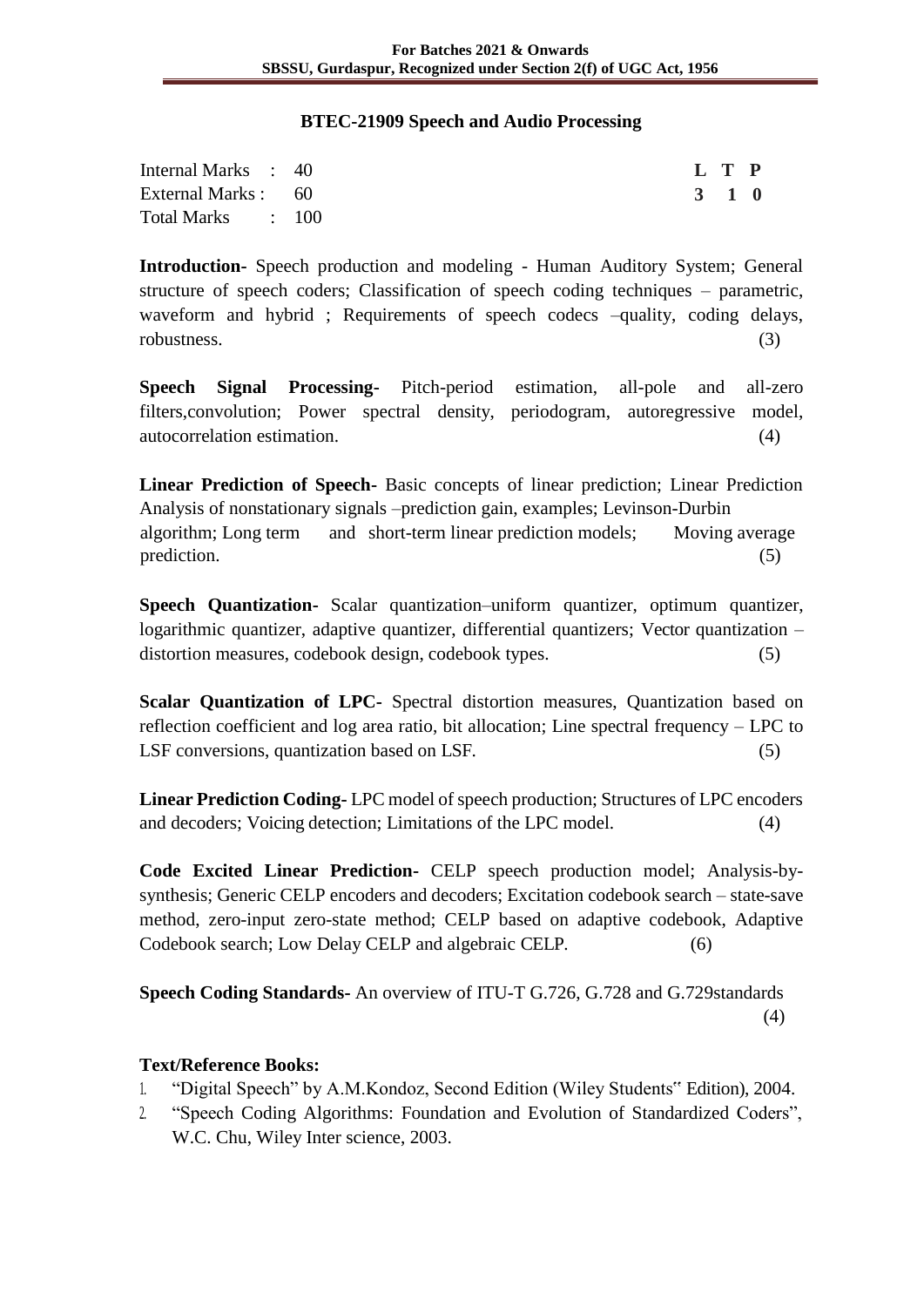## BTEC-21909 Speech and Audio Processing

| | | | |
|---|---|---|---|
| Internal Marks | : 40 | | **L T P** |
| External Marks | : 60 | | **3 1 0** |
| Total Marks | : 100 | | |

**Introduction-** Speech production and modeling - Human Auditory System; General structure of speech coders; Classification of speech coding techniques – parametric, waveform and hybrid ; Requirements of speech codecs –quality, coding delays, robustness. (3)

**Speech Signal Processing-** Pitch-period estimation, all-pole and all-zero filters,convolution; Power spectral density, periodogram, autoregressive model, autocorrelation estimation. (4)

**Linear Prediction of Speech-** Basic concepts of linear prediction; Linear Prediction Analysis of nonstationary signals –prediction gain, examples; Levinson-Durbin algorithm; Long term and short-term linear prediction models; Moving average prediction. (5)

**Speech Quantization-** Scalar quantization–uniform quantizer, optimum quantizer, logarithmic quantizer, adaptive quantizer, differential quantizers; Vector quantization – distortion measures, codebook design, codebook types. (5)

**Scalar Quantization of LPC-** Spectral distortion measures, Quantization based on reflection coefficient and log area ratio, bit allocation; Line spectral frequency – LPC to LSF conversions, quantization based on LSF. (5)

**Linear Prediction Coding-** LPC model of speech production; Structures of LPC encoders and decoders; Voicing detection; Limitations of the LPC model. (4)

**Code Excited Linear Prediction-** CELP speech production model; Analysis-by-synthesis; Generic CELP encoders and decoders; Excitation codebook search – state-save method, zero-input zero-state method; CELP based on adaptive codebook, Adaptive Codebook search; Low Delay CELP and algebraic CELP. (6)

**Speech Coding Standards-** An overview of ITU-T G.726, G.728 and G.729standards (4)

**Text/Reference Books:**

1. "Digital Speech" by A.M.Kondoz, Second Edition (Wiley Students" Edition), 2004.
2. "Speech Coding Algorithms: Foundation and Evolution of Standardized Coders", W.C. Chu, Wiley Inter science, 2003.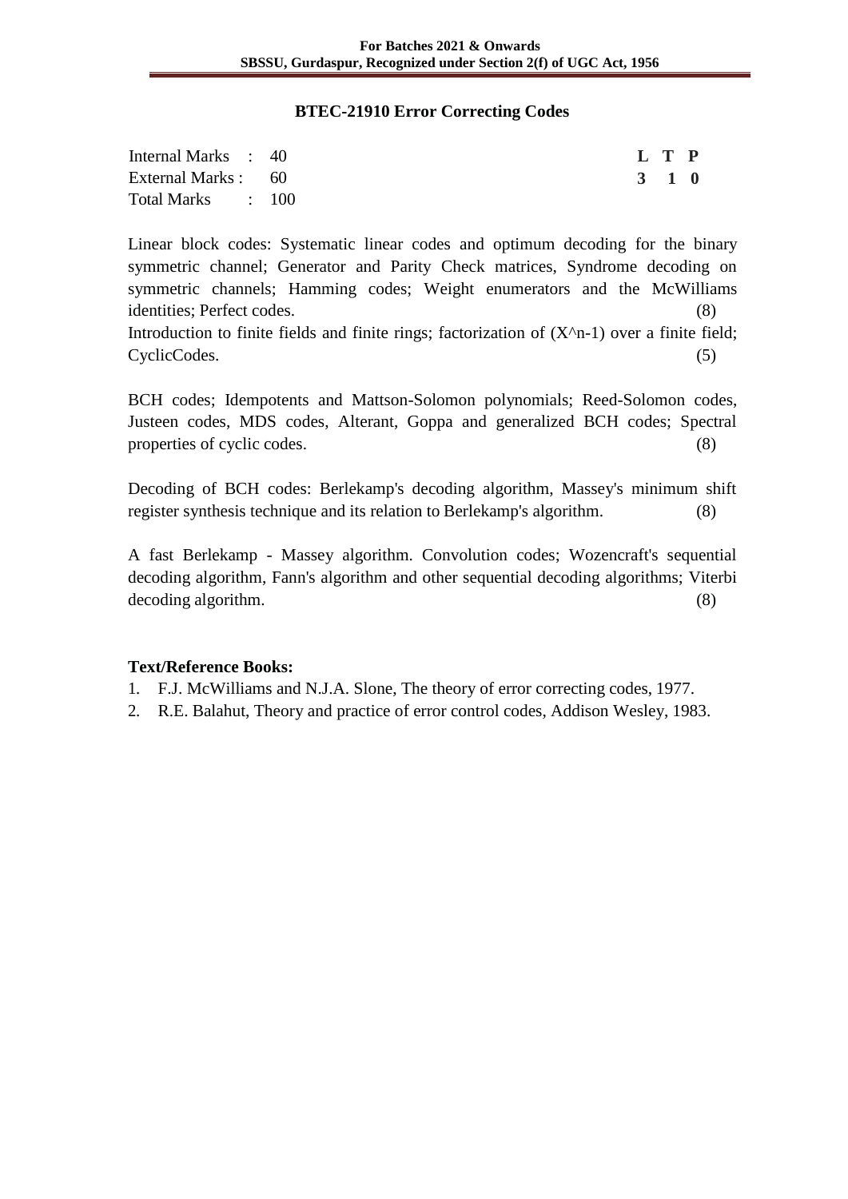## BTEC-21910 Error Correcting Codes

| | | | L | T | P |
|---|---|---|---|---|---|
| Internal Marks | : | 40 | 3 | 1 | 0 |
| External Marks | : | 60 | | | |
| Total Marks | : | 100 | | | |

Linear block codes: Systematic linear codes and optimum decoding for the binary symmetric channel; Generator and Parity Check matrices, Syndrome decoding on symmetric channels; Hamming codes; Weight enumerators and the McWilliams identities; Perfect codes. (8)

Introduction to finite fields and finite rings; factorization of ($X^n$-1) over a finite field; CyclicCodes. (5)

BCH codes; Idempotents and Mattson-Solomon polynomials; Reed-Solomon codes, Justeen codes, MDS codes, Alterant, Goppa and generalized BCH codes; Spectral properties of cyclic codes. (8)

Decoding of BCH codes: Berlekamp's decoding algorithm, Massey's minimum shift register synthesis technique and its relation to Berlekamp's algorithm. (8)

A fast Berlekamp - Massey algorithm. Convolution codes; Wozencraft's sequential decoding algorithm, Fann's algorithm and other sequential decoding algorithms; Viterbi decoding algorithm. (8)

**Text/Reference Books:**

1. F.J. McWilliams and N.J.A. Slone, The theory of error correcting codes, 1977.
2. R.E. Balahut, Theory and practice of error control codes, Addison Wesley, 1983.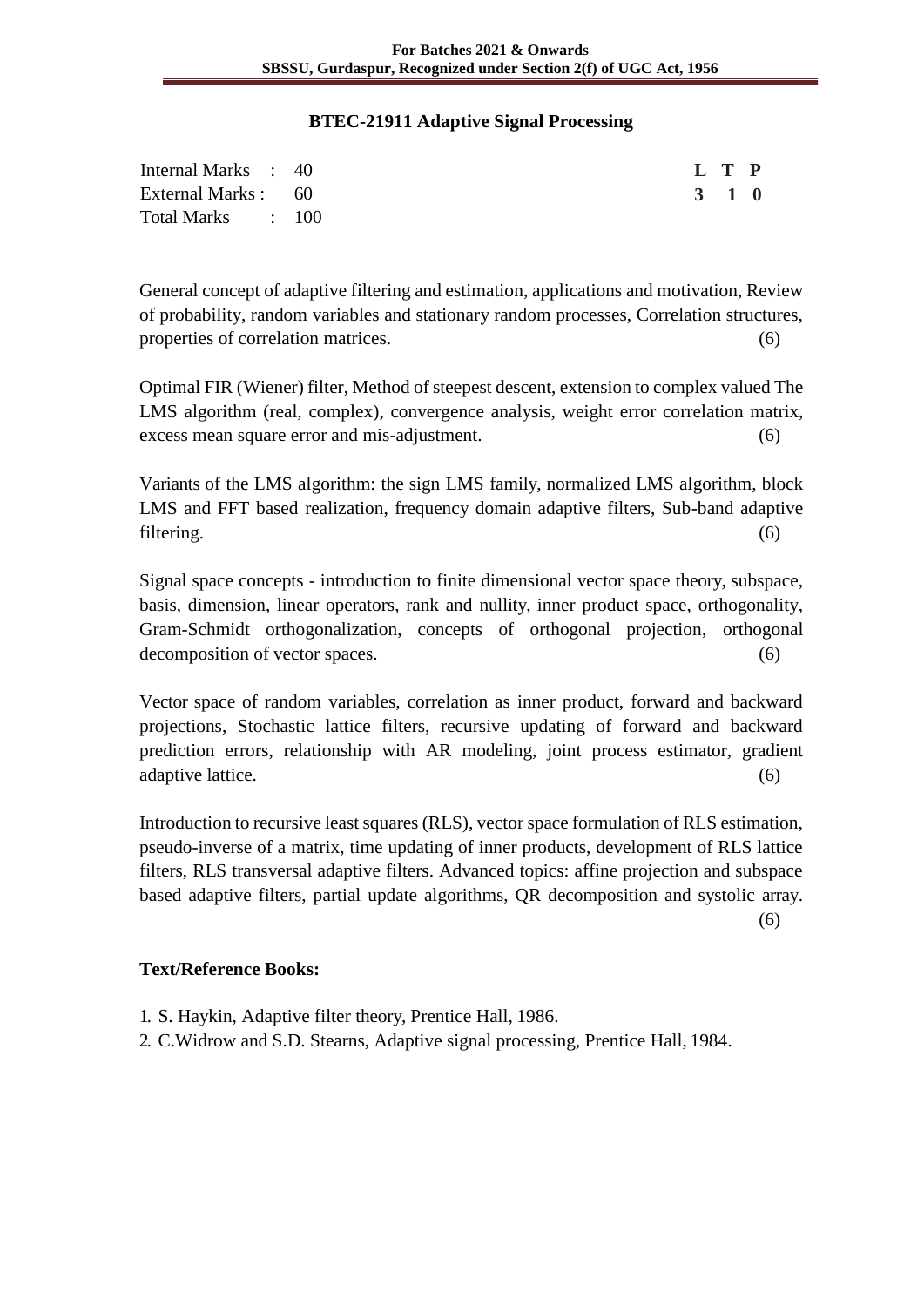# BTEC-21911 Adaptive Signal Processing

| | | | **L** | **T** | **P** |
|---|---|---|---|---|---|
| Internal Marks | : | 40 | **3** | **1** | **0** |
| External Marks | : | 60 | | | |
| Total Marks | : | 100 | | | |

General concept of adaptive filtering and estimation, applications and motivation, Review of probability, random variables and stationary random processes, Correlation structures, properties of correlation matrices. (6)

Optimal FIR (Wiener) filter, Method of steepest descent, extension to complex valued The LMS algorithm (real, complex), convergence analysis, weight error correlation matrix, excess mean square error and mis-adjustment. (6)

Variants of the LMS algorithm: the sign LMS family, normalized LMS algorithm, block LMS and FFT based realization, frequency domain adaptive filters, Sub-band adaptive filtering. (6)

Signal space concepts - introduction to finite dimensional vector space theory, subspace, basis, dimension, linear operators, rank and nullity, inner product space, orthogonality, Gram-Schmidt orthogonalization, concepts of orthogonal projection, orthogonal decomposition of vector spaces. (6)

Vector space of random variables, correlation as inner product, forward and backward projections, Stochastic lattice filters, recursive updating of forward and backward prediction errors, relationship with AR modeling, joint process estimator, gradient adaptive lattice. (6)

Introduction to recursive least squares (RLS), vector space formulation of RLS estimation, pseudo-inverse of a matrix, time updating of inner products, development of RLS lattice filters, RLS transversal adaptive filters. Advanced topics: affine projection and subspace based adaptive filters, partial update algorithms, QR decomposition and systolic array. (6)

**Text/Reference Books:**

1. S. Haykin, Adaptive filter theory, Prentice Hall, 1986.
2. C.Widrow and S.D. Stearns, Adaptive signal processing, Prentice Hall, 1984.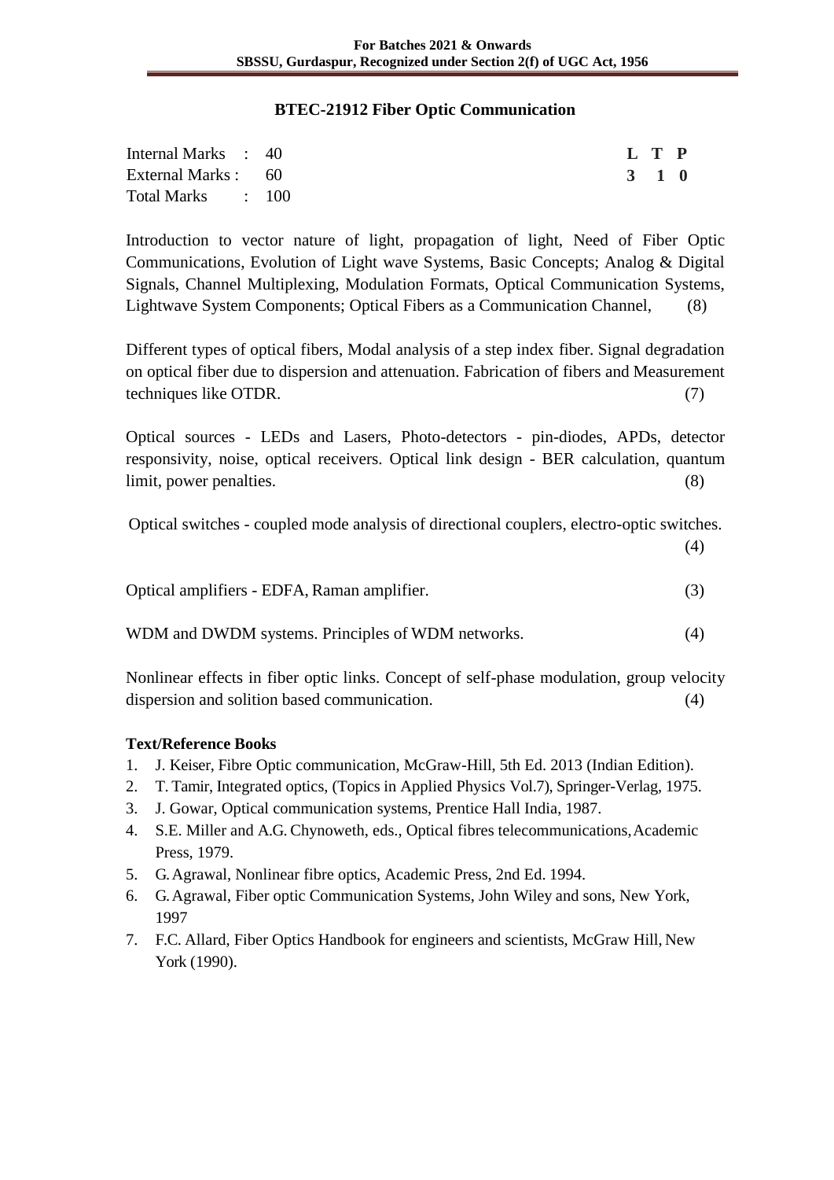## BTEC-21912 Fiber Optic Communication

| | | |
|---|---|---|
| Internal Marks : 40 | | **L T P** |
| External Marks : 60 | | **3 1 0** |
| Total Marks : 100 | | |

Introduction to vector nature of light, propagation of light, Need of Fiber Optic Communications, Evolution of Light wave Systems, Basic Concepts; Analog & Digital Signals, Channel Multiplexing, Modulation Formats, Optical Communication Systems, Lightwave System Components; Optical Fibers as a Communication Channel, (8)

Different types of optical fibers, Modal analysis of a step index fiber. Signal degradation on optical fiber due to dispersion and attenuation. Fabrication of fibers and Measurement techniques like OTDR. (7)

Optical sources - LEDs and Lasers, Photo-detectors - pin-diodes, APDs, detector responsivity, noise, optical receivers. Optical link design - BER calculation, quantum limit, power penalties. (8)

Optical switches - coupled mode analysis of directional couplers, electro-optic switches. (4)

Optical amplifiers - EDFA, Raman amplifier. (3)

WDM and DWDM systems. Principles of WDM networks. (4)

Nonlinear effects in fiber optic links. Concept of self-phase modulation, group velocity dispersion and solition based communication. (4)

**Text/Reference Books**

1. J. Keiser, Fibre Optic communication, McGraw-Hill, 5th Ed. 2013 (Indian Edition).
2. T. Tamir, Integrated optics, (Topics in Applied Physics Vol.7), Springer-Verlag, 1975.
3. J. Gowar, Optical communication systems, Prentice Hall India, 1987.
4. S.E. Miller and A.G. Chynoweth, eds., Optical fibres telecommunications, Academic Press, 1979.
5. G. Agrawal, Nonlinear fibre optics, Academic Press, 2nd Ed. 1994.
6. G. Agrawal, Fiber optic Communication Systems, John Wiley and sons, New York, 1997
7. F.C. Allard, Fiber Optics Handbook for engineers and scientists, McGraw Hill, New York (1990).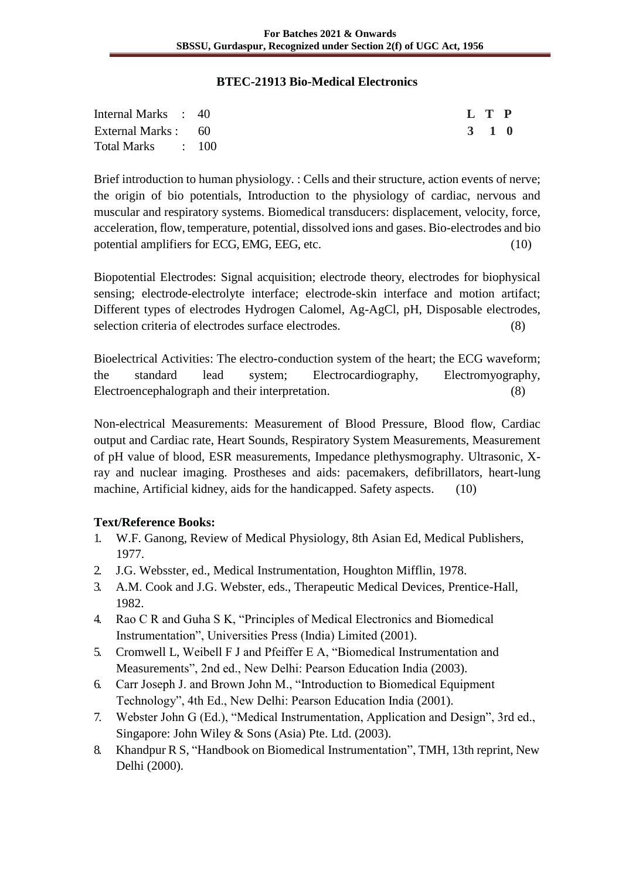## BTEC-21913 Bio-Medical Electronics

| | | |
|---|---|---|
| Internal Marks | : | 40 |
| External Marks | : | 60 |
| Total Marks | : | 100 |

| L | T | P |
|---|---|---|
| 3 | 1 | 0 |

Brief introduction to human physiology. : Cells and their structure, action events of nerve; the origin of bio potentials, Introduction to the physiology of cardiac, nervous and muscular and respiratory systems. Biomedical transducers: displacement, velocity, force, acceleration, flow, temperature, potential, dissolved ions and gases. Bio-electrodes and bio potential amplifiers for ECG, EMG, EEG, etc. (10)

Biopotential Electrodes: Signal acquisition; electrode theory, electrodes for biophysical sensing; electrode-electrolyte interface; electrode-skin interface and motion artifact; Different types of electrodes Hydrogen Calomel, Ag-AgCl, pH, Disposable electrodes, selection criteria of electrodes surface electrodes. (8)

Bioelectrical Activities: The electro-conduction system of the heart; the ECG waveform; the standard lead system; Electrocardiography, Electromyography, Electroencephalograph and their interpretation. (8)

Non-electrical Measurements: Measurement of Blood Pressure, Blood flow, Cardiac output and Cardiac rate, Heart Sounds, Respiratory System Measurements, Measurement of pH value of blood, ESR measurements, Impedance plethysmography. Ultrasonic, X-ray and nuclear imaging. Prostheses and aids: pacemakers, defibrillators, heart-lung machine, Artificial kidney, aids for the handicapped. Safety aspects. (10)

**Text/Reference Books:**

1. W.F. Ganong, Review of Medical Physiology, 8th Asian Ed, Medical Publishers, 1977.
2. J.G. Websster, ed., Medical Instrumentation, Houghton Mifflin, 1978.
3. A.M. Cook and J.G. Webster, eds., Therapeutic Medical Devices, Prentice-Hall, 1982.
4. Rao C R and Guha S K, "Principles of Medical Electronics and Biomedical Instrumentation", Universities Press (India) Limited (2001).
5. Cromwell L, Weibell F J and Pfeiffer E A, "Biomedical Instrumentation and Measurements", 2nd ed., New Delhi: Pearson Education India (2003).
6. Carr Joseph J. and Brown John M., "Introduction to Biomedical Equipment Technology", 4th Ed., New Delhi: Pearson Education India (2001).
7. Webster John G (Ed.), "Medical Instrumentation, Application and Design", 3rd ed., Singapore: John Wiley & Sons (Asia) Pte. Ltd. (2003).
8. Khandpur R S, "Handbook on Biomedical Instrumentation", TMH, 13th reprint, New Delhi (2000).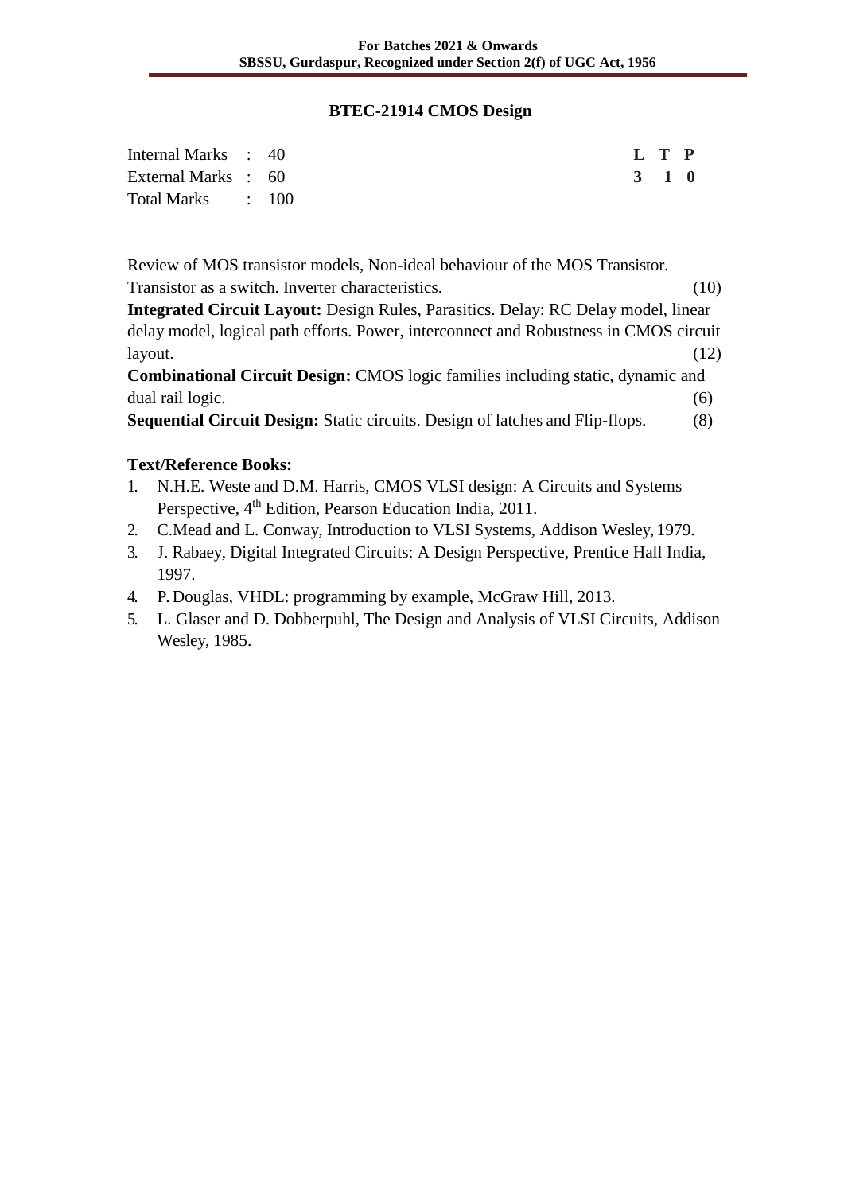## BTEC-21914 CMOS Design

| | | | L | T | P |
|---|---|---|---|---|---|
| Internal Marks | : | 40 | 3 | 1 | 0 |
| External Marks | : | 60 | | | |
| Total Marks | : | 100 | | | |

Review of MOS transistor models, Non-ideal behaviour of the MOS Transistor. Transistor as a switch. Inverter characteristics. (10)

**Integrated Circuit Layout:** Design Rules, Parasitics. Delay: RC Delay model, linear delay model, logical path efforts. Power, interconnect and Robustness in CMOS circuit layout. (12)

**Combinational Circuit Design:** CMOS logic families including static, dynamic and dual rail logic. (6)

**Sequential Circuit Design:** Static circuits. Design of latches and Flip-flops. (8)

**Text/Reference Books:**

1. N.H.E. Weste and D.M. Harris, CMOS VLSI design: A Circuits and Systems Perspective, 4th Edition, Pearson Education India, 2011.
2. C.Mead and L. Conway, Introduction to VLSI Systems, Addison Wesley, 1979.
3. J. Rabaey, Digital Integrated Circuits: A Design Perspective, Prentice Hall India, 1997.
4. P. Douglas, VHDL: programming by example, McGraw Hill, 2013.
5. L. Glaser and D. Dobberpuhl, The Design and Analysis of VLSI Circuits, Addison Wesley, 1985.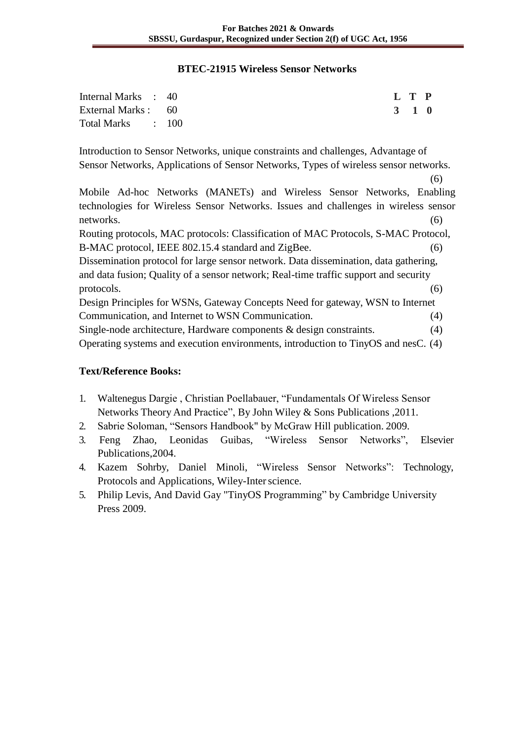## BTEC-21915 Wireless Sensor Networks

| | | |
|---|---|---|
| Internal Marks : 40 | | **L T P** |
| External Marks : 60 | | **3 1 0** |
| Total Marks : 100 | | |

Introduction to Sensor Networks, unique constraints and challenges, Advantage of Sensor Networks, Applications of Sensor Networks, Types of wireless sensor networks. (6)

Mobile Ad-hoc Networks (MANETs) and Wireless Sensor Networks, Enabling technologies for Wireless Sensor Networks. Issues and challenges in wireless sensor networks. (6)

Routing protocols, MAC protocols: Classification of MAC Protocols, S-MAC Protocol, B-MAC protocol, IEEE 802.15.4 standard and ZigBee. (6)

Dissemination protocol for large sensor network. Data dissemination, data gathering, and data fusion; Quality of a sensor network; Real-time traffic support and security protocols. (6)

Design Principles for WSNs, Gateway Concepts Need for gateway, WSN to Internet Communication, and Internet to WSN Communication. (4)

Single-node architecture, Hardware components & design constraints. (4)

Operating systems and execution environments, introduction to TinyOS and nesC. (4)

### Text/Reference Books:

1. Waltenegus Dargie , Christian Poellabauer, "Fundamentals Of Wireless Sensor Networks Theory And Practice", By John Wiley & Sons Publications ,2011.
2. Sabrie Soloman, "Sensors Handbook" by McGraw Hill publication. 2009.
3. Feng Zhao, Leonidas Guibas, "Wireless Sensor Networks", Elsevier Publications,2004.
4. Kazem Sohrby, Daniel Minoli, "Wireless Sensor Networks": Technology, Protocols and Applications, Wiley-Inter science.
5. Philip Levis, And David Gay "TinyOS Programming" by Cambridge University Press 2009.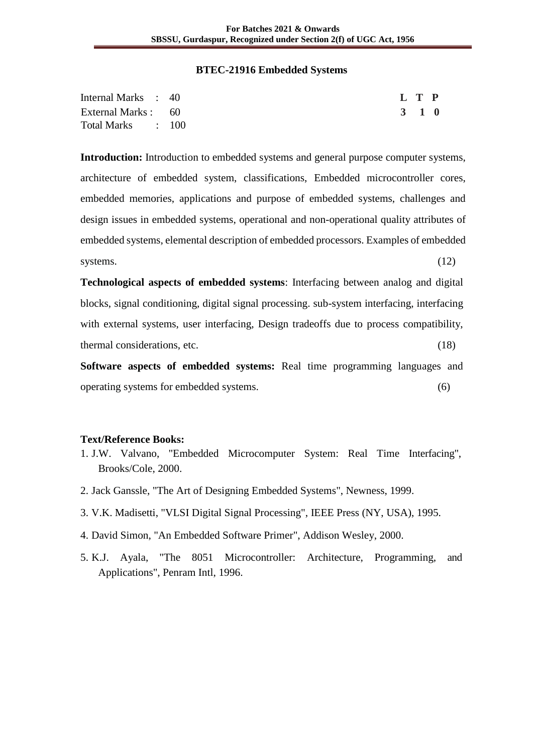## BTEC-21916 Embedded Systems

| | | | L | T | P |
|---|---|---|---|---|---|
| Internal Marks | : | 40 | 3 | 1 | 0 |
| External Marks | : | 60 | | | |
| Total Marks | : | 100 | | | |

**Introduction:** Introduction to embedded systems and general purpose computer systems, architecture of embedded system, classifications, Embedded microcontroller cores, embedded memories, applications and purpose of embedded systems, challenges and design issues in embedded systems, operational and non-operational quality attributes of embedded systems, elemental description of embedded processors. Examples of embedded systems. (12)

**Technological aspects of embedded systems**: Interfacing between analog and digital blocks, signal conditioning, digital signal processing. sub-system interfacing, interfacing with external systems, user interfacing, Design tradeoffs due to process compatibility, thermal considerations, etc. (18)

**Software aspects of embedded systems:** Real time programming languages and operating systems for embedded systems. (6)

**Text/Reference Books:**

1. J.W. Valvano, "Embedded Microcomputer System: Real Time Interfacing", Brooks/Cole, 2000.
2. Jack Ganssle, "The Art of Designing Embedded Systems", Newness, 1999.
3. V.K. Madisetti, "VLSI Digital Signal Processing", IEEE Press (NY, USA), 1995.
4. David Simon, "An Embedded Software Primer", Addison Wesley, 2000.
5. K.J. Ayala, "The 8051 Microcontroller: Architecture, Programming, and Applications", Penram Intl, 1996.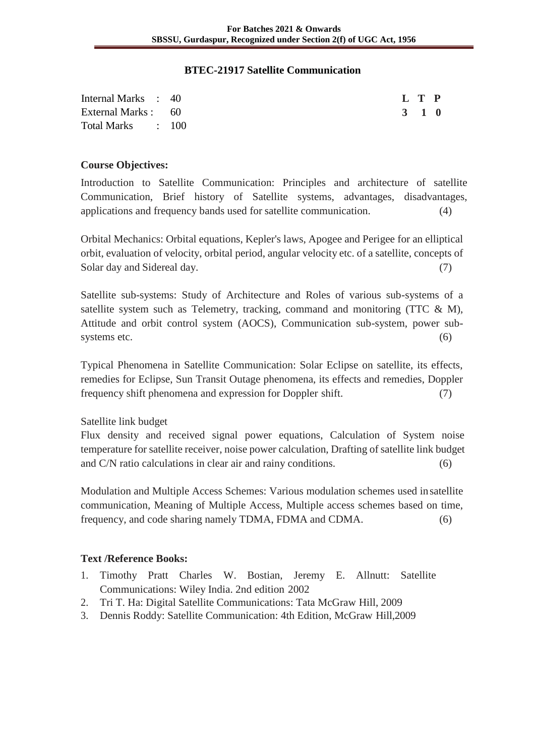## BTEC-21917 Satellite Communication

| | | |
|---|---|---|
| Internal Marks : 40 | | **L T P** |
| External Marks : 60 | | **3 1 0** |
| Total Marks : 100 | | |

### Course Objectives:

Introduction to Satellite Communication: Principles and architecture of satellite Communication, Brief history of Satellite systems, advantages, disadvantages, applications and frequency bands used for satellite communication. (4)

Orbital Mechanics: Orbital equations, Kepler's laws, Apogee and Perigee for an elliptical orbit, evaluation of velocity, orbital period, angular velocity etc. of a satellite, concepts of Solar day and Sidereal day. (7)

Satellite sub-systems: Study of Architecture and Roles of various sub-systems of a satellite system such as Telemetry, tracking, command and monitoring (TTC & M), Attitude and orbit control system (AOCS), Communication sub-system, power sub-systems etc. (6)

Typical Phenomena in Satellite Communication: Solar Eclipse on satellite, its effects, remedies for Eclipse, Sun Transit Outage phenomena, its effects and remedies, Doppler frequency shift phenomena and expression for Doppler shift. (7)

Satellite link budget
Flux density and received signal power equations, Calculation of System noise temperature for satellite receiver, noise power calculation, Drafting of satellite link budget and C/N ratio calculations in clear air and rainy conditions. (6)

Modulation and Multiple Access Schemes: Various modulation schemes used in satellite communication, Meaning of Multiple Access, Multiple access schemes based on time, frequency, and code sharing namely TDMA, FDMA and CDMA. (6)

### Text /Reference Books:

1. Timothy Pratt Charles W. Bostian, Jeremy E. Allnutt: Satellite Communications: Wiley India. 2nd edition 2002
2. Tri T. Ha: Digital Satellite Communications: Tata McGraw Hill, 2009
3. Dennis Roddy: Satellite Communication: 4th Edition, McGraw Hill,2009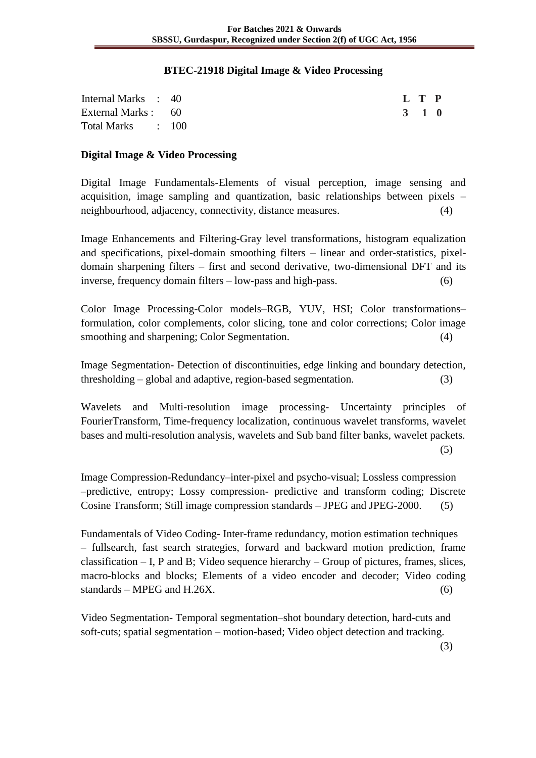# BTEC-21918 Digital Image & Video Processing

| Internal Marks : 40 | L T P |
|---|---|
| External Marks : 60 | 3 1 0 |
| Total Marks : 100 | |

## Digital Image & Video Processing

Digital Image Fundamentals-Elements of visual perception, image sensing and acquisition, image sampling and quantization, basic relationships between pixels – neighbourhood, adjacency, connectivity, distance measures. (4)

Image Enhancements and Filtering-Gray level transformations, histogram equalization and specifications, pixel-domain smoothing filters – linear and order-statistics, pixel-domain sharpening filters – first and second derivative, two-dimensional DFT and its inverse, frequency domain filters – low-pass and high-pass. (6)

Color Image Processing-Color models–RGB, YUV, HSI; Color transformations–formulation, color complements, color slicing, tone and color corrections; Color image smoothing and sharpening; Color Segmentation. (4)

Image Segmentation- Detection of discontinuities, edge linking and boundary detection, thresholding – global and adaptive, region-based segmentation. (3)

Wavelets and Multi-resolution image processing- Uncertainty principles of FourierTransform, Time-frequency localization, continuous wavelet transforms, wavelet bases and multi-resolution analysis, wavelets and Sub band filter banks, wavelet packets. (5)

Image Compression-Redundancy–inter-pixel and psycho-visual; Lossless compression –predictive, entropy; Lossy compression- predictive and transform coding; Discrete Cosine Transform; Still image compression standards – JPEG and JPEG-2000. (5)

Fundamentals of Video Coding- Inter-frame redundancy, motion estimation techniques – fullsearch, fast search strategies, forward and backward motion prediction, frame classification – I, P and B; Video sequence hierarchy – Group of pictures, frames, slices, macro-blocks and blocks; Elements of a video encoder and decoder; Video coding standards – MPEG and H.26X. (6)

Video Segmentation- Temporal segmentation–shot boundary detection, hard-cuts and soft-cuts; spatial segmentation – motion-based; Video object detection and tracking. (3)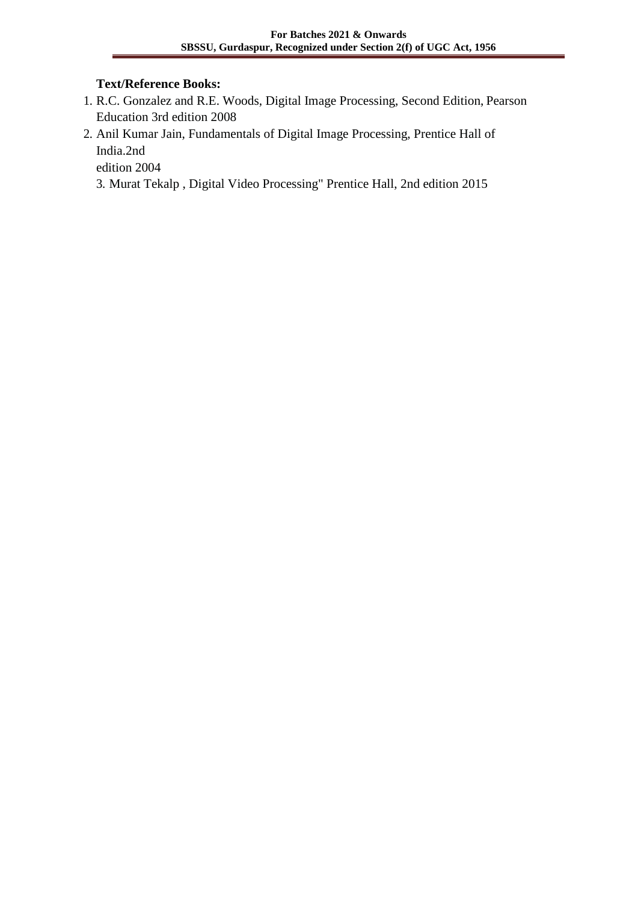**Text/Reference Books:**

1. R.C. Gonzalez and R.E. Woods, Digital Image Processing, Second Edition, Pearson Education 3rd edition 2008
2. Anil Kumar Jain, Fundamentals of Digital Image Processing, Prentice Hall of India.2nd edition 2004
3. Murat Tekalp , Digital Video Processing" Prentice Hall, 2nd edition 2015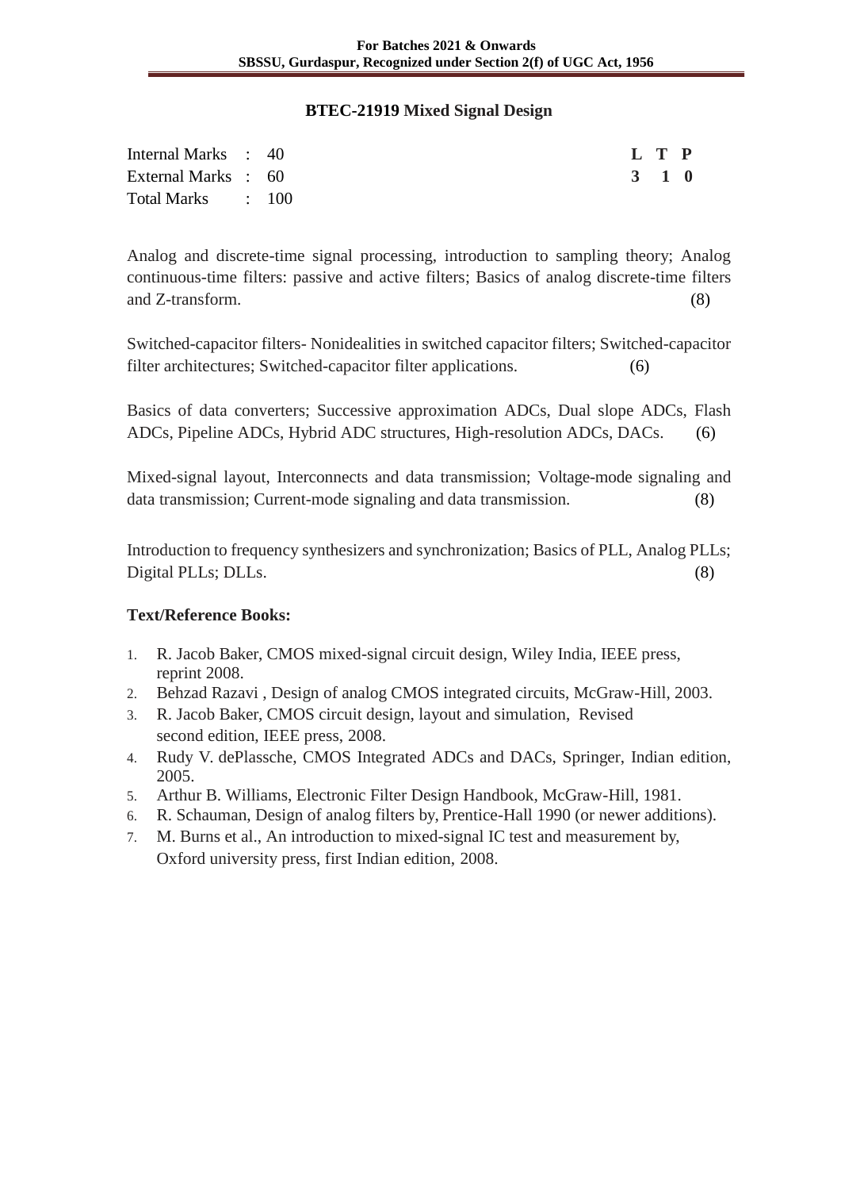## BTEC-21919 Mixed Signal Design

| | | | **L** | **T** | **P** |
|---|---|---|---|---|---|
| Internal Marks | : | 40 | **3** | **1** | **0** |
| External Marks | : | 60 | | | |
| Total Marks | : | 100 | | | |

Analog and discrete-time signal processing, introduction to sampling theory; Analog continuous-time filters: passive and active filters; Basics of analog discrete-time filters and Z-transform. (8)

Switched-capacitor filters- Nonidealities in switched capacitor filters; Switched-capacitor filter architectures; Switched-capacitor filter applications. (6)

Basics of data converters; Successive approximation ADCs, Dual slope ADCs, Flash ADCs, Pipeline ADCs, Hybrid ADC structures, High-resolution ADCs, DACs. (6)

Mixed-signal layout, Interconnects and data transmission; Voltage-mode signaling and data transmission; Current-mode signaling and data transmission. (8)

Introduction to frequency synthesizers and synchronization; Basics of PLL, Analog PLLs; Digital PLLs; DLLs. (8)

**Text/Reference Books:**

1. R. Jacob Baker, CMOS mixed-signal circuit design, Wiley India, IEEE press, reprint 2008.
2. Behzad Razavi , Design of analog CMOS integrated circuits, McGraw-Hill, 2003.
3. R. Jacob Baker, CMOS circuit design, layout and simulation, Revised second edition, IEEE press, 2008.
4. Rudy V. dePlassche, CMOS Integrated ADCs and DACs, Springer, Indian edition, 2005.
5. Arthur B. Williams, Electronic Filter Design Handbook, McGraw-Hill, 1981.
6. R. Schauman, Design of analog filters by, Prentice-Hall 1990 (or newer additions).
7. M. Burns et al., An introduction to mixed-signal IC test and measurement by, Oxford university press, first Indian edition, 2008.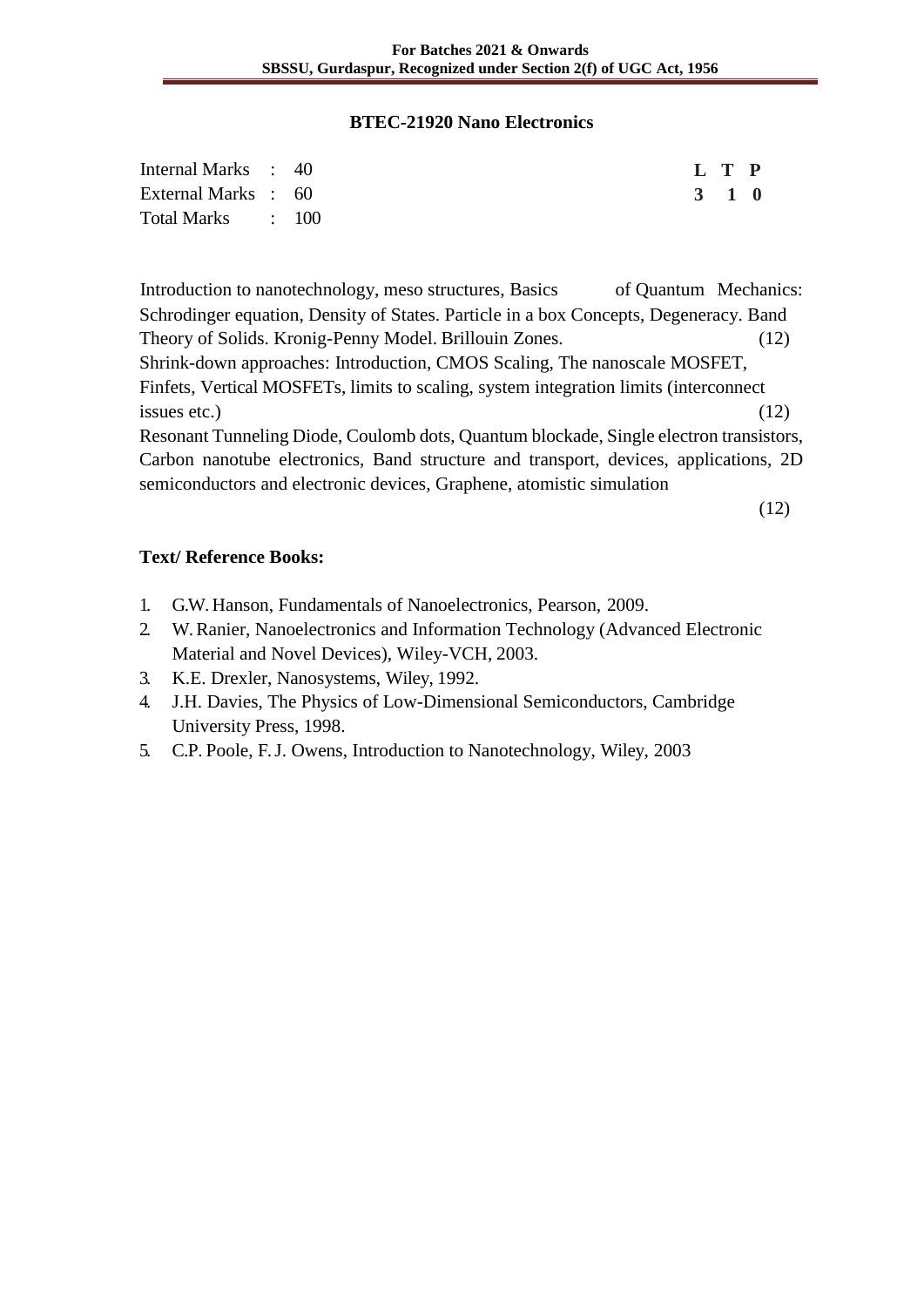## BTEC-21920 Nano Electronics

| | | | L | T | P |
|---|---|---|---|---|---|
| Internal Marks | : | 40 | 3 | 1 | 0 |
| External Marks | : | 60 | | | |
| Total Marks | : | 100 | | | |

Introduction to nanotechnology, meso structures, Basics of Quantum Mechanics: Schrodinger equation, Density of States. Particle in a box Concepts, Degeneracy. Band Theory of Solids. Kronig-Penny Model. Brillouin Zones. (12)

Shrink-down approaches: Introduction, CMOS Scaling, The nanoscale MOSFET, Finfets, Vertical MOSFETs, limits to scaling, system integration limits (interconnect issues etc.) (12)

Resonant Tunneling Diode, Coulomb dots, Quantum blockade, Single electron transistors, Carbon nanotube electronics, Band structure and transport, devices, applications, 2D semiconductors and electronic devices, Graphene, atomistic simulation (12)

**Text/ Reference Books:**

1. G.W. Hanson, Fundamentals of Nanoelectronics, Pearson, 2009.
2. W. Ranier, Nanoelectronics and Information Technology (Advanced Electronic Material and Novel Devices), Wiley-VCH, 2003.
3. K.E. Drexler, Nanosystems, Wiley, 1992.
4. J.H. Davies, The Physics of Low-Dimensional Semiconductors, Cambridge University Press, 1998.
5. C.P. Poole, F. J. Owens, Introduction to Nanotechnology, Wiley, 2003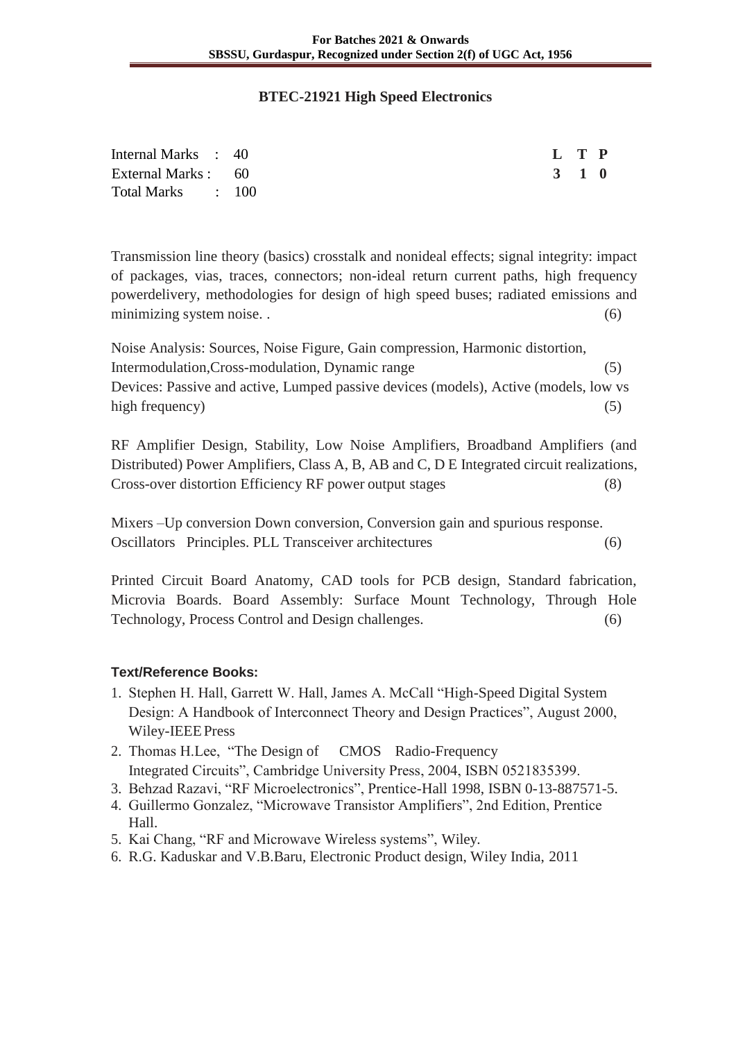# BTEC-21921 High Speed Electronics

| | | | **L** | **T** | **P** |
|---|---|---|---|---|---|
| Internal Marks | : | 40 | **3** | **1** | **0** |
| External Marks | : | 60 | | | |
| Total Marks | : | 100 | | | |

Transmission line theory (basics) crosstalk and nonideal effects; signal integrity: impact of packages, vias, traces, connectors; non-ideal return current paths, high frequency powerdelivery, methodologies for design of high speed buses; radiated emissions and minimizing system noise. . (6)

Noise Analysis: Sources, Noise Figure, Gain compression, Harmonic distortion, Intermodulation,Cross-modulation, Dynamic range (5)
Devices: Passive and active, Lumped passive devices (models), Active (models, low vs high frequency) (5)

RF Amplifier Design, Stability, Low Noise Amplifiers, Broadband Amplifiers (and Distributed) Power Amplifiers, Class A, B, AB and C, D E Integrated circuit realizations, Cross-over distortion Efficiency RF power output stages (8)

Mixers –Up conversion Down conversion, Conversion gain and spurious response. Oscillators Principles. PLL Transceiver architectures (6)

Printed Circuit Board Anatomy, CAD tools for PCB design, Standard fabrication, Microvia Boards. Board Assembly: Surface Mount Technology, Through Hole Technology, Process Control and Design challenges. (6)

**Text/Reference Books:**

1. Stephen H. Hall, Garrett W. Hall, James A. McCall "High-Speed Digital System Design: A Handbook of Interconnect Theory and Design Practices", August 2000, Wiley-IEEE Press
2. Thomas H.Lee, "The Design of CMOS Radio-Frequency Integrated Circuits", Cambridge University Press, 2004, ISBN 0521835399.
3. Behzad Razavi, "RF Microelectronics", Prentice-Hall 1998, ISBN 0-13-887571-5.
4. Guillermo Gonzalez, "Microwave Transistor Amplifiers", 2nd Edition, Prentice Hall.
5. Kai Chang, "RF and Microwave Wireless systems", Wiley.
6. R.G. Kaduskar and V.B.Baru, Electronic Product design, Wiley India, 2011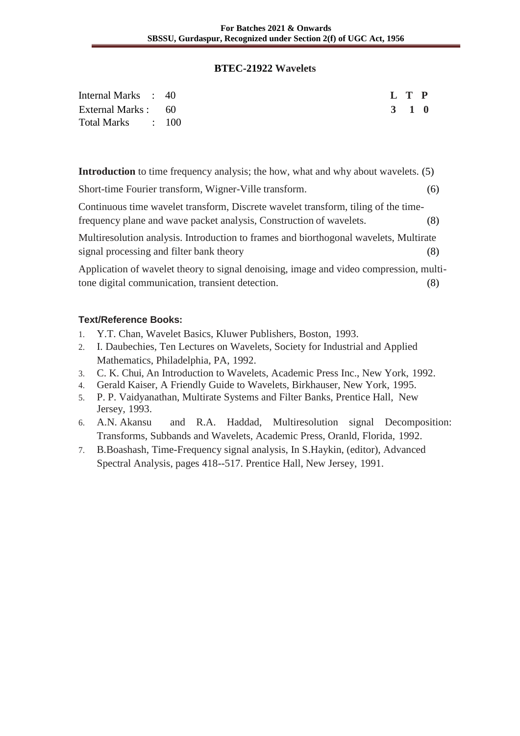## BTEC-21922 Wavelets

| Internal Marks : 40 | L T P |
|---|---|
| External Marks : 60 | 3 1 0 |
| Total Marks : 100 | |

**Introduction** to time frequency analysis; the how, what and why about wavelets. (5)

Short-time Fourier transform, Wigner-Ville transform. (6)

Continuous time wavelet transform, Discrete wavelet transform, tiling of the time-frequency plane and wave packet analysis, Construction of wavelets. (8)

Multiresolution analysis. Introduction to frames and biorthogonal wavelets, Multirate signal processing and filter bank theory (8)

Application of wavelet theory to signal denoising, image and video compression, multi-tone digital communication, transient detection. (8)

**Text/Reference Books:**

1. Y.T. Chan, Wavelet Basics, Kluwer Publishers, Boston, 1993.
2. I. Daubechies, Ten Lectures on Wavelets, Society for Industrial and Applied Mathematics, Philadelphia, PA, 1992.
3. C. K. Chui, An Introduction to Wavelets, Academic Press Inc., New York, 1992.
4. Gerald Kaiser, A Friendly Guide to Wavelets, Birkhauser, New York, 1995.
5. P. P. Vaidyanathan, Multirate Systems and Filter Banks, Prentice Hall, New Jersey, 1993.
6. A.N. Akansu and R.A. Haddad, Multiresolution signal Decomposition: Transforms, Subbands and Wavelets, Academic Press, Oranld, Florida, 1992.
7. B.Boashash, Time-Frequency signal analysis, In S.Haykin, (editor), Advanced Spectral Analysis, pages 418--517. Prentice Hall, New Jersey, 1991.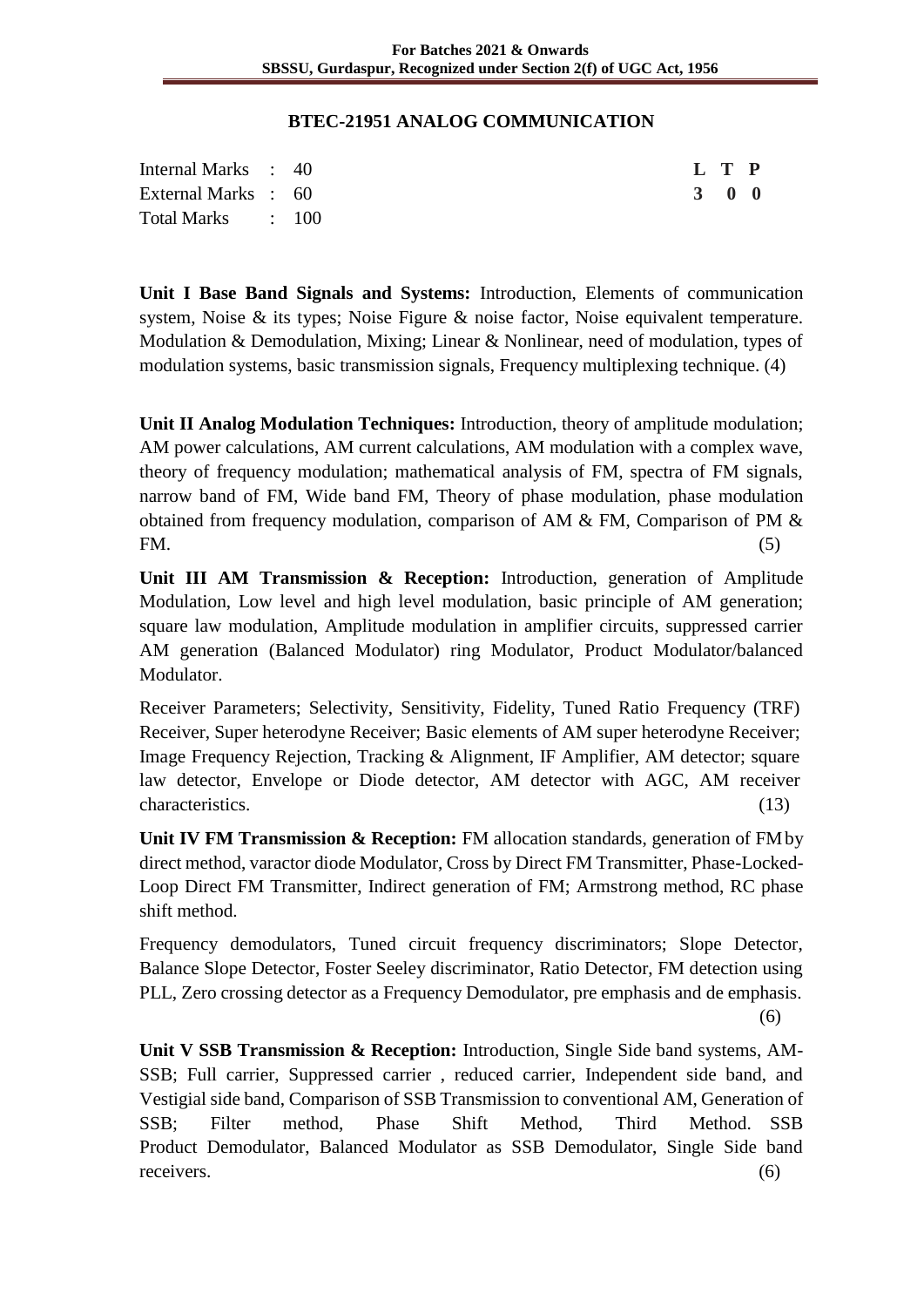## BTEC-21951 ANALOG COMMUNICATION

| Internal Marks | : | 40 | **L** | **T** | **P** |
|---|---|---|---|---|---|
| External Marks | : | 60 | **3** | **0** | **0** |
| Total Marks | : | 100 | | | |

**Unit I Base Band Signals and Systems:** Introduction, Elements of communication system, Noise & its types; Noise Figure & noise factor, Noise equivalent temperature. Modulation & Demodulation, Mixing; Linear & Nonlinear, need of modulation, types of modulation systems, basic transmission signals, Frequency multiplexing technique. (4)

**Unit II Analog Modulation Techniques:** Introduction, theory of amplitude modulation; AM power calculations, AM current calculations, AM modulation with a complex wave, theory of frequency modulation; mathematical analysis of FM, spectra of FM signals, narrow band of FM, Wide band FM, Theory of phase modulation, phase modulation obtained from frequency modulation, comparison of AM & FM, Comparison of PM & FM. (5)

**Unit III AM Transmission & Reception:** Introduction, generation of Amplitude Modulation, Low level and high level modulation, basic principle of AM generation; square law modulation, Amplitude modulation in amplifier circuits, suppressed carrier AM generation (Balanced Modulator) ring Modulator, Product Modulator/balanced Modulator.

Receiver Parameters; Selectivity, Sensitivity, Fidelity, Tuned Ratio Frequency (TRF) Receiver, Super heterodyne Receiver; Basic elements of AM super heterodyne Receiver; Image Frequency Rejection, Tracking & Alignment, IF Amplifier, AM detector; square law detector, Envelope or Diode detector, AM detector with AGC, AM receiver characteristics. (13)

**Unit IV FM Transmission & Reception:** FM allocation standards, generation of FM by direct method, varactor diode Modulator, Cross by Direct FM Transmitter, Phase-Locked-Loop Direct FM Transmitter, Indirect generation of FM; Armstrong method, RC phase shift method.

Frequency demodulators, Tuned circuit frequency discriminators; Slope Detector, Balance Slope Detector, Foster Seeley discriminator, Ratio Detector, FM detection using PLL, Zero crossing detector as a Frequency Demodulator, pre emphasis and de emphasis. (6)

**Unit V SSB Transmission & Reception:** Introduction, Single Side band systems, AM-SSB; Full carrier, Suppressed carrier , reduced carrier, Independent side band, and Vestigial side band, Comparison of SSB Transmission to conventional AM, Generation of SSB; Filter method, Phase Shift Method, Third Method. SSB Product Demodulator, Balanced Modulator as SSB Demodulator, Single Side band receivers. (6)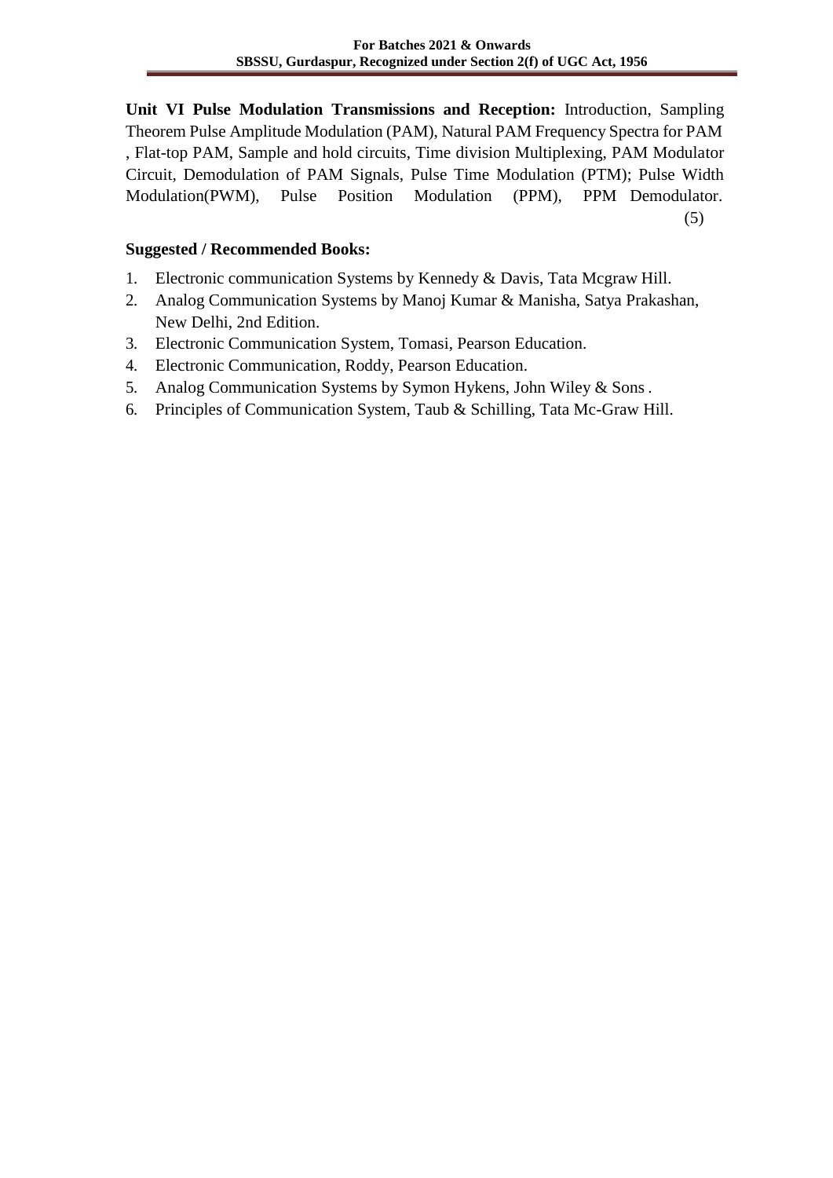**Unit VI Pulse Modulation Transmissions and Reception:** Introduction, Sampling Theorem Pulse Amplitude Modulation (PAM), Natural PAM Frequency Spectra for PAM , Flat-top PAM, Sample and hold circuits, Time division Multiplexing, PAM Modulator Circuit, Demodulation of PAM Signals, Pulse Time Modulation (PTM); Pulse Width Modulation(PWM), Pulse Position Modulation (PPM), PPM Demodulator. (5)

**Suggested / Recommended Books:**

1. Electronic communication Systems by Kennedy & Davis, Tata Mcgraw Hill.
2. Analog Communication Systems by Manoj Kumar & Manisha, Satya Prakashan, New Delhi, 2nd Edition.
3. Electronic Communication System, Tomasi, Pearson Education.
4. Electronic Communication, Roddy, Pearson Education.
5. Analog Communication Systems by Symon Hykens, John Wiley & Sons .
6. Principles of Communication System, Taub & Schilling, Tata Mc-Graw Hill.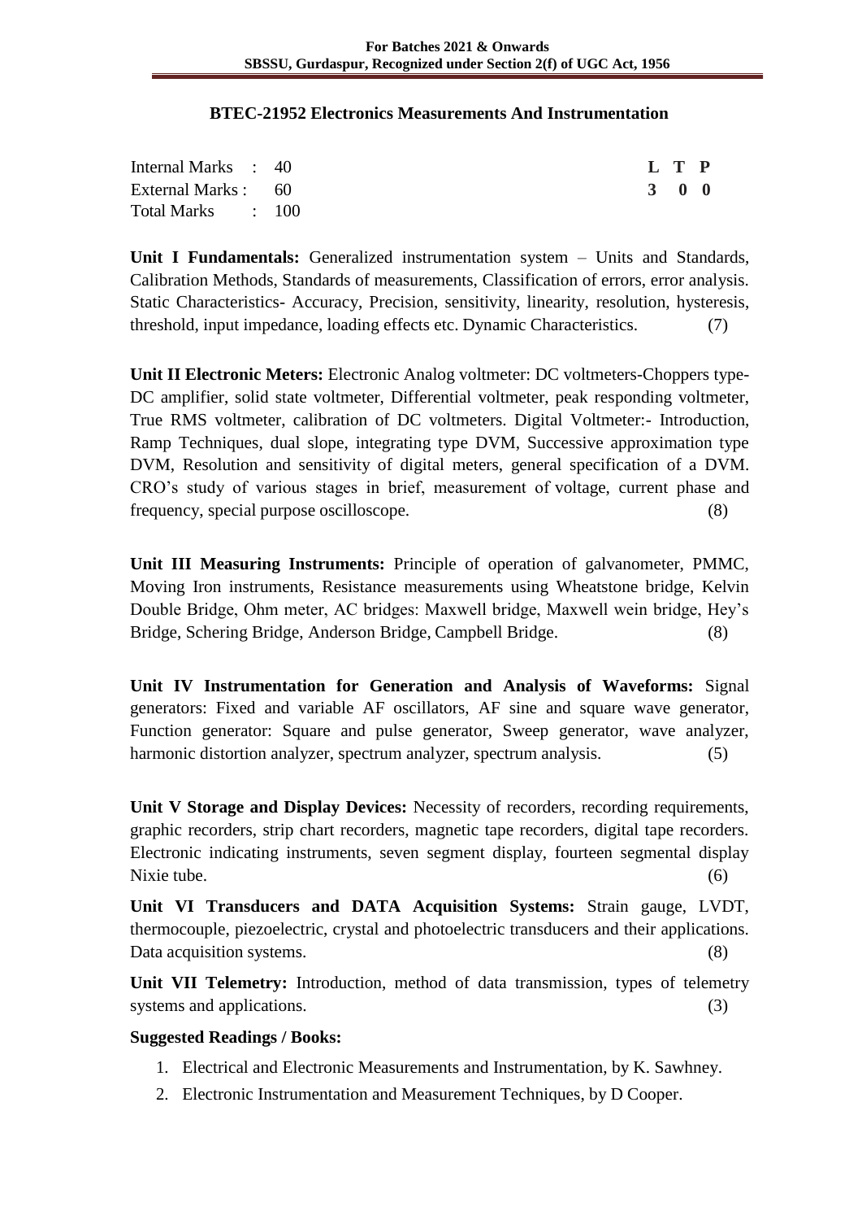### BTEC-21952 Electronics Measurements And Instrumentation

| | | L | T | P |
|---|---|---|---|---|
| Internal Marks | : 40 | 3 | 0 | 0 |
| External Marks | : 60 | | | |
| Total Marks | : 100 | | | |

**Unit I Fundamentals:** Generalized instrumentation system – Units and Standards, Calibration Methods, Standards of measurements, Classification of errors, error analysis. Static Characteristics- Accuracy, Precision, sensitivity, linearity, resolution, hysteresis, threshold, input impedance, loading effects etc. Dynamic Characteristics. (7)

**Unit II Electronic Meters:** Electronic Analog voltmeter: DC voltmeters-Choppers type-DC amplifier, solid state voltmeter, Differential voltmeter, peak responding voltmeter, True RMS voltmeter, calibration of DC voltmeters. Digital Voltmeter:- Introduction, Ramp Techniques, dual slope, integrating type DVM, Successive approximation type DVM, Resolution and sensitivity of digital meters, general specification of a DVM. CRO's study of various stages in brief, measurement of voltage, current phase and frequency, special purpose oscilloscope. (8)

**Unit III Measuring Instruments:** Principle of operation of galvanometer, PMMC, Moving Iron instruments, Resistance measurements using Wheatstone bridge, Kelvin Double Bridge, Ohm meter, AC bridges: Maxwell bridge, Maxwell wein bridge, Hey's Bridge, Schering Bridge, Anderson Bridge, Campbell Bridge. (8)

**Unit IV Instrumentation for Generation and Analysis of Waveforms:** Signal generators: Fixed and variable AF oscillators, AF sine and square wave generator, Function generator: Square and pulse generator, Sweep generator, wave analyzer, harmonic distortion analyzer, spectrum analyzer, spectrum analysis. (5)

**Unit V Storage and Display Devices:** Necessity of recorders, recording requirements, graphic recorders, strip chart recorders, magnetic tape recorders, digital tape recorders. Electronic indicating instruments, seven segment display, fourteen segmental display Nixie tube. (6)

**Unit VI Transducers and DATA Acquisition Systems:** Strain gauge, LVDT, thermocouple, piezoelectric, crystal and photoelectric transducers and their applications. Data acquisition systems. (8)

**Unit VII Telemetry:** Introduction, method of data transmission, types of telemetry systems and applications. (3)

**Suggested Readings / Books:**

1. Electrical and Electronic Measurements and Instrumentation, by K. Sawhney.
2. Electronic Instrumentation and Measurement Techniques, by D Cooper.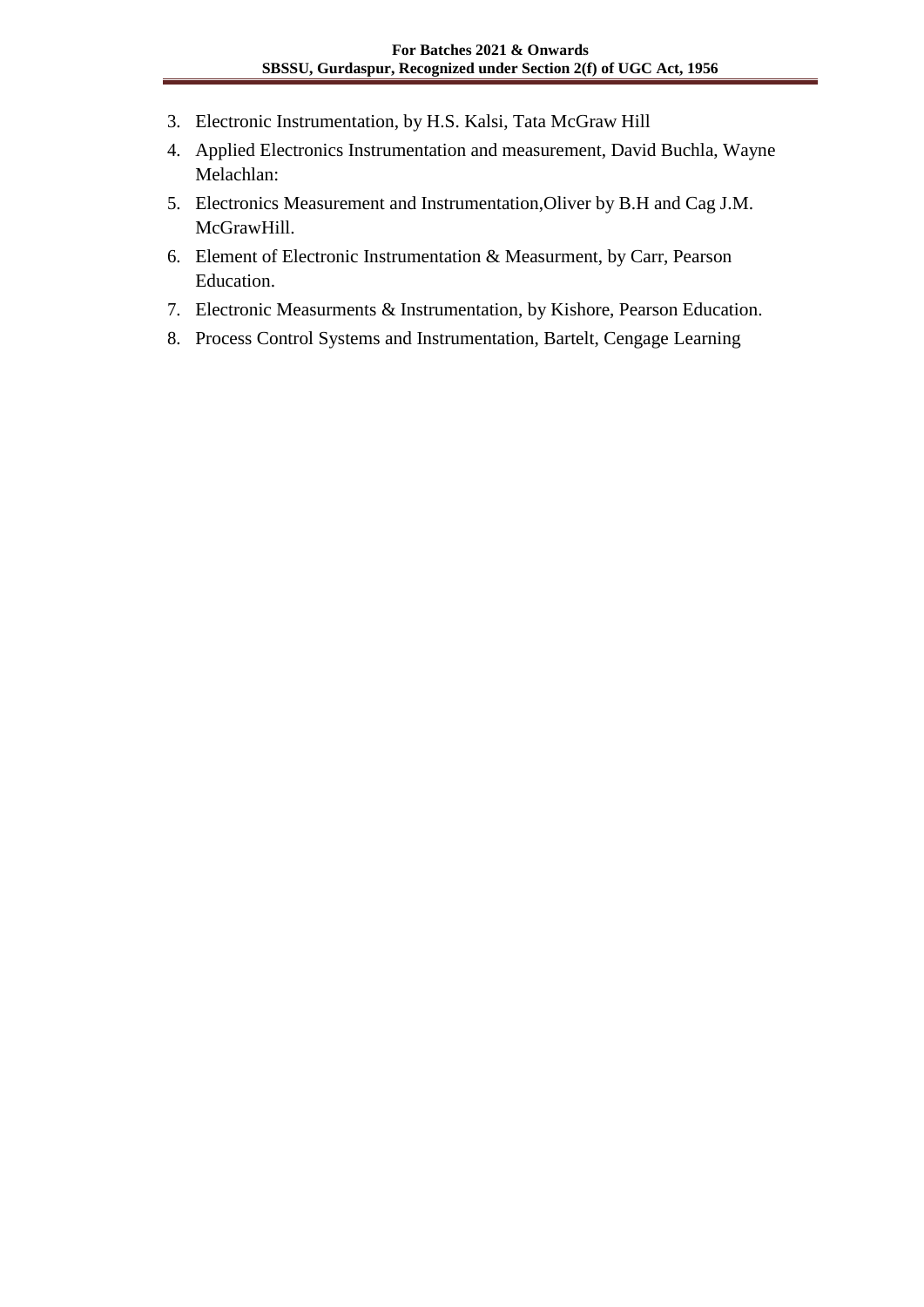3. Electronic Instrumentation, by H.S. Kalsi, Tata McGraw Hill
4. Applied Electronics Instrumentation and measurement, David Buchla, Wayne Melachlan:
5. Electronics Measurement and Instrumentation,Oliver by B.H and Cag J.M. McGrawHill.
6. Element of Electronic Instrumentation & Measurment, by Carr, Pearson Education.
7. Electronic Measurments & Instrumentation, by Kishore, Pearson Education.
8. Process Control Systems and Instrumentation, Bartelt, Cengage Learning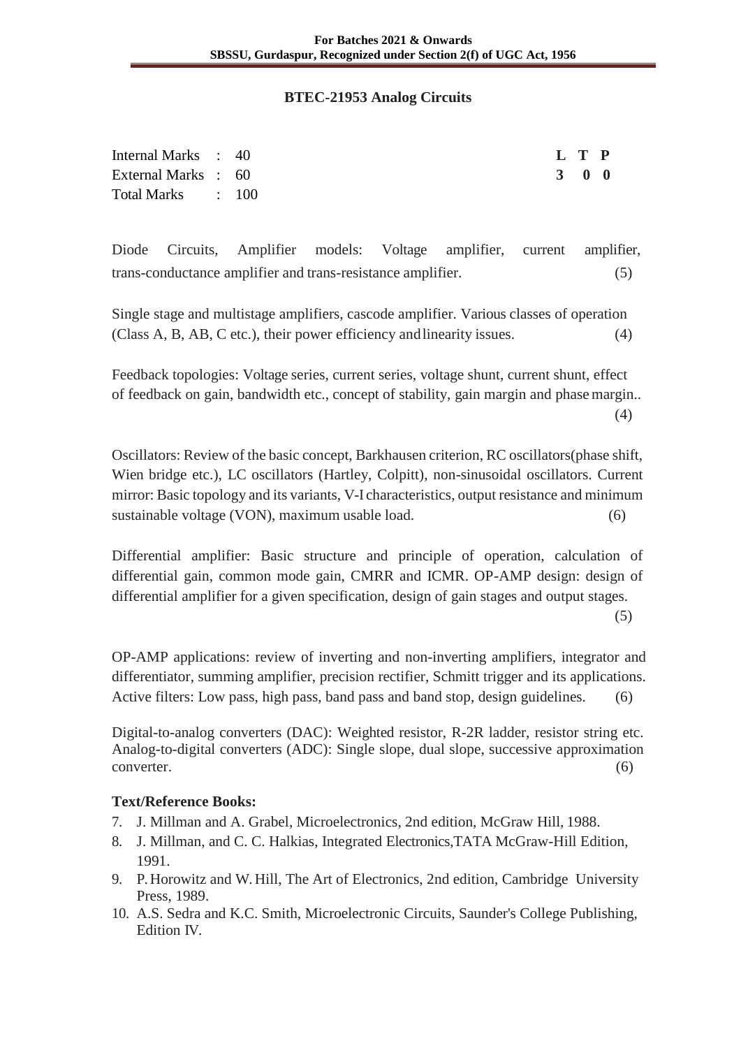## BTEC-21953 Analog Circuits

Internal Marks : 40
External Marks : 60
Total Marks : 100

| L | T | P |
|---|---|---|
| 3 | 0 | 0 |

Diode Circuits, Amplifier models: Voltage amplifier, current amplifier, trans-conductance amplifier and trans-resistance amplifier. (5)

Single stage and multistage amplifiers, cascode amplifier. Various classes of operation (Class A, B, AB, C etc.), their power efficiency and linearity issues. (4)

Feedback topologies: Voltage series, current series, voltage shunt, current shunt, effect of feedback on gain, bandwidth etc., concept of stability, gain margin and phase margin.. (4)

Oscillators: Review of the basic concept, Barkhausen criterion, RC oscillators(phase shift, Wien bridge etc.), LC oscillators (Hartley, Colpitt), non-sinusoidal oscillators. Current mirror: Basic topology and its variants, V-I characteristics, output resistance and minimum sustainable voltage (VON), maximum usable load. (6)

Differential amplifier: Basic structure and principle of operation, calculation of differential gain, common mode gain, CMRR and ICMR. OP-AMP design: design of differential amplifier for a given specification, design of gain stages and output stages. (5)

OP-AMP applications: review of inverting and non-inverting amplifiers, integrator and differentiator, summing amplifier, precision rectifier, Schmitt trigger and its applications. Active filters: Low pass, high pass, band pass and band stop, design guidelines. (6)

Digital-to-analog converters (DAC): Weighted resistor, R-2R ladder, resistor string etc. Analog-to-digital converters (ADC): Single slope, dual slope, successive approximation converter. (6)

**Text/Reference Books:**

7. J. Millman and A. Grabel, Microelectronics, 2nd edition, McGraw Hill, 1988.
8. J. Millman, and C. C. Halkias, Integrated Electronics,TATA McGraw-Hill Edition, 1991.
9. P. Horowitz and W. Hill, The Art of Electronics, 2nd edition, Cambridge University Press, 1989.
10. A.S. Sedra and K.C. Smith, Microelectronic Circuits, Saunder's College Publishing, Edition IV.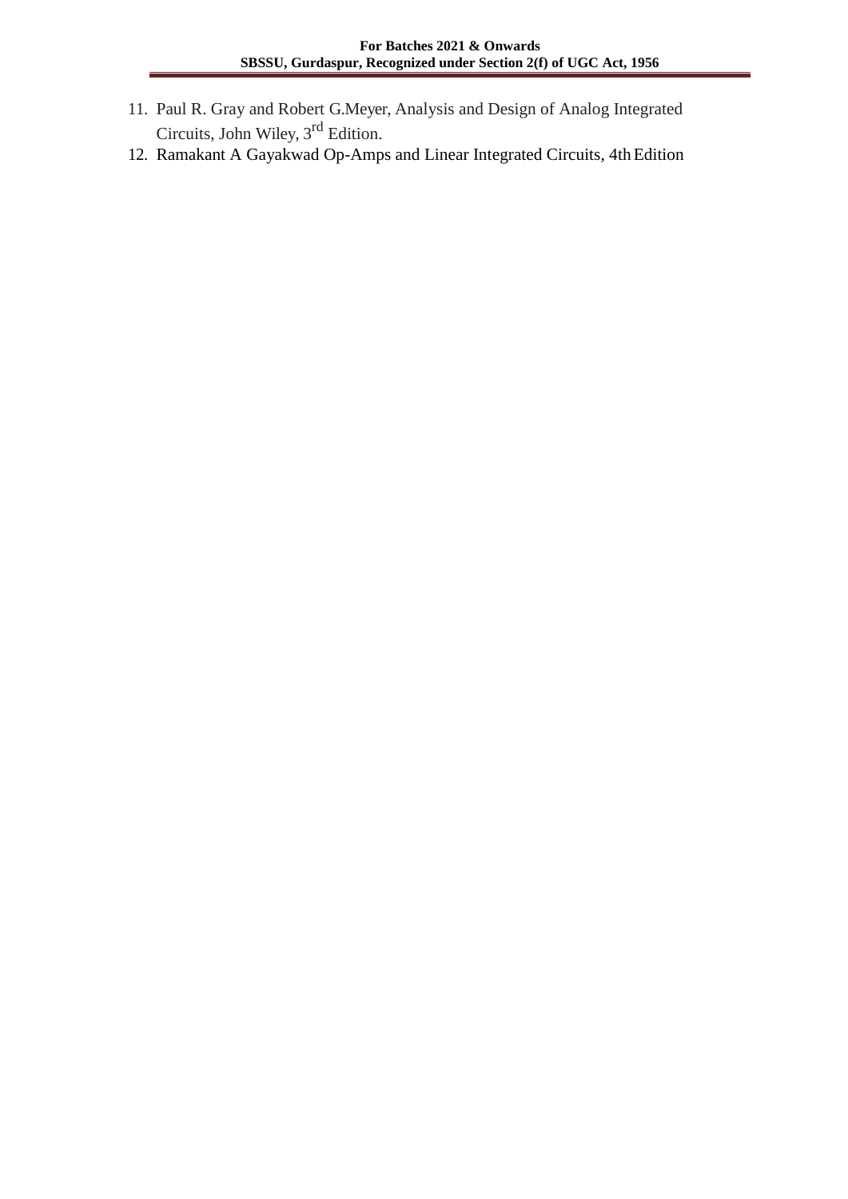11. Paul R. Gray and Robert G.Meyer, Analysis and Design of Analog Integrated Circuits, John Wiley, 3rd Edition.
12. Ramakant A Gayakwad Op-Amps and Linear Integrated Circuits, 4th Edition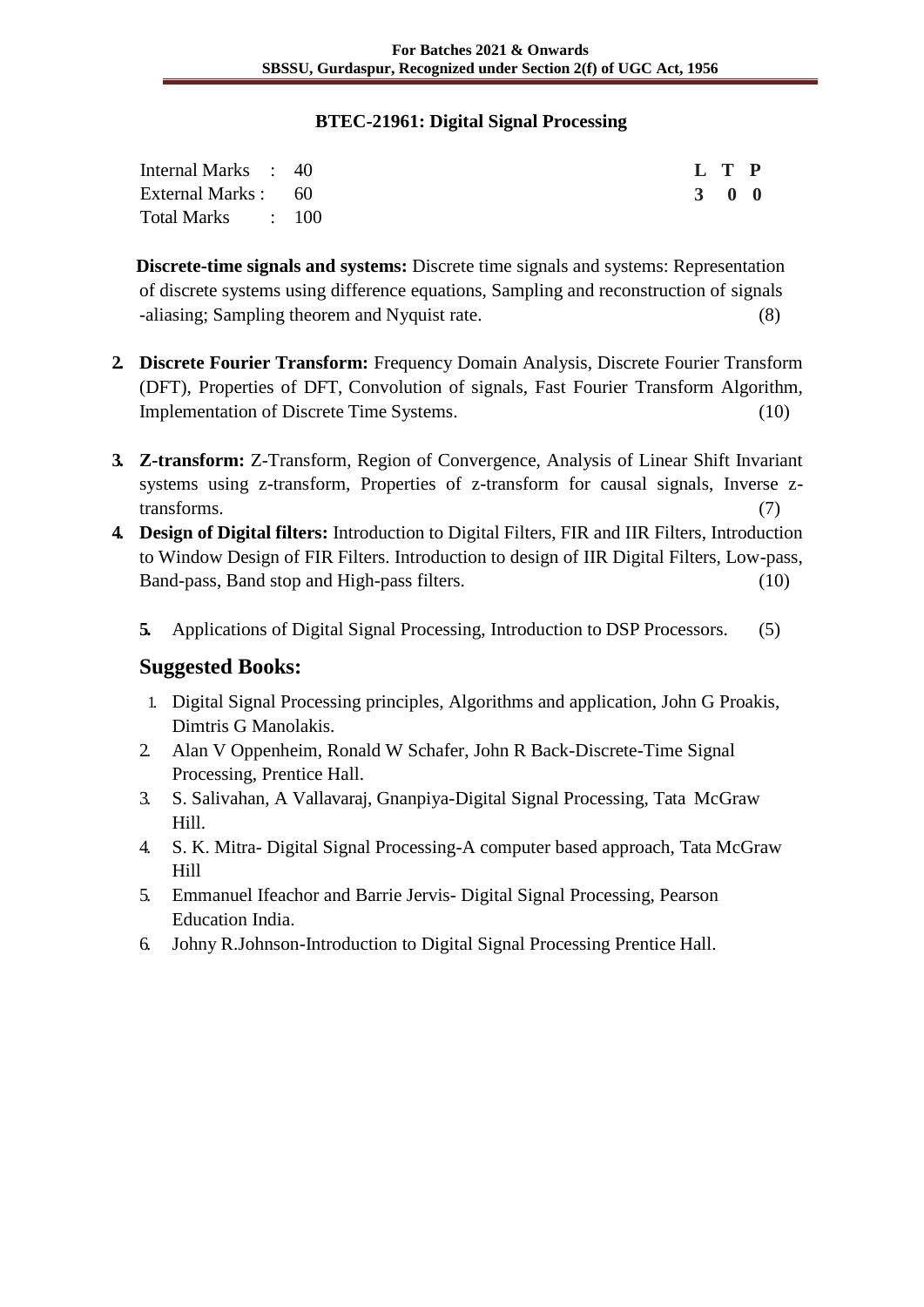## BTEC-21961: Digital Signal Processing

| | | | L | T | P |
|---|---|---|---|---|---|
| Internal Marks | : | 40 | **3** | **0** | **0** |
| External Marks | : | 60 | | | |
| Total Marks | : | 100 | | | |

**Discrete-time signals and systems:** Discrete time signals and systems: Representation of discrete systems using difference equations, Sampling and reconstruction of signals -aliasing; Sampling theorem and Nyquist rate. (8)

2. **Discrete Fourier Transform:** Frequency Domain Analysis, Discrete Fourier Transform (DFT), Properties of DFT, Convolution of signals, Fast Fourier Transform Algorithm, Implementation of Discrete Time Systems. (10)

3. **Z-transform:** Z-Transform, Region of Convergence, Analysis of Linear Shift Invariant systems using z-transform, Properties of z-transform for causal signals, Inverse z-transforms. (7)
4. **Design of Digital filters:** Introduction to Digital Filters, FIR and IIR Filters, Introduction to Window Design of FIR Filters. Introduction to design of IIR Digital Filters, Low-pass, Band-pass, Band stop and High-pass filters. (10)

5. Applications of Digital Signal Processing, Introduction to DSP Processors. (5)

## Suggested Books:

1. Digital Signal Processing principles, Algorithms and application, John G Proakis, Dimtris G Manolakis.
2. Alan V Oppenheim, Ronald W Schafer, John R Back-Discrete-Time Signal Processing, Prentice Hall.
3. S. Salivahan, A Vallavaraj, Gnanpiya-Digital Signal Processing, Tata McGraw Hill.
4. S. K. Mitra- Digital Signal Processing-A computer based approach, Tata McGraw Hill
5. Emmanuel Ifeachor and Barrie Jervis- Digital Signal Processing, Pearson Education India.
6. Johny R.Johnson-Introduction to Digital Signal Processing Prentice Hall.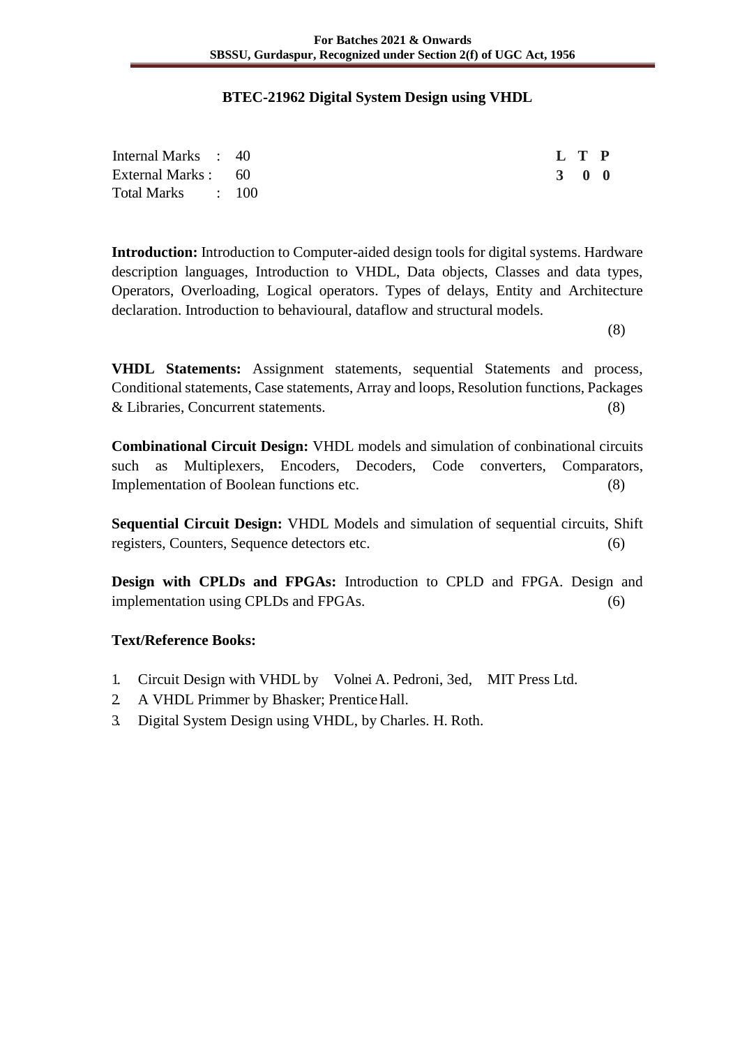## BTEC-21962 Digital System Design using VHDL

| | | | L | T | P |
|---|---|---|---|---|---|
| Internal Marks | : | 40 | **3** | **0** | **0** |
| External Marks | : | 60 | | | |
| Total Marks | : | 100 | | | |

**Introduction:** Introduction to Computer-aided design tools for digital systems. Hardware description languages, Introduction to VHDL, Data objects, Classes and data types, Operators, Overloading, Logical operators. Types of delays, Entity and Architecture declaration. Introduction to behavioural, dataflow and structural models. (8)

**VHDL Statements:** Assignment statements, sequential Statements and process, Conditional statements, Case statements, Array and loops, Resolution functions, Packages & Libraries, Concurrent statements. (8)

**Combinational Circuit Design:** VHDL models and simulation of conbinational circuits such as Multiplexers, Encoders, Decoders, Code converters, Comparators, Implementation of Boolean functions etc. (8)

**Sequential Circuit Design:** VHDL Models and simulation of sequential circuits, Shift registers, Counters, Sequence detectors etc. (6)

**Design with CPLDs and FPGAs:** Introduction to CPLD and FPGA. Design and implementation using CPLDs and FPGAs. (6)

**Text/Reference Books:**

1. Circuit Design with VHDL by Volnei A. Pedroni, 3ed, MIT Press Ltd.
2. A VHDL Primmer by Bhasker; Prentice Hall.
3. Digital System Design using VHDL, by Charles. H. Roth.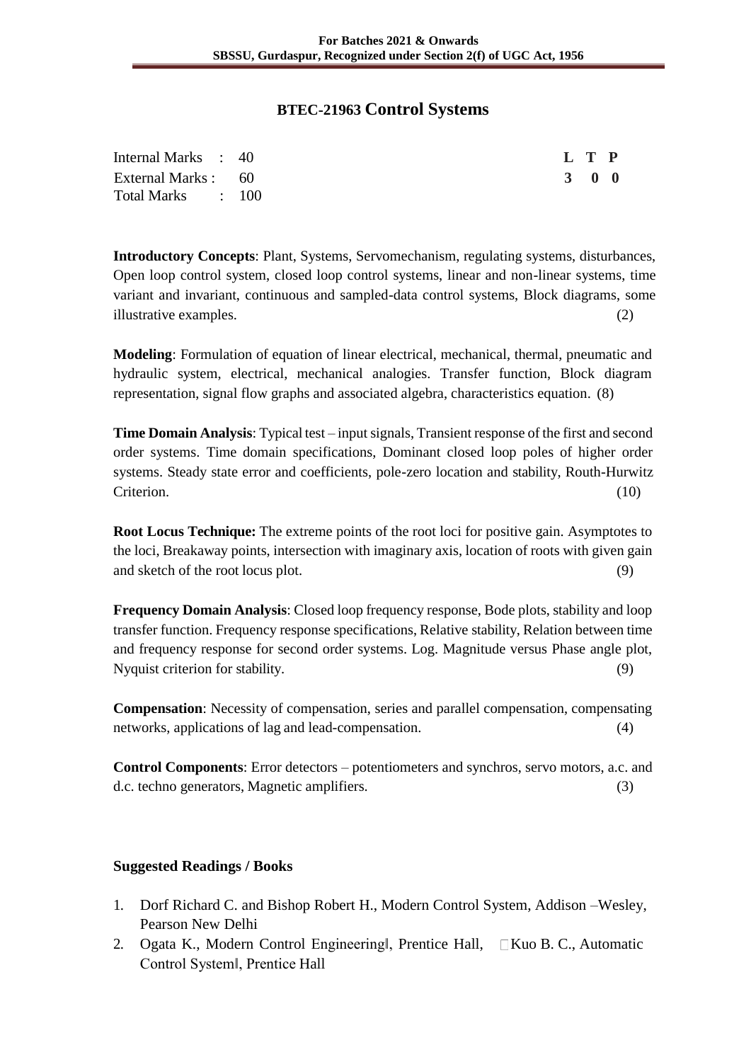# BTEC-21963 Control Systems

| Internal Marks : 40 | L T P |
| --- | --- |
| External Marks : 60 | 3 0 0 |
| Total Marks : 100 | |

**Introductory Concepts**: Plant, Systems, Servomechanism, regulating systems, disturbances, Open loop control system, closed loop control systems, linear and non-linear systems, time variant and invariant, continuous and sampled-data control systems, Block diagrams, some illustrative examples. (2)

**Modeling**: Formulation of equation of linear electrical, mechanical, thermal, pneumatic and hydraulic system, electrical, mechanical analogies. Transfer function, Block diagram representation, signal flow graphs and associated algebra, characteristics equation. (8)

**Time Domain Analysis**: Typical test – input signals, Transient response of the first and second order systems. Time domain specifications, Dominant closed loop poles of higher order systems. Steady state error and coefficients, pole-zero location and stability, Routh-Hurwitz Criterion. (10)

**Root Locus Technique:** The extreme points of the root loci for positive gain. Asymptotes to the loci, Breakaway points, intersection with imaginary axis, location of roots with given gain and sketch of the root locus plot. (9)

**Frequency Domain Analysis**: Closed loop frequency response, Bode plots, stability and loop transfer function. Frequency response specifications, Relative stability, Relation between time and frequency response for second order systems. Log. Magnitude versus Phase angle plot, Nyquist criterion for stability. (9)

**Compensation**: Necessity of compensation, series and parallel compensation, compensating networks, applications of lag and lead-compensation. (4)

**Control Components**: Error detectors – potentiometers and synchros, servo motors, a.c. and d.c. techno generators, Magnetic amplifiers. (3)

### Suggested Readings / Books

1. Dorf Richard C. and Bishop Robert H., Modern Control System, Addison –Wesley, Pearson New Delhi
2. Ogata K., Modern Control Engineering‖, Prentice Hall, Kuo B. C., Automatic Control System‖, Prentice Hall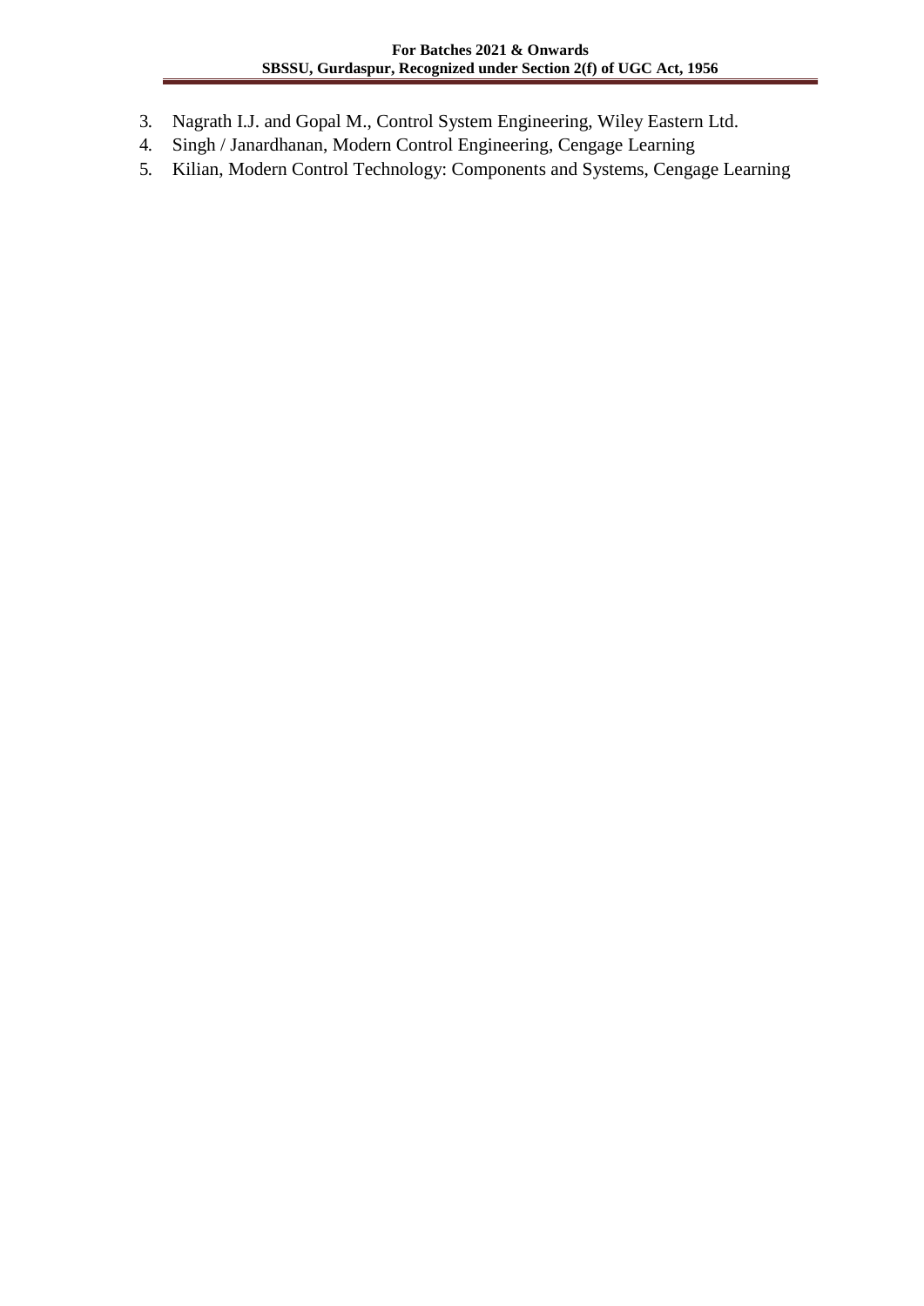3. Nagrath I.J. and Gopal M., Control System Engineering, Wiley Eastern Ltd.
4. Singh / Janardhanan, Modern Control Engineering, Cengage Learning
5. Kilian, Modern Control Technology: Components and Systems, Cengage Learning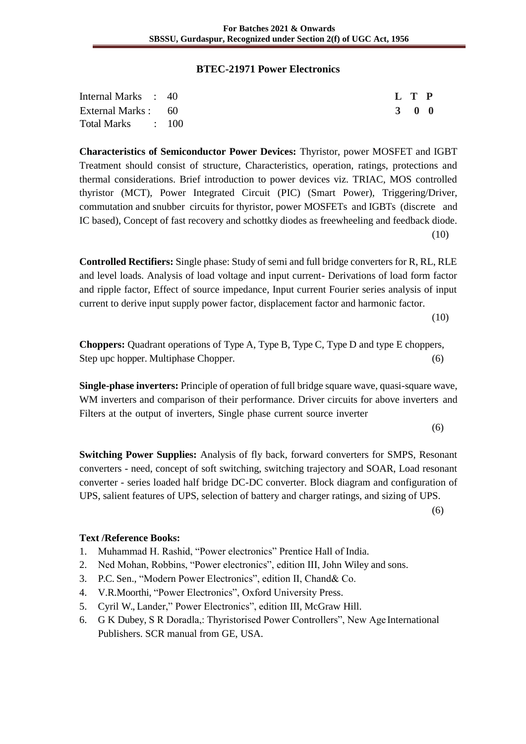## BTEC-21971 Power Electronics

| Internal Marks : 40 | L T P |
|---|---|
| External Marks : 60 | 3 0 0 |
| Total Marks : 100 | |

**Characteristics of Semiconductor Power Devices:** Thyristor, power MOSFET and IGBT Treatment should consist of structure, Characteristics, operation, ratings, protections and thermal considerations. Brief introduction to power devices viz. TRIAC, MOS controlled thyristor (MCT), Power Integrated Circuit (PIC) (Smart Power), Triggering/Driver, commutation and snubber circuits for thyristor, power MOSFETs and IGBTs (discrete and IC based), Concept of fast recovery and schottky diodes as freewheeling and feedback diode. (10)

**Controlled Rectifiers:** Single phase: Study of semi and full bridge converters for R, RL, RLE and level loads. Analysis of load voltage and input current- Derivations of load form factor and ripple factor, Effect of source impedance, Input current Fourier series analysis of input current to derive input supply power factor, displacement factor and harmonic factor. (10)

**Choppers:** Quadrant operations of Type A, Type B, Type C, Type D and type E choppers, Step upc hopper. Multiphase Chopper. (6)

**Single-phase inverters:** Principle of operation of full bridge square wave, quasi-square wave, WM inverters and comparison of their performance. Driver circuits for above inverters and Filters at the output of inverters, Single phase current source inverter (6)

**Switching Power Supplies:** Analysis of fly back, forward converters for SMPS, Resonant converters - need, concept of soft switching, switching trajectory and SOAR, Load resonant converter - series loaded half bridge DC-DC converter. Block diagram and configuration of UPS, salient features of UPS, selection of battery and charger ratings, and sizing of UPS. (6)

**Text /Reference Books:**

1. Muhammad H. Rashid, "Power electronics" Prentice Hall of India.
2. Ned Mohan, Robbins, "Power electronics", edition III, John Wiley and sons.
3. P.C. Sen., "Modern Power Electronics", edition II, Chand& Co.
4. V.R.Moorthi, "Power Electronics", Oxford University Press.
5. Cyril W., Lander," Power Electronics", edition III, McGraw Hill.
6. G K Dubey, S R Doradla,: Thyristorised Power Controllers", New Age International Publishers. SCR manual from GE, USA.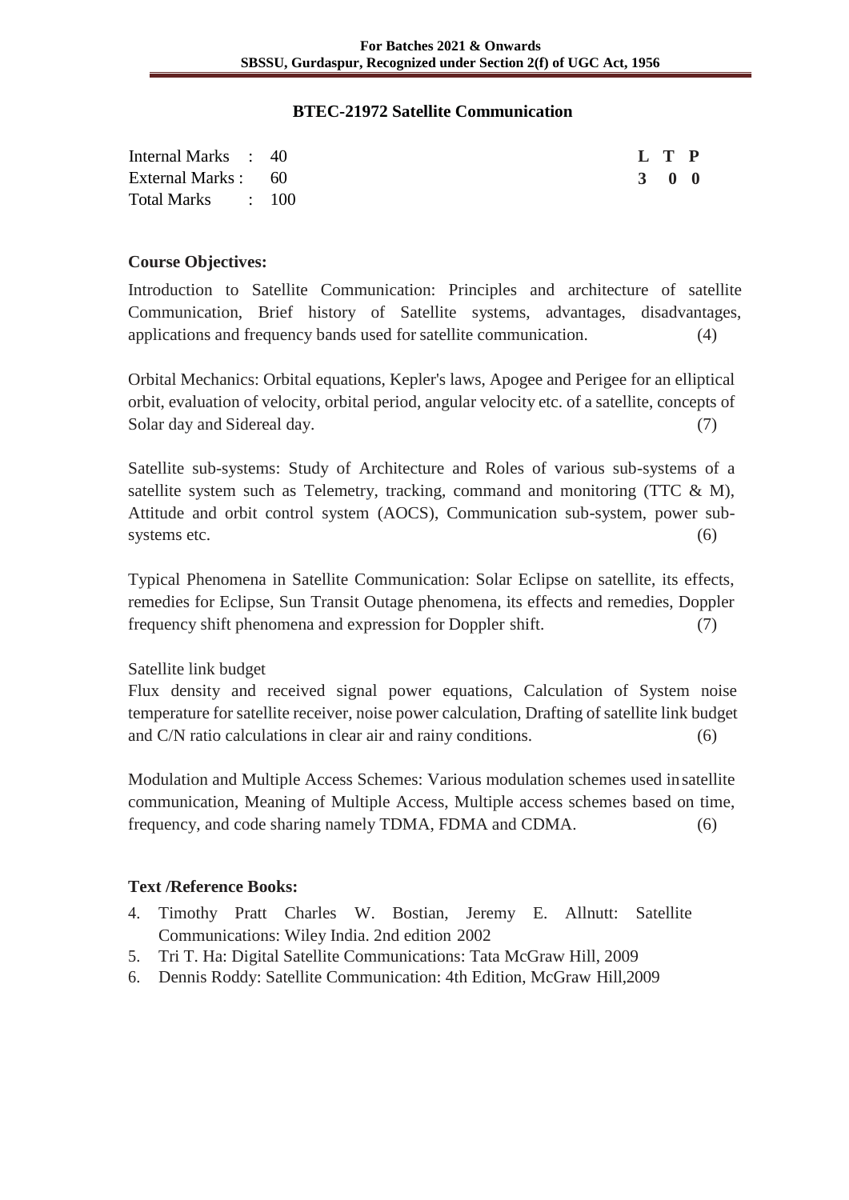## BTEC-21972 Satellite Communication

| | | L | T | P |
|---|---|---|---|---|
| Internal Marks : 40 | | 3 | 0 | 0 |
| External Marks : 60 | | | | |
| Total Marks : 100 | | | | |

### Course Objectives:

Introduction to Satellite Communication: Principles and architecture of satellite Communication, Brief history of Satellite systems, advantages, disadvantages, applications and frequency bands used for satellite communication. (4)

Orbital Mechanics: Orbital equations, Kepler's laws, Apogee and Perigee for an elliptical orbit, evaluation of velocity, orbital period, angular velocity etc. of a satellite, concepts of Solar day and Sidereal day. (7)

Satellite sub-systems: Study of Architecture and Roles of various sub-systems of a satellite system such as Telemetry, tracking, command and monitoring (TTC & M), Attitude and orbit control system (AOCS), Communication sub-system, power sub-systems etc. (6)

Typical Phenomena in Satellite Communication: Solar Eclipse on satellite, its effects, remedies for Eclipse, Sun Transit Outage phenomena, its effects and remedies, Doppler frequency shift phenomena and expression for Doppler shift. (7)

Satellite link budget
Flux density and received signal power equations, Calculation of System noise temperature for satellite receiver, noise power calculation, Drafting of satellite link budget and C/N ratio calculations in clear air and rainy conditions. (6)

Modulation and Multiple Access Schemes: Various modulation schemes used in satellite communication, Meaning of Multiple Access, Multiple access schemes based on time, frequency, and code sharing namely TDMA, FDMA and CDMA. (6)

### Text /Reference Books:

4. Timothy Pratt Charles W. Bostian, Jeremy E. Allnutt: Satellite Communications: Wiley India. 2nd edition 2002
5. Tri T. Ha: Digital Satellite Communications: Tata McGraw Hill, 2009
6. Dennis Roddy: Satellite Communication: 4th Edition, McGraw Hill,2009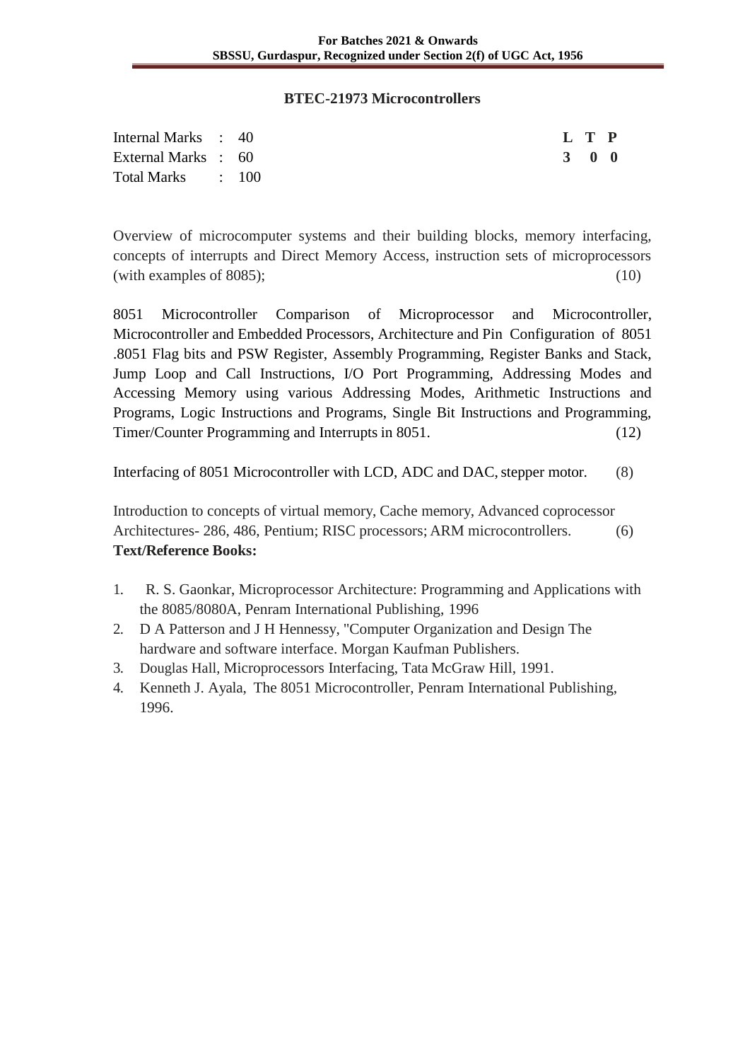## BTEC-21973 Microcontrollers

| | | | L | T | P |
|---|---|---|---|---|---|
| Internal Marks | : | 40 | **3** | **0** | **0** |
| External Marks | : | 60 | | | |
| Total Marks | : | 100 | | | |

Overview of microcomputer systems and their building blocks, memory interfacing, concepts of interrupts and Direct Memory Access, instruction sets of microprocessors (with examples of 8085); (10)

8051 Microcontroller Comparison of Microprocessor and Microcontroller, Microcontroller and Embedded Processors, Architecture and Pin Configuration of 8051 .8051 Flag bits and PSW Register, Assembly Programming, Register Banks and Stack, Jump Loop and Call Instructions, I/O Port Programming, Addressing Modes and Accessing Memory using various Addressing Modes, Arithmetic Instructions and Programs, Logic Instructions and Programs, Single Bit Instructions and Programming, Timer/Counter Programming and Interrupts in 8051. (12)

Interfacing of 8051 Microcontroller with LCD, ADC and DAC, stepper motor. (8)

Introduction to concepts of virtual memory, Cache memory, Advanced coprocessor Architectures- 286, 486, Pentium; RISC processors; ARM microcontrollers. (6)

**Text/Reference Books:**

1. R. S. Gaonkar, Microprocessor Architecture: Programming and Applications with the 8085/8080A, Penram International Publishing, 1996
2. D A Patterson and J H Hennessy, "Computer Organization and Design The hardware and software interface. Morgan Kaufman Publishers.
3. Douglas Hall, Microprocessors Interfacing, Tata McGraw Hill, 1991.
4. Kenneth J. Ayala, The 8051 Microcontroller, Penram International Publishing, 1996.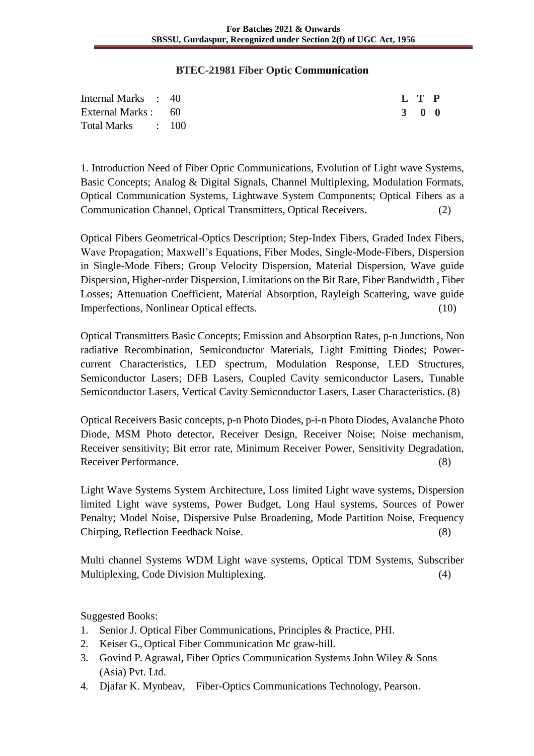## BTEC-21981 Fiber Optic Communication

| | | L | T | P |
|---|---|---|---|---|
| Internal Marks | : 40 | 3 | 0 | 0 |
| External Marks | : 60 | | | |
| Total Marks | : 100 | | | |

1. Introduction Need of Fiber Optic Communications, Evolution of Light wave Systems, Basic Concepts; Analog & Digital Signals, Channel Multiplexing, Modulation Formats, Optical Communication Systems, Lightwave System Components; Optical Fibers as a Communication Channel, Optical Transmitters, Optical Receivers. (2)

Optical Fibers Geometrical-Optics Description; Step-Index Fibers, Graded Index Fibers, Wave Propagation; Maxwell's Equations, Fiber Modes, Single-Mode-Fibers, Dispersion in Single-Mode Fibers; Group Velocity Dispersion, Material Dispersion, Wave guide Dispersion, Higher-order Dispersion, Limitations on the Bit Rate, Fiber Bandwidth , Fiber Losses; Attenuation Coefficient, Material Absorption, Rayleigh Scattering, wave guide Imperfections, Nonlinear Optical effects. (10)

Optical Transmitters Basic Concepts; Emission and Absorption Rates, p-n Junctions, Non radiative Recombination, Semiconductor Materials, Light Emitting Diodes; Power-current Characteristics, LED spectrum, Modulation Response, LED Structures, Semiconductor Lasers; DFB Lasers, Coupled Cavity semiconductor Lasers, Tunable Semiconductor Lasers, Vertical Cavity Semiconductor Lasers, Laser Characteristics. (8)

Optical Receivers Basic concepts, p-n Photo Diodes, p-i-n Photo Diodes, Avalanche Photo Diode, MSM Photo detector, Receiver Design, Receiver Noise; Noise mechanism, Receiver sensitivity; Bit error rate, Minimum Receiver Power, Sensitivity Degradation, Receiver Performance. (8)

Light Wave Systems System Architecture, Loss limited Light wave systems, Dispersion limited Light wave systems, Power Budget, Long Haul systems, Sources of Power Penalty; Model Noise, Dispersive Pulse Broadening, Mode Partition Noise, Frequency Chirping, Reflection Feedback Noise. (8)

Multi channel Systems WDM Light wave systems, Optical TDM Systems, Subscriber Multiplexing, Code Division Multiplexing. (4)

Suggested Books:

1. Senior J. Optical Fiber Communications, Principles & Practice, PHI.
2. Keiser G., Optical Fiber Communication Mc graw-hill.
3. Govind P. Agrawal, Fiber Optics Communication Systems John Wiley & Sons (Asia) Pvt. Ltd.
4. Djafar K. Mynbeav, Fiber-Optics Communications Technology, Pearson.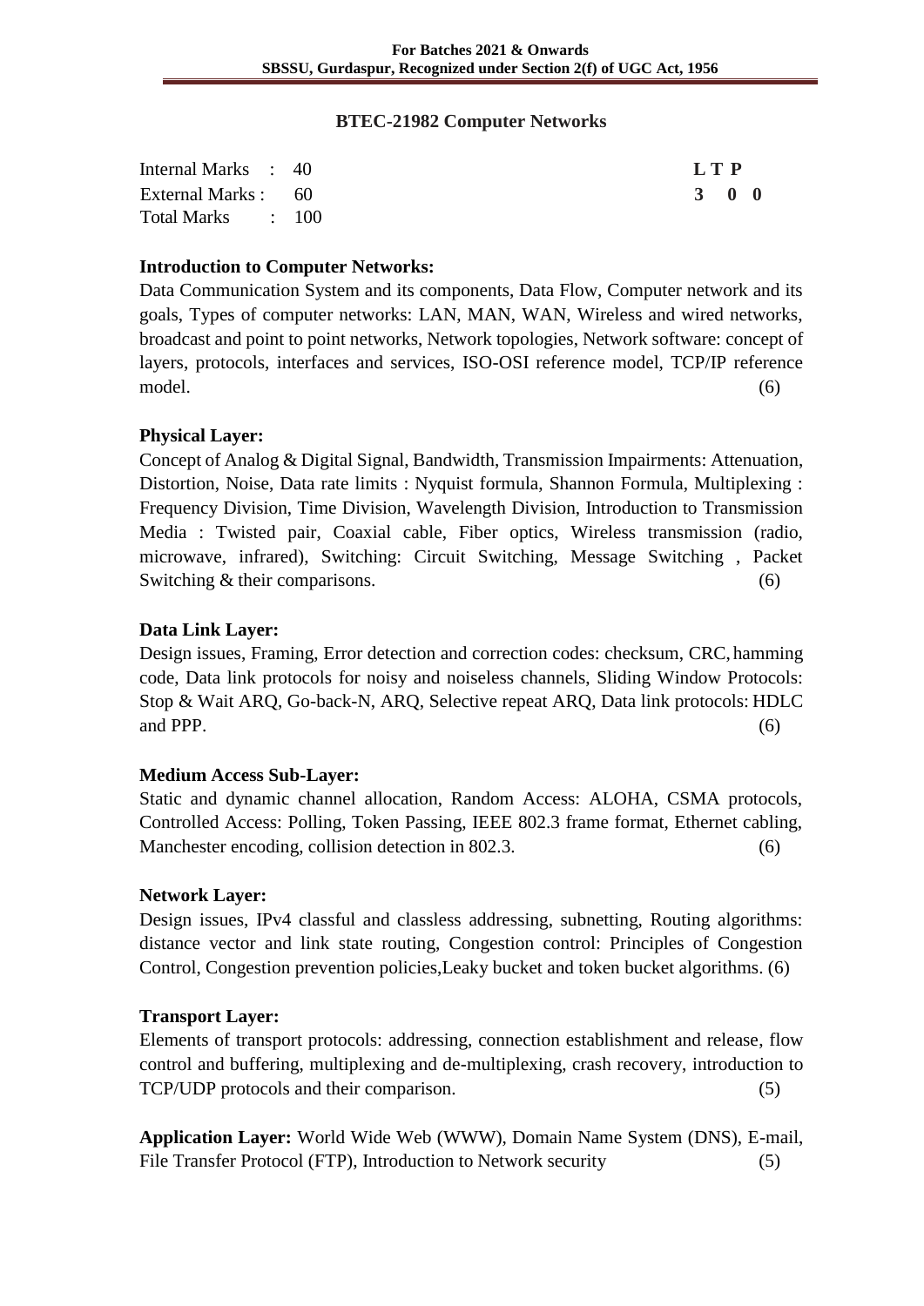## BTEC-21982 Computer Networks

| Internal Marks : 40 | L T P |
|---|---|
| External Marks : 60 | 3 0 0 |
| Total Marks : 100 | |

**Introduction to Computer Networks:**
Data Communication System and its components, Data Flow, Computer network and its goals, Types of computer networks: LAN, MAN, WAN, Wireless and wired networks, broadcast and point to point networks, Network topologies, Network software: concept of layers, protocols, interfaces and services, ISO-OSI reference model, TCP/IP reference model. (6)

**Physical Layer:**
Concept of Analog & Digital Signal, Bandwidth, Transmission Impairments: Attenuation, Distortion, Noise, Data rate limits : Nyquist formula, Shannon Formula, Multiplexing : Frequency Division, Time Division, Wavelength Division, Introduction to Transmission Media : Twisted pair, Coaxial cable, Fiber optics, Wireless transmission (radio, microwave, infrared), Switching: Circuit Switching, Message Switching , Packet Switching & their comparisons. (6)

**Data Link Layer:**
Design issues, Framing, Error detection and correction codes: checksum, CRC, hamming code, Data link protocols for noisy and noiseless channels, Sliding Window Protocols: Stop & Wait ARQ, Go-back-N, ARQ, Selective repeat ARQ, Data link protocols: HDLC and PPP. (6)

**Medium Access Sub-Layer:**
Static and dynamic channel allocation, Random Access: ALOHA, CSMA protocols, Controlled Access: Polling, Token Passing, IEEE 802.3 frame format, Ethernet cabling, Manchester encoding, collision detection in 802.3. (6)

**Network Layer:**
Design issues, IPv4 classful and classless addressing, subnetting, Routing algorithms: distance vector and link state routing, Congestion control: Principles of Congestion Control, Congestion prevention policies,Leaky bucket and token bucket algorithms. (6)

**Transport Layer:**
Elements of transport protocols: addressing, connection establishment and release, flow control and buffering, multiplexing and de-multiplexing, crash recovery, introduction to TCP/UDP protocols and their comparison. (5)

**Application Layer:** World Wide Web (WWW), Domain Name System (DNS), E-mail, File Transfer Protocol (FTP), Introduction to Network security (5)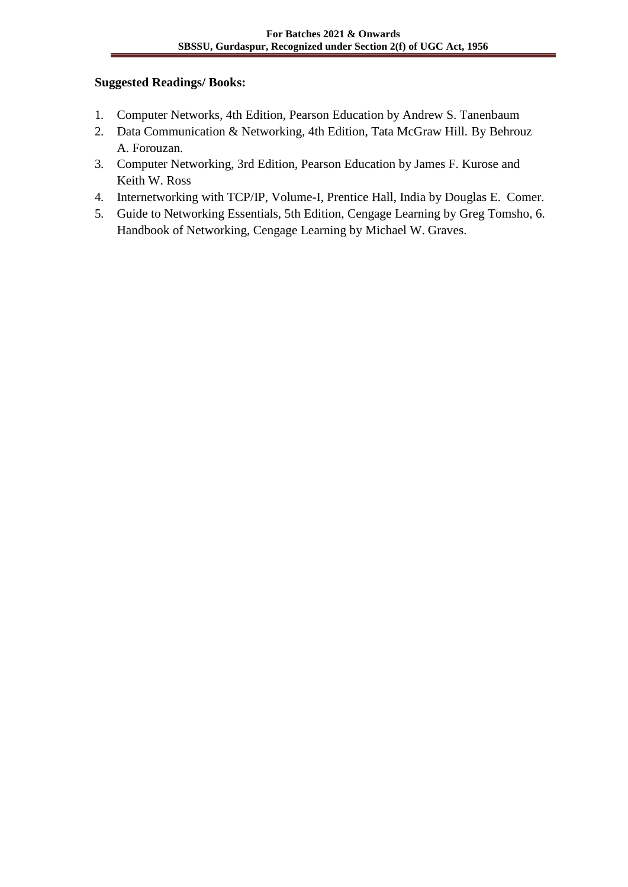**Suggested Readings/ Books:**

1. Computer Networks, 4th Edition, Pearson Education by Andrew S. Tanenbaum
2. Data Communication & Networking, 4th Edition, Tata McGraw Hill. By Behrouz A. Forouzan.
3. Computer Networking, 3rd Edition, Pearson Education by James F. Kurose and Keith W. Ross
4. Internetworking with TCP/IP, Volume-I, Prentice Hall, India by Douglas E. Comer.
5. Guide to Networking Essentials, 5th Edition, Cengage Learning by Greg Tomsho, 6. Handbook of Networking, Cengage Learning by Michael W. Graves.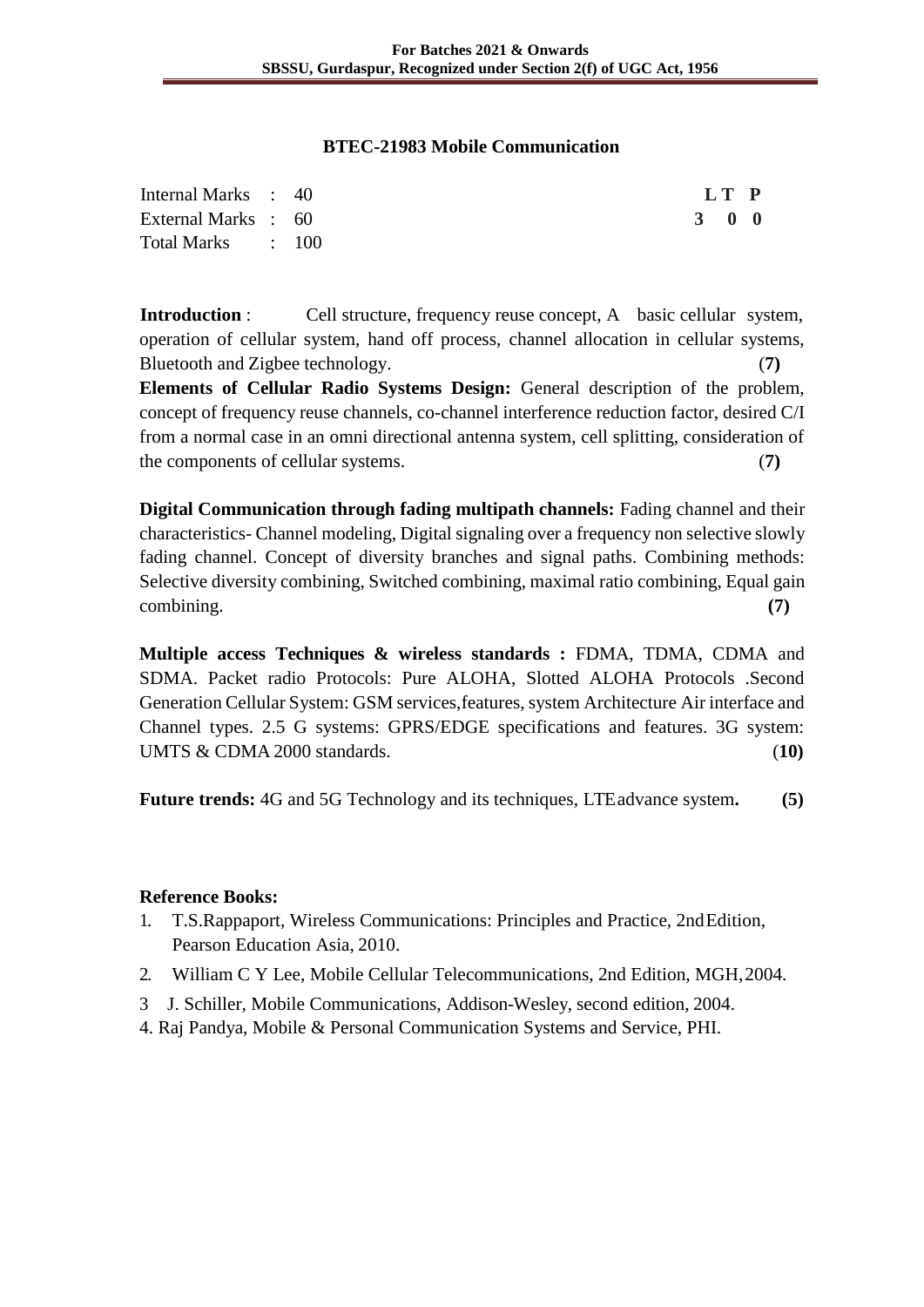# BTEC-21983 Mobile Communication

| | | | |
|---|---|---|---|
| Internal Marks | : 40 | | **L T P** |
| External Marks | : 60 | | **3 0 0** |
| Total Marks | : 100 | | |

**Introduction** : Cell structure, frequency reuse concept, A basic cellular system, operation of cellular system, hand off process, channel allocation in cellular systems, Bluetooth and Zigbee technology. (**7**)

**Elements of Cellular Radio Systems Design:** General description of the problem, concept of frequency reuse channels, co-channel interference reduction factor, desired C/I from a normal case in an omni directional antenna system, cell splitting, consideration of the components of cellular systems. (**7**)

**Digital Communication through fading multipath channels:** Fading channel and their characteristics- Channel modeling, Digital signaling over a frequency non selective slowly fading channel. Concept of diversity branches and signal paths. Combining methods: Selective diversity combining, Switched combining, maximal ratio combining, Equal gain combining. **(7)**

**Multiple access Techniques & wireless standards :** FDMA, TDMA, CDMA and SDMA. Packet radio Protocols: Pure ALOHA, Slotted ALOHA Protocols .Second Generation Cellular System: GSM services,features, system Architecture Air interface and Channel types. 2.5 G systems: GPRS/EDGE specifications and features. 3G system: UMTS & CDMA 2000 standards. (**10)**

**Future trends:** 4G and 5G Technology and its techniques, LTE advance system**. (5)**

**Reference Books:**

1. T.S.Rappaport, Wireless Communications: Principles and Practice, 2nd Edition, Pearson Education Asia, 2010.
2. William C Y Lee, Mobile Cellular Telecommunications, 2nd Edition, MGH, 2004.
3. J. Schiller, Mobile Communications, Addison-Wesley, second edition, 2004.
4. Raj Pandya, Mobile & Personal Communication Systems and Service, PHI.